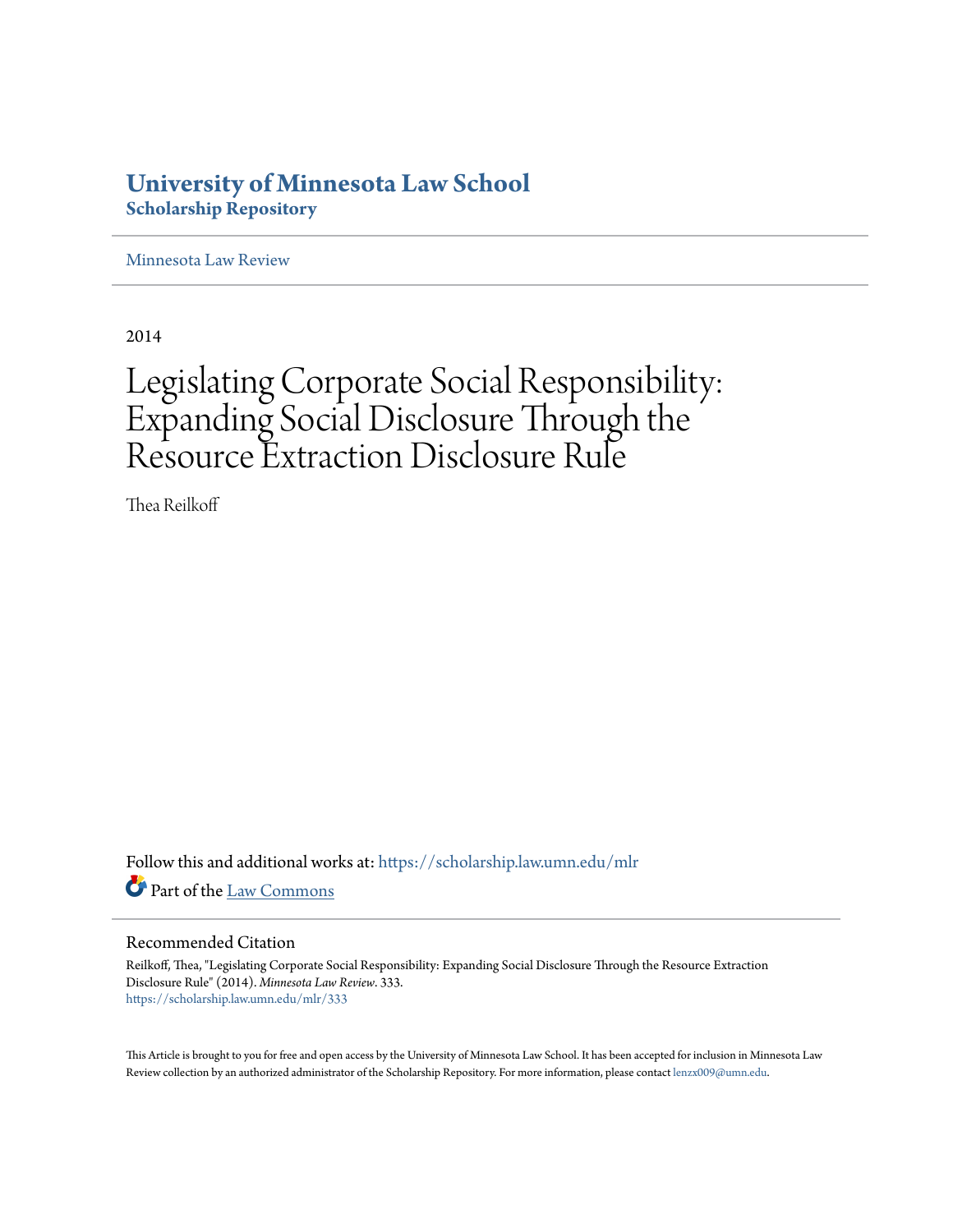# University of Minnesota Law School
## Scholarship Repository

Minnesota Law Review

2014

# Legislating Corporate Social Responsibility: Expanding Social Disclosure Through the Resource Extraction Disclosure Rule

Thea Reilkoff

Follow this and additional works at: https://scholarship.law.umn.edu/mlr

Part of the Law Commons

### Recommended Citation

Reilkoff, Thea, "Legislating Corporate Social Responsibility: Expanding Social Disclosure Through the Resource Extraction Disclosure Rule" (2014). *Minnesota Law Review*. 333.
https://scholarship.law.umn.edu/mlr/333

This Article is brought to you for free and open access by the University of Minnesota Law School. It has been accepted for inclusion in Minnesota Law Review collection by an authorized administrator of the Scholarship Repository. For more information, please contact lenzx009@umn.edu.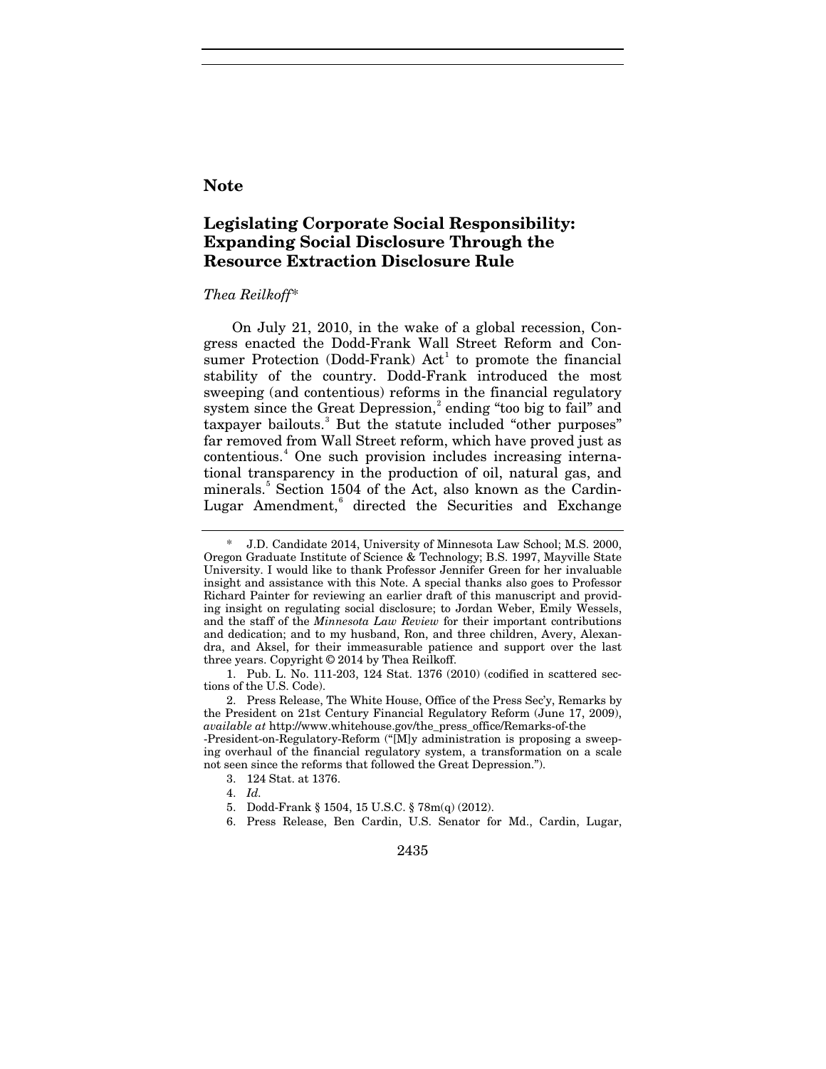**Note**

# Legislating Corporate Social Responsibility: Expanding Social Disclosure Through the Resource Extraction Disclosure Rule

*Thea Reilkoff*\*

On July 21, 2010, in the wake of a global recession, Congress enacted the Dodd-Frank Wall Street Reform and Consumer Protection (Dodd-Frank) Act[1] to promote the financial stability of the country. Dodd-Frank introduced the most sweeping (and contentious) reforms in the financial regulatory system since the Great Depression,[2] ending "too big to fail" and taxpayer bailouts.[3] But the statute included "other purposes" far removed from Wall Street reform, which have proved just as contentious.[4] One such provision includes increasing international transparency in the production of oil, natural gas, and minerals.[5] Section 1504 of the Act, also known as the Cardin-Lugar Amendment,[6] directed the Securities and Exchange

---

\* J.D. Candidate 2014, University of Minnesota Law School; M.S. 2000, Oregon Graduate Institute of Science & Technology; B.S. 1997, Mayville State University. I would like to thank Professor Jennifer Green for her invaluable insight and assistance with this Note. A special thanks also goes to Professor Richard Painter for reviewing an earlier draft of this manuscript and providing insight on regulating social disclosure; to Jordan Weber, Emily Wessels, and the staff of the *Minnesota Law Review* for their important contributions and dedication; and to my husband, Ron, and three children, Avery, Alexandra, and Aksel, for their immeasurable patience and support over the last three years. Copyright © 2014 by Thea Reilkoff.

1. Pub. L. No. 111-203, 124 Stat. 1376 (2010) (codified in scattered sections of the U.S. Code).

2. Press Release, The White House, Office of the Press Sec'y, Remarks by the President on 21st Century Financial Regulatory Reform (June 17, 2009), *available at* http://www.whitehouse.gov/the_press_office/Remarks-of-the-President-on-Regulatory-Reform ("[M]y administration is proposing a sweeping overhaul of the financial regulatory system, a transformation on a scale not seen since the reforms that followed the Great Depression.").

3. 124 Stat. at 1376.

4. *Id.*

5. Dodd-Frank § 1504, 15 U.S.C. § 78m(q) (2012).

6. Press Release, Ben Cardin, U.S. Senator for Md., Cardin, Lugar,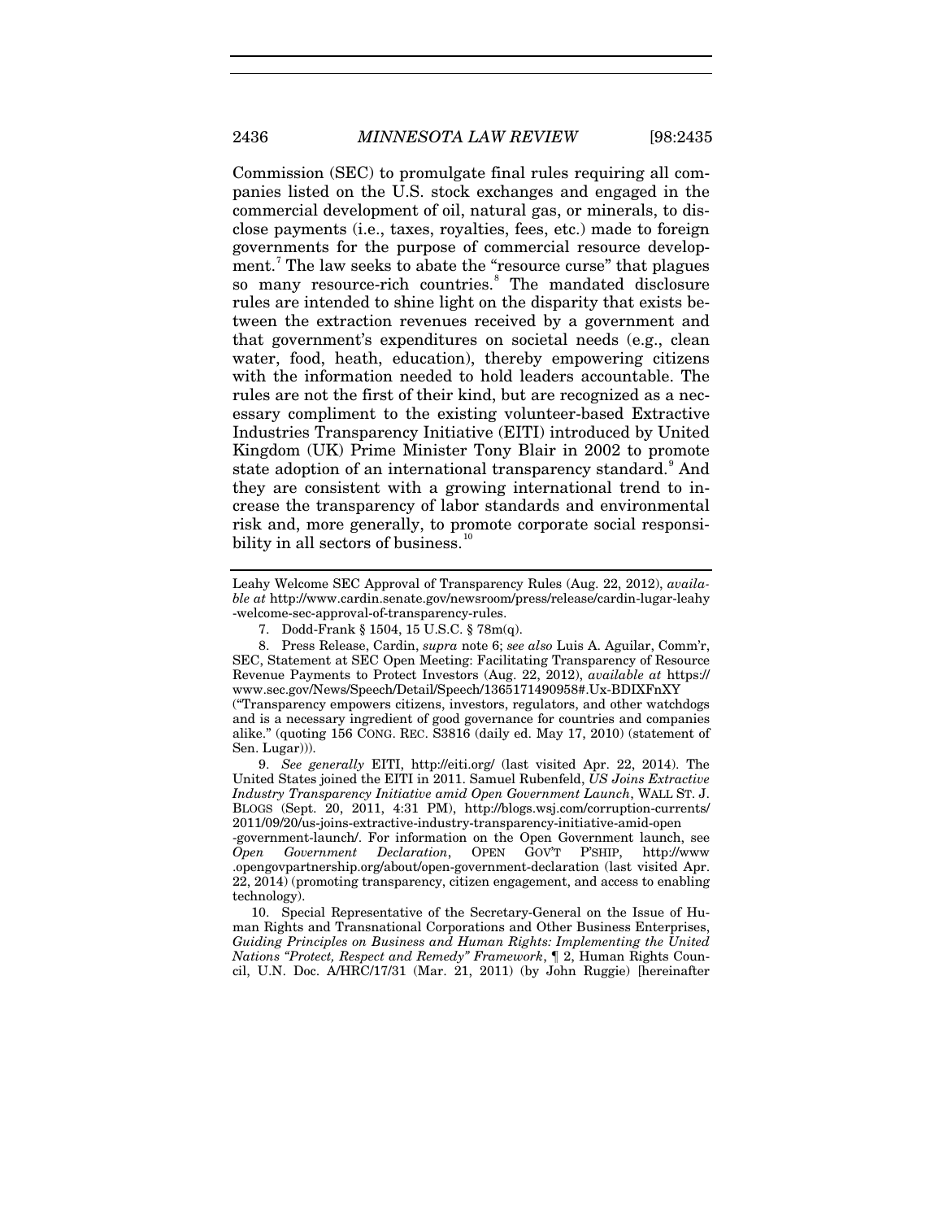Commission (SEC) to promulgate final rules requiring all companies listed on the U.S. stock exchanges and engaged in the commercial development of oil, natural gas, or minerals, to disclose payments (i.e., taxes, royalties, fees, etc.) made to foreign governments for the purpose of commercial resource development.[7] The law seeks to abate the "resource curse" that plagues so many resource-rich countries.[8] The mandated disclosure rules are intended to shine light on the disparity that exists between the extraction revenues received by a government and that government's expenditures on societal needs (e.g., clean water, food, heath, education), thereby empowering citizens with the information needed to hold leaders accountable. The rules are not the first of their kind, but are recognized as a necessary compliment to the existing volunteer-based Extractive Industries Transparency Initiative (EITI) introduced by United Kingdom (UK) Prime Minister Tony Blair in 2002 to promote state adoption of an international transparency standard.[9] And they are consistent with a growing international trend to increase the transparency of labor standards and environmental risk and, more generally, to promote corporate social responsibility in all sectors of business.[10]

---

Leahy Welcome SEC Approval of Transparency Rules (Aug. 22, 2012), *available at* http://www.cardin.senate.gov/newsroom/press/release/cardin-lugar-leahy-welcome-sec-approval-of-transparency-rules.

7. Dodd-Frank § 1504, 15 U.S.C. § 78m(q).

8. Press Release, Cardin, *supra* note 6; *see also* Luis A. Aguilar, Comm'r, SEC, Statement at SEC Open Meeting: Facilitating Transparency of Resource Revenue Payments to Protect Investors (Aug. 22, 2012), *available at* https://www.sec.gov/News/Speech/Detail/Speech/1365171490958#.Ux-BDIXFnXY ("Transparency empowers citizens, investors, regulators, and other watchdogs and is a necessary ingredient of good governance for countries and companies alike." (quoting 156 CONG. REC. S3816 (daily ed. May 17, 2010) (statement of Sen. Lugar))).

9. *See generally* EITI, http://eiti.org/ (last visited Apr. 22, 2014). The United States joined the EITI in 2011. Samuel Rubenfeld, *US Joins Extractive Industry Transparency Initiative amid Open Government Launch*, WALL ST. J. BLOGS (Sept. 20, 2011, 4:31 PM), http://blogs.wsj.com/corruption-currents/2011/09/20/us-joins-extractive-industry-transparency-initiative-amid-open-government-launch/. For information on the Open Government launch, see *Open Government Declaration*, OPEN GOV'T P'SHIP, http://www.opengovpartnership.org/about/open-government-declaration (last visited Apr. 22, 2014) (promoting transparency, citizen engagement, and access to enabling technology).

10. Special Representative of the Secretary-General on the Issue of Human Rights and Transnational Corporations and Other Business Enterprises, *Guiding Principles on Business and Human Rights: Implementing the United Nations "Protect, Respect and Remedy" Framework*, ¶ 2, Human Rights Council, U.N. Doc. A/HRC/17/31 (Mar. 21, 2011) (by John Ruggie) [hereinafter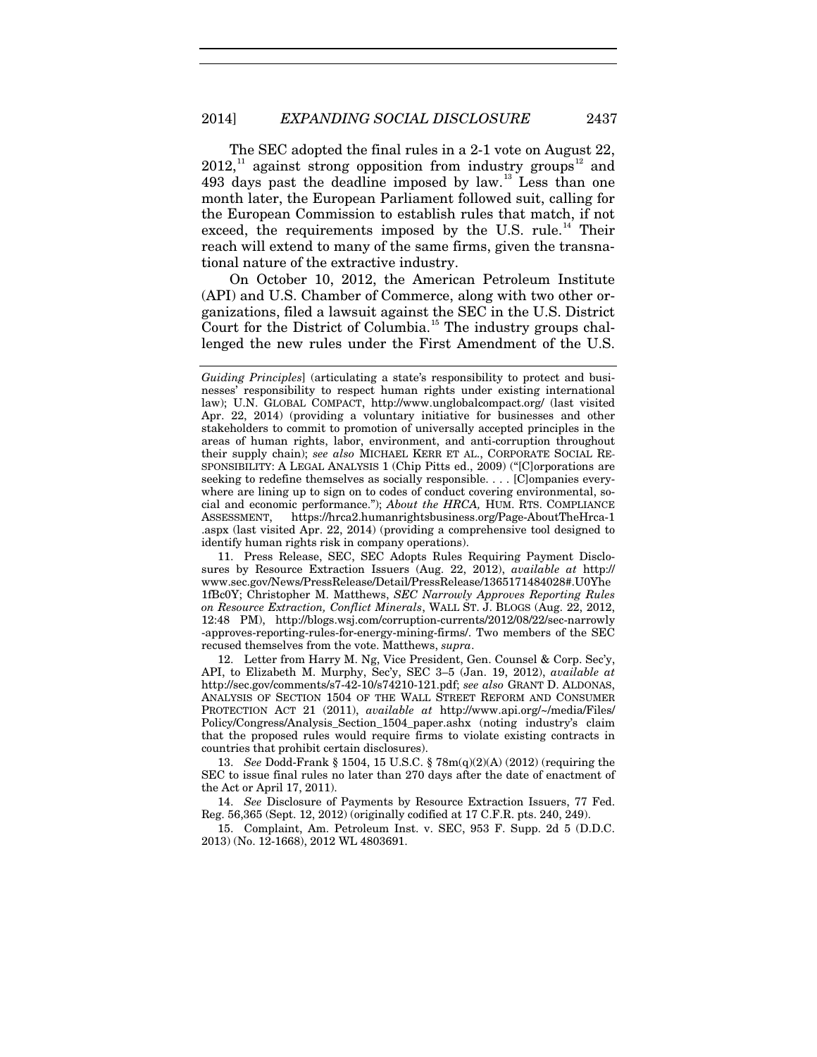The SEC adopted the final rules in a 2-1 vote on August 22, 2012,[11] against strong opposition from industry groups[12] and 493 days past the deadline imposed by law.[13] Less than one month later, the European Parliament followed suit, calling for the European Commission to establish rules that match, if not exceed, the requirements imposed by the U.S. rule.[14] Their reach will extend to many of the same firms, given the transnational nature of the extractive industry.

On October 10, 2012, the American Petroleum Institute (API) and U.S. Chamber of Commerce, along with two other organizations, filed a lawsuit against the SEC in the U.S. District Court for the District of Columbia.[15] The industry groups challenged the new rules under the First Amendment of the U.S.

---

*Guiding Principles*] (articulating a state's responsibility to protect and businesses' responsibility to respect human rights under existing international law); U.N. GLOBAL COMPACT, http://www.unglobalcompact.org/ (last visited Apr. 22, 2014) (providing a voluntary initiative for businesses and other stakeholders to commit to promotion of universally accepted principles in the areas of human rights, labor, environment, and anti-corruption throughout their supply chain); *see also* MICHAEL KERR ET AL., CORPORATE SOCIAL RESPONSIBILITY: A LEGAL ANALYSIS 1 (Chip Pitts ed., 2009) ("[C]orporations are seeking to redefine themselves as socially responsible. . . . [C]ompanies everywhere are lining up to sign on to codes of conduct covering environmental, social and economic performance."); *About the HRCA,* HUM. RTS. COMPLIANCE ASSESSMENT, https://hrca2.humanrightsbusiness.org/Page-AboutTheHrca-1.aspx (last visited Apr. 22, 2014) (providing a comprehensive tool designed to identify human rights risk in company operations).

11. Press Release, SEC, SEC Adopts Rules Requiring Payment Disclosures by Resource Extraction Issuers (Aug. 22, 2012), *available at* http://www.sec.gov/News/PressRelease/Detail/PressRelease/1365171484028#.U0Yhe1fBc0Y; Christopher M. Matthews, *SEC Narrowly Approves Reporting Rules on Resource Extraction, Conflict Minerals*, WALL ST. J. BLOGS (Aug. 22, 2012, 12:48 PM), http://blogs.wsj.com/corruption-currents/2012/08/22/sec-narrowly-approves-reporting-rules-for-energy-mining-firms/. Two members of the SEC recused themselves from the vote. Matthews, *supra*.

12. Letter from Harry M. Ng, Vice President, Gen. Counsel & Corp. Sec'y, API, to Elizabeth M. Murphy, Sec'y, SEC 3–5 (Jan. 19, 2012), *available at* http://sec.gov/comments/s7-42-10/s74210-121.pdf; *see also* GRANT D. ALDONAS, ANALYSIS OF SECTION 1504 OF THE WALL STREET REFORM AND CONSUMER PROTECTION ACT 21 (2011), *available at* http://www.api.org/~/media/Files/Policy/Congress/Analysis_Section_1504_paper.ashx (noting industry's claim that the proposed rules would require firms to violate existing contracts in countries that prohibit certain disclosures).

13. *See* Dodd-Frank § 1504, 15 U.S.C. § 78m(q)(2)(A) (2012) (requiring the SEC to issue final rules no later than 270 days after the date of enactment of the Act or April 17, 2011).

14. *See* Disclosure of Payments by Resource Extraction Issuers, 77 Fed. Reg. 56,365 (Sept. 12, 2012) (originally codified at 17 C.F.R. pts. 240, 249).

15. Complaint, Am. Petroleum Inst. v. SEC, 953 F. Supp. 2d 5 (D.D.C. 2013) (No. 12-1668), 2012 WL 4803691.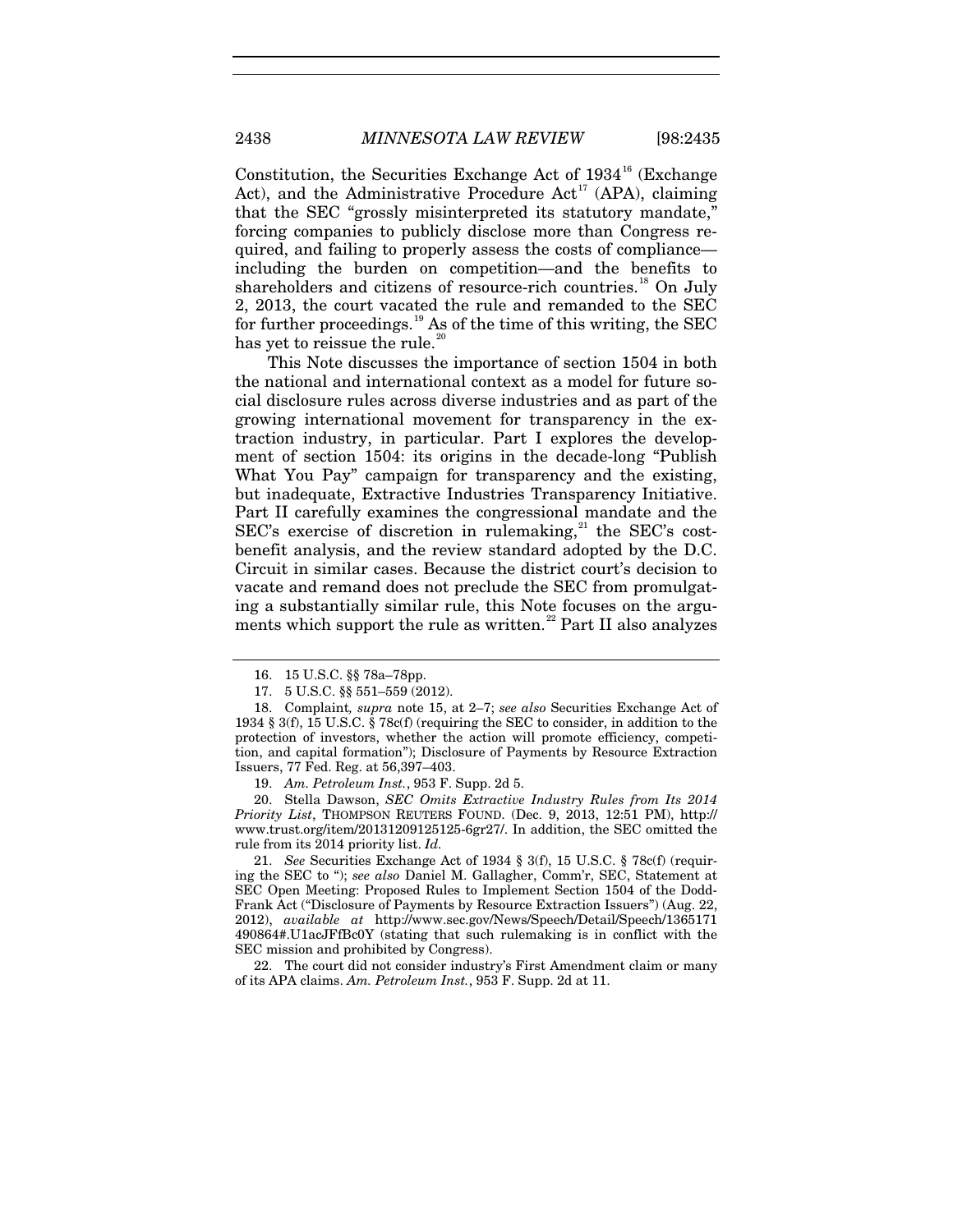Constitution, the Securities Exchange Act of 1934[16] (Exchange Act), and the Administrative Procedure Act[17] (APA), claiming that the SEC "grossly misinterpreted its statutory mandate," forcing companies to publicly disclose more than Congress required, and failing to properly assess the costs of compliance—including the burden on competition—and the benefits to shareholders and citizens of resource-rich countries.[18] On July 2, 2013, the court vacated the rule and remanded to the SEC for further proceedings.[19] As of the time of this writing, the SEC has yet to reissue the rule.[20]

This Note discusses the importance of section 1504 in both the national and international context as a model for future social disclosure rules across diverse industries and as part of the growing international movement for transparency in the extraction industry, in particular. Part I explores the development of section 1504: its origins in the decade-long "Publish What You Pay" campaign for transparency and the existing, but inadequate, Extractive Industries Transparency Initiative. Part II carefully examines the congressional mandate and the SEC's exercise of discretion in rulemaking,[21] the SEC's cost-benefit analysis, and the review standard adopted by the D.C. Circuit in similar cases. Because the district court's decision to vacate and remand does not preclude the SEC from promulgating a substantially similar rule, this Note focuses on the arguments which support the rule as written.[22] Part II also analyzes

---

16. 15 U.S.C. §§ 78a–78pp.

17. 5 U.S.C. §§ 551–559 (2012).

18. Complaint*, supra* note 15, at 2–7; *see also* Securities Exchange Act of 1934 § 3(f), 15 U.S.C. § 78c(f) (requiring the SEC to consider, in addition to the protection of investors, whether the action will promote efficiency, competition, and capital formation"); Disclosure of Payments by Resource Extraction Issuers, 77 Fed. Reg. at 56,397–403.

19. *Am. Petroleum Inst.*, 953 F. Supp. 2d 5.

20. Stella Dawson, *SEC Omits Extractive Industry Rules from Its 2014 Priority List*, THOMPSON REUTERS FOUND. (Dec. 9, 2013, 12:51 PM), http://www.trust.org/item/20131209125125-6gr27/. In addition, the SEC omitted the rule from its 2014 priority list. *Id.*

21. *See* Securities Exchange Act of 1934 § 3(f), 15 U.S.C. § 78c(f) (requiring the SEC to "); *see also* Daniel M. Gallagher, Comm'r, SEC, Statement at SEC Open Meeting: Proposed Rules to Implement Section 1504 of the Dodd-Frank Act ("Disclosure of Payments by Resource Extraction Issuers") (Aug. 22, 2012), *available at* http://www.sec.gov/News/Speech/Detail/Speech/1365171490864#.U1acJFfBc0Y (stating that such rulemaking is in conflict with the SEC mission and prohibited by Congress).

22. The court did not consider industry's First Amendment claim or many of its APA claims. *Am. Petroleum Inst.*, 953 F. Supp. 2d at 11.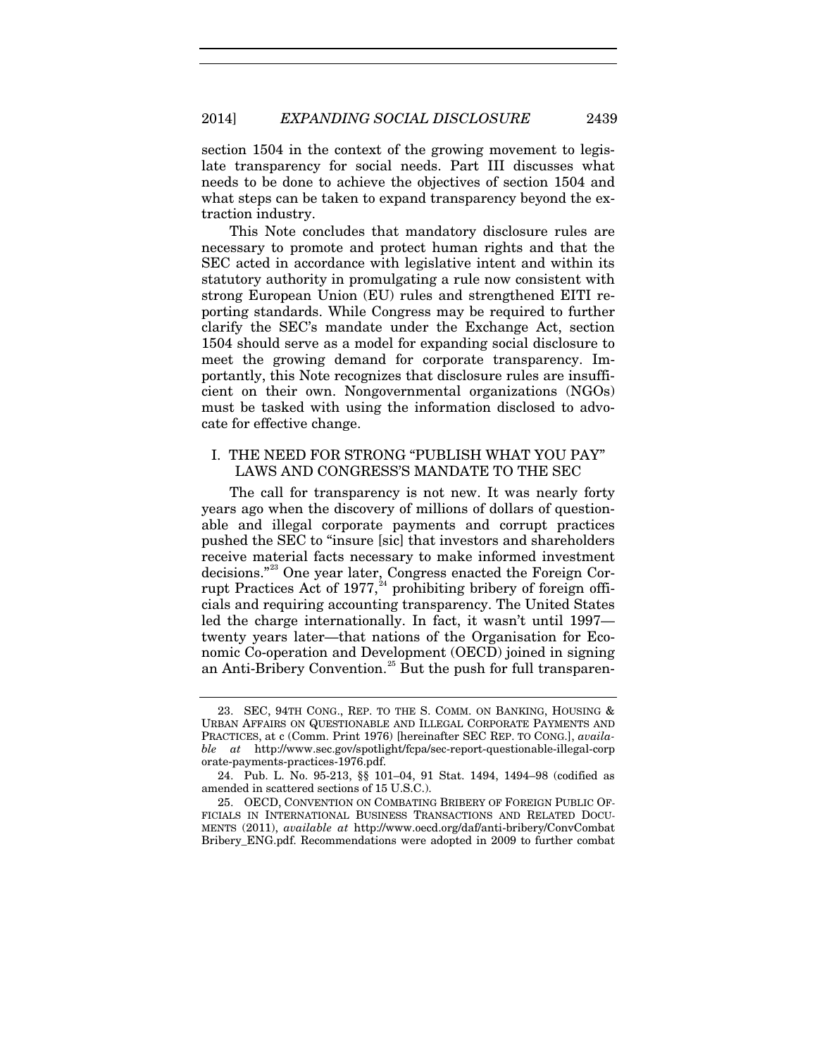section 1504 in the context of the growing movement to legislate transparency for social needs. Part III discusses what needs to be done to achieve the objectives of section 1504 and what steps can be taken to expand transparency beyond the extraction industry.

This Note concludes that mandatory disclosure rules are necessary to promote and protect human rights and that the SEC acted in accordance with legislative intent and within its statutory authority in promulgating a rule now consistent with strong European Union (EU) rules and strengthened EITI reporting standards. While Congress may be required to further clarify the SEC's mandate under the Exchange Act, section 1504 should serve as a model for expanding social disclosure to meet the growing demand for corporate transparency. Importantly, this Note recognizes that disclosure rules are insufficient on their own. Nongovernmental organizations (NGOs) must be tasked with using the information disclosed to advocate for effective change.

## I. THE NEED FOR STRONG "PUBLISH WHAT YOU PAY" LAWS AND CONGRESS'S MANDATE TO THE SEC

The call for transparency is not new. It was nearly forty years ago when the discovery of millions of dollars of questionable and illegal corporate payments and corrupt practices pushed the SEC to "insure [sic] that investors and shareholders receive material facts necessary to make informed investment decisions."[23] One year later, Congress enacted the Foreign Corrupt Practices Act of 1977,[24] prohibiting bribery of foreign officials and requiring accounting transparency. The United States led the charge internationally. In fact, it wasn't until 1997—twenty years later—that nations of the Organisation for Economic Co-operation and Development (OECD) joined in signing an Anti-Bribery Convention.[25] But the push for full transparen-

23. SEC, 94TH CONG., REP. TO THE S. COMM. ON BANKING, HOUSING & URBAN AFFAIRS ON QUESTIONABLE AND ILLEGAL CORPORATE PAYMENTS AND PRACTICES, at c (Comm. Print 1976) [hereinafter SEC REP. TO CONG.], *available at* http://www.sec.gov/spotlight/fcpa/sec-report-questionable-illegal-corporate-payments-practices-1976.pdf.

24. Pub. L. No. 95-213, §§ 101–04, 91 Stat. 1494, 1494–98 (codified as amended in scattered sections of 15 U.S.C.).

25. OECD, CONVENTION ON COMBATING BRIBERY OF FOREIGN PUBLIC OFFICIALS IN INTERNATIONAL BUSINESS TRANSACTIONS AND RELATED DOCUMENTS (2011), *available at* http://www.oecd.org/daf/anti-bribery/ConvCombatBribery_ENG.pdf. Recommendations were adopted in 2009 to further combat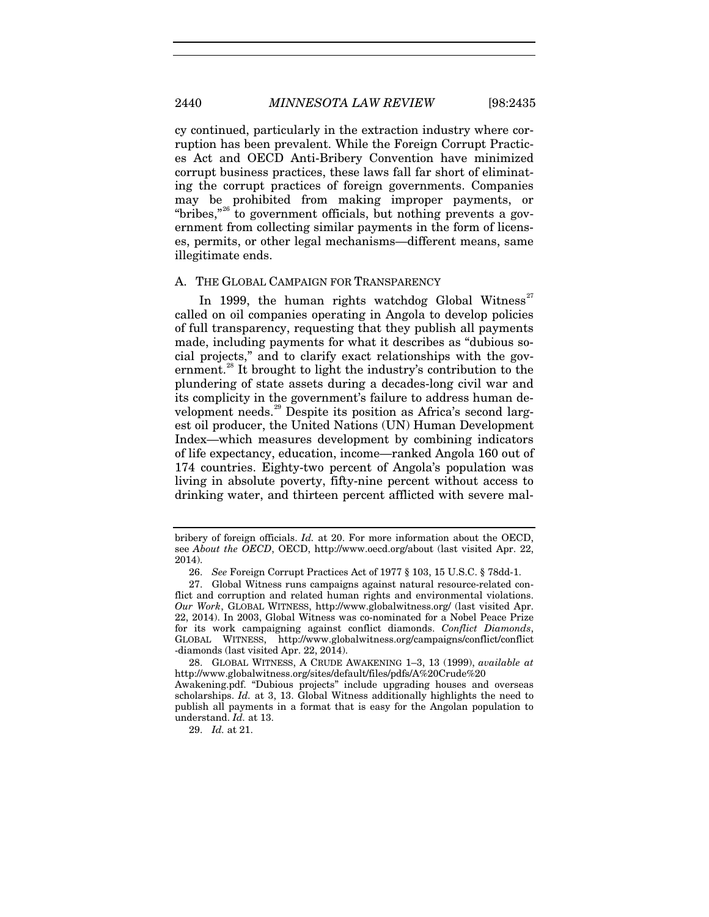cy continued, particularly in the extraction industry where corruption has been prevalent. While the Foreign Corrupt Practices Act and OECD Anti-Bribery Convention have minimized corrupt business practices, these laws fall far short of eliminating the corrupt practices of foreign governments. Companies may be prohibited from making improper payments, or "bribes,"[26] to government officials, but nothing prevents a government from collecting similar payments in the form of licenses, permits, or other legal mechanisms—different means, same illegitimate ends.

### A. THE GLOBAL CAMPAIGN FOR TRANSPARENCY

In 1999, the human rights watchdog Global Witness[27] called on oil companies operating in Angola to develop policies of full transparency, requesting that they publish all payments made, including payments for what it describes as "dubious social projects," and to clarify exact relationships with the government.[28] It brought to light the industry's contribution to the plundering of state assets during a decades-long civil war and its complicity in the government's failure to address human development needs.[29] Despite its position as Africa's second largest oil producer, the United Nations (UN) Human Development Index—which measures development by combining indicators of life expectancy, education, income—ranked Angola 160 out of 174 countries. Eighty-two percent of Angola's population was living in absolute poverty, fifty-nine percent without access to drinking water, and thirteen percent afflicted with severe mal-

---

bribery of foreign officials. *Id.* at 20. For more information about the OECD, see *About the OECD*, OECD, http://www.oecd.org/about (last visited Apr. 22, 2014).

26. *See* Foreign Corrupt Practices Act of 1977 § 103, 15 U.S.C. § 78dd-1.

27. Global Witness runs campaigns against natural resource-related conflict and corruption and related human rights and environmental violations. *Our Work*, GLOBAL WITNESS, http://www.globalwitness.org/ (last visited Apr. 22, 2014). In 2003, Global Witness was co-nominated for a Nobel Peace Prize for its work campaigning against conflict diamonds. *Conflict Diamonds*, GLOBAL WITNESS, http://www.globalwitness.org/campaigns/conflict/conflict-diamonds (last visited Apr. 22, 2014).

28. GLOBAL WITNESS, A CRUDE AWAKENING 1–3, 13 (1999), *available at* http://www.globalwitness.org/sites/default/files/pdfs/A%20Crude%20Awakening.pdf. "Dubious projects" include upgrading houses and overseas scholarships. *Id.* at 3, 13. Global Witness additionally highlights the need to publish all payments in a format that is easy for the Angolan population to understand. *Id.* at 13.

29. *Id.* at 21.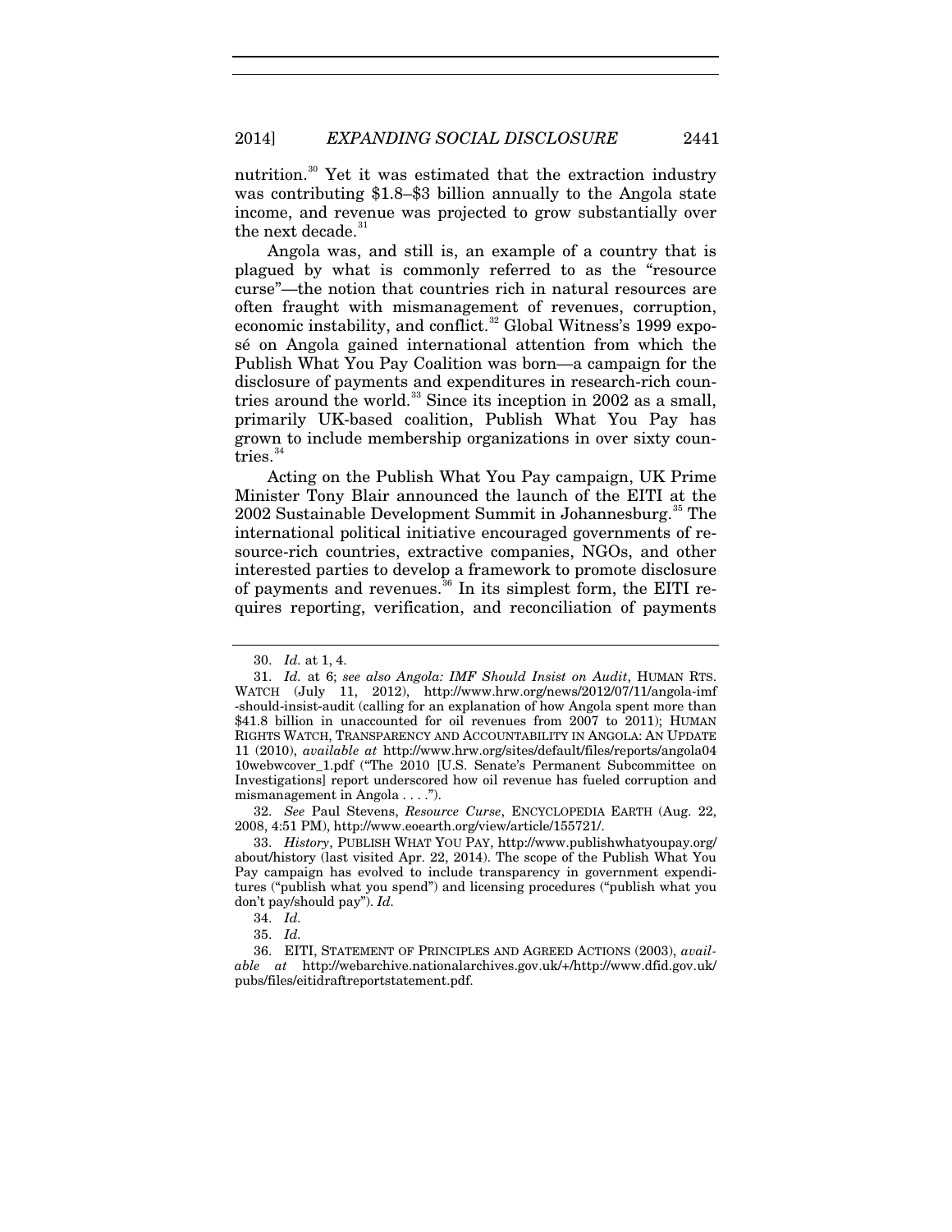nutrition.[30] Yet it was estimated that the extraction industry was contributing $1.8–$3 billion annually to the Angola state income, and revenue was projected to grow substantially over the next decade.[31]

Angola was, and still is, an example of a country that is plagued by what is commonly referred to as the "resource curse"—the notion that countries rich in natural resources are often fraught with mismanagement of revenues, corruption, economic instability, and conflict.[32] Global Witness's 1999 exposé on Angola gained international attention from which the Publish What You Pay Coalition was born—a campaign for the disclosure of payments and expenditures in research-rich countries around the world.[33] Since its inception in 2002 as a small, primarily UK-based coalition, Publish What You Pay has grown to include membership organizations in over sixty countries.[34]

Acting on the Publish What You Pay campaign, UK Prime Minister Tony Blair announced the launch of the EITI at the 2002 Sustainable Development Summit in Johannesburg.[35] The international political initiative encouraged governments of resource-rich countries, extractive companies, NGOs, and other interested parties to develop a framework to promote disclosure of payments and revenues.[36] In its simplest form, the EITI requires reporting, verification, and reconciliation of payments

---

30. *Id.* at 1, 4.

31. *Id.* at 6; *see also Angola: IMF Should Insist on Audit*, HUMAN RTS. WATCH (July 11, 2012), http://www.hrw.org/news/2012/07/11/angola-imf-should-insist-audit (calling for an explanation of how Angola spent more than $41.8 billion in unaccounted for oil revenues from 2007 to 2011); HUMAN RIGHTS WATCH, TRANSPARENCY AND ACCOUNTABILITY IN ANGOLA: AN UPDATE 11 (2010), *available at* http://www.hrw.org/sites/default/files/reports/angola0410webwcover_1.pdf ("The 2010 [U.S. Senate's Permanent Subcommittee on Investigations] report underscored how oil revenue has fueled corruption and mismanagement in Angola . . . .").

32. *See* Paul Stevens, *Resource Curse*, ENCYCLOPEDIA EARTH (Aug. 22, 2008, 4:51 PM), http://www.eoearth.org/view/article/155721/.

33. *History*, PUBLISH WHAT YOU PAY, http://www.publishwhatyoupay.org/about/history (last visited Apr. 22, 2014). The scope of the Publish What You Pay campaign has evolved to include transparency in government expenditures ("publish what you spend") and licensing procedures ("publish what you don't pay/should pay"). *Id.*

34. *Id.*

35. *Id.*

36. EITI, STATEMENT OF PRINCIPLES AND AGREED ACTIONS (2003), *available at* http://webarchive.nationalarchives.gov.uk/+/http://www.dfid.gov.uk/pubs/files/eitidraftreportstatement.pdf.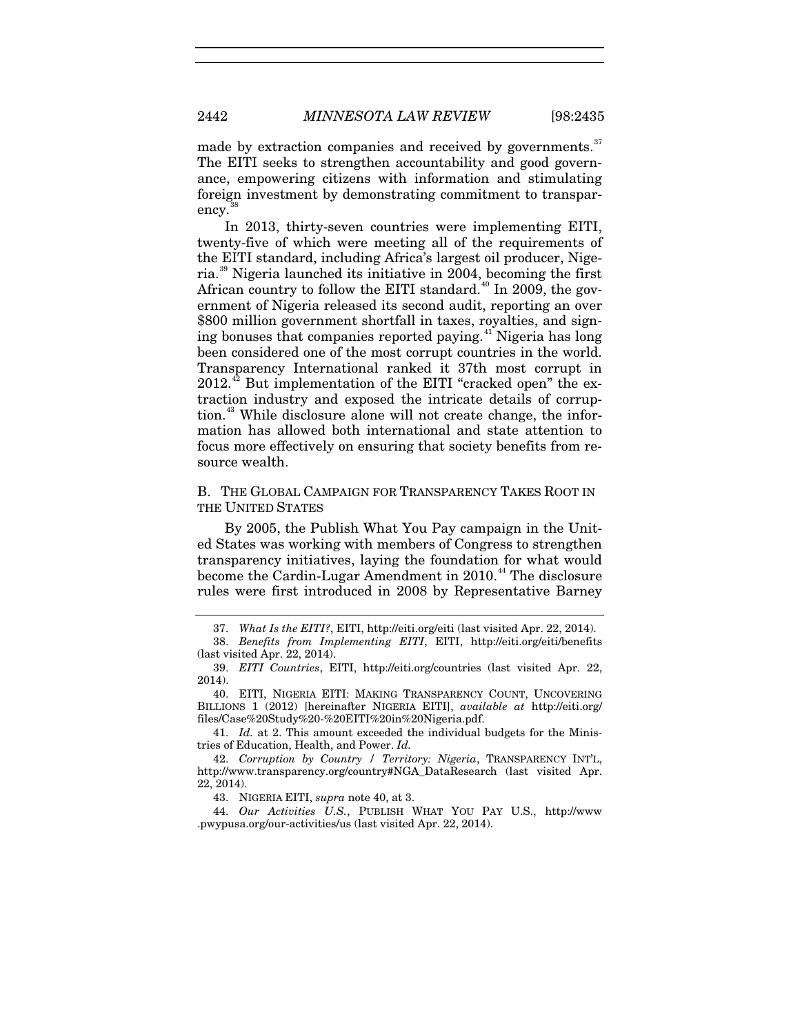made by extraction companies and received by governments.[37] The EITI seeks to strengthen accountability and good governance, empowering citizens with information and stimulating foreign investment by demonstrating commitment to transparency.[38]

In 2013, thirty-seven countries were implementing EITI, twenty-five of which were meeting all of the requirements of the EITI standard, including Africa's largest oil producer, Nigeria.[39] Nigeria launched its initiative in 2004, becoming the first African country to follow the EITI standard.[40] In 2009, the government of Nigeria released its second audit, reporting an over $800 million government shortfall in taxes, royalties, and signing bonuses that companies reported paying.[41] Nigeria has long been considered one of the most corrupt countries in the world. Transparency International ranked it 37th most corrupt in 2012.[42] But implementation of the EITI "cracked open" the extraction industry and exposed the intricate details of corruption.[43] While disclosure alone will not create change, the information has allowed both international and state attention to focus more effectively on ensuring that society benefits from resource wealth.

### B. The Global Campaign for Transparency Takes Root in the United States

By 2005, the Publish What You Pay campaign in the United States was working with members of Congress to strengthen transparency initiatives, laying the foundation for what would become the Cardin-Lugar Amendment in 2010.[44] The disclosure rules were first introduced in 2008 by Representative Barney

---

37. *What Is the EITI?*, EITI, http://eiti.org/eiti (last visited Apr. 22, 2014).

38. *Benefits from Implementing EITI*, EITI, http://eiti.org/eiti/benefits (last visited Apr. 22, 2014).

39. *EITI Countries*, EITI, http://eiti.org/countries (last visited Apr. 22, 2014).

40. EITI, NIGERIA EITI: MAKING TRANSPARENCY COUNT, UNCOVERING BILLIONS 1 (2012) [hereinafter NIGERIA EITI], *available at* http://eiti.org/files/Case%20Study%20-%20EITI%20in%20Nigeria.pdf.

41. *Id.* at 2. This amount exceeded the individual budgets for the Ministries of Education, Health, and Power. *Id.*

42. *Corruption by Country / Territory: Nigeria*, TRANSPARENCY INT'L, http://www.transparency.org/country#NGA_DataResearch (last visited Apr. 22, 2014).

43. NIGERIA EITI, *supra* note 40, at 3.

44. *Our Activities U.S.*, PUBLISH WHAT YOU PAY U.S., http://www.pwypusa.org/our-activities/us (last visited Apr. 22, 2014).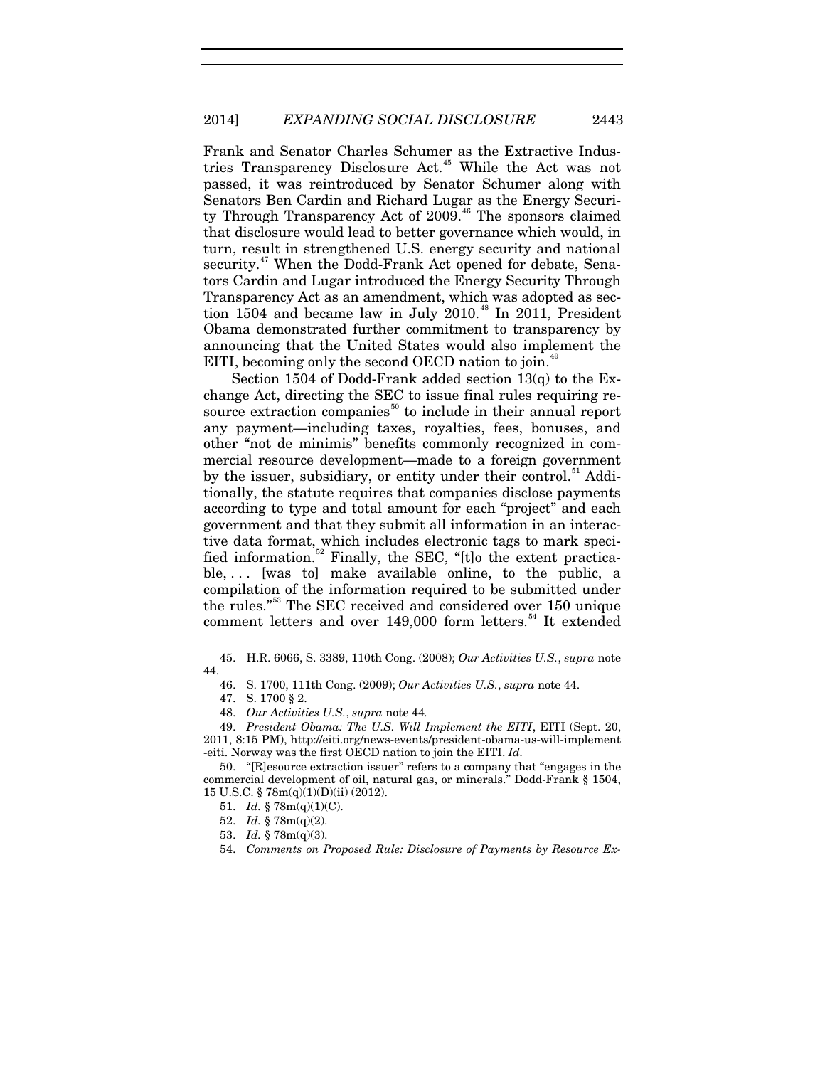Frank and Senator Charles Schumer as the Extractive Industries Transparency Disclosure Act.[45] While the Act was not passed, it was reintroduced by Senator Schumer along with Senators Ben Cardin and Richard Lugar as the Energy Security Through Transparency Act of 2009.[46] The sponsors claimed that disclosure would lead to better governance which would, in turn, result in strengthened U.S. energy security and national security.[47] When the Dodd-Frank Act opened for debate, Senators Cardin and Lugar introduced the Energy Security Through Transparency Act as an amendment, which was adopted as section 1504 and became law in July 2010.[48] In 2011, President Obama demonstrated further commitment to transparency by announcing that the United States would also implement the EITI, becoming only the second OECD nation to join.[49]

Section 1504 of Dodd-Frank added section 13(q) to the Exchange Act, directing the SEC to issue final rules requiring resource extraction companies[50] to include in their annual report any payment—including taxes, royalties, fees, bonuses, and other "not de minimis" benefits commonly recognized in commercial resource development—made to a foreign government by the issuer, subsidiary, or entity under their control.[51] Additionally, the statute requires that companies disclose payments according to type and total amount for each "project" and each government and that they submit all information in an interactive data format, which includes electronic tags to mark specified information.[52] Finally, the SEC, "[t]o the extent practicable, . . . [was to] make available online, to the public, a compilation of the information required to be submitted under the rules."[53] The SEC received and considered over 150 unique comment letters and over 149,000 form letters.[54] It extended

---

45. H.R. 6066, S. 3389, 110th Cong. (2008); *Our Activities U.S.*, *supra* note 44.

46. S. 1700, 111th Cong. (2009); *Our Activities U.S.*, *supra* note 44.

47. S. 1700 § 2.

48. *Our Activities U.S.*, *supra* note 44.

49. *President Obama: The U.S. Will Implement the EITI*, EITI (Sept. 20, 2011, 8:15 PM), http://eiti.org/news-events/president-obama-us-will-implement-eiti. Norway was the first OECD nation to join the EITI. *Id.*

50. "[R]esource extraction issuer" refers to a company that "engages in the commercial development of oil, natural gas, or minerals." Dodd-Frank § 1504, 15 U.S.C. § 78m(q)(1)(D)(ii) (2012).

51. *Id.* § 78m(q)(1)(C).

52. *Id.* § 78m(q)(2).

53. *Id.* § 78m(q)(3).

54. *Comments on Proposed Rule: Disclosure of Payments by Resource Ex-*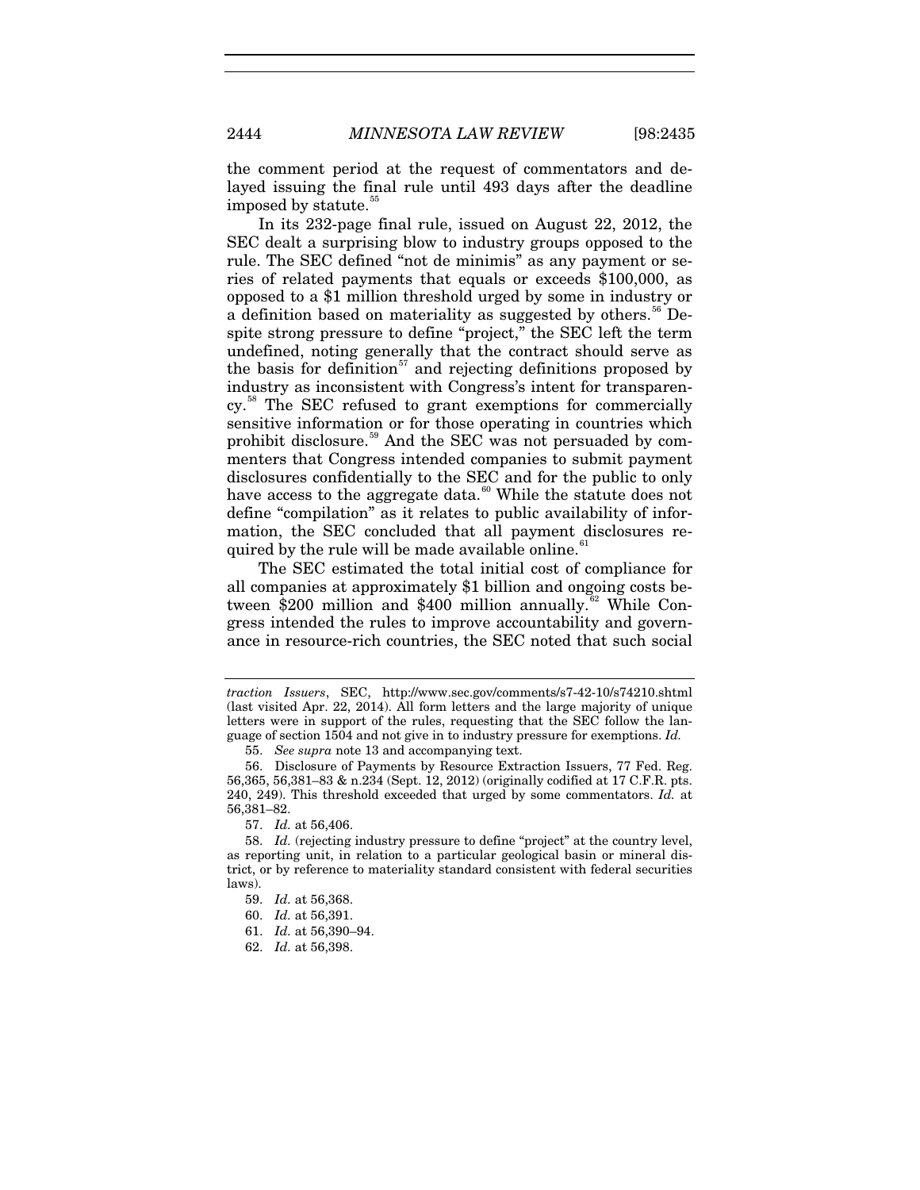the comment period at the request of commentators and delayed issuing the final rule until 493 days after the deadline imposed by statute.[55]

In its 232-page final rule, issued on August 22, 2012, the SEC dealt a surprising blow to industry groups opposed to the rule. The SEC defined "not de minimis" as any payment or series of related payments that equals or exceeds $100,000, as opposed to a $1 million threshold urged by some in industry or a definition based on materiality as suggested by others.[56] Despite strong pressure to define "project," the SEC left the term undefined, noting generally that the contract should serve as the basis for definition[57] and rejecting definitions proposed by industry as inconsistent with Congress's intent for transparency.[58] The SEC refused to grant exemptions for commercially sensitive information or for those operating in countries which prohibit disclosure.[59] And the SEC was not persuaded by commenters that Congress intended companies to submit payment disclosures confidentially to the SEC and for the public to only have access to the aggregate data.[60] While the statute does not define "compilation" as it relates to public availability of information, the SEC concluded that all payment disclosures required by the rule will be made available online.[61]

The SEC estimated the total initial cost of compliance for all companies at approximately $1 billion and ongoing costs between $200 million and $400 million annually.[62] While Congress intended the rules to improve accountability and governance in resource-rich countries, the SEC noted that such social

---

*traction Issuers*, SEC, http://www.sec.gov/comments/s7-42-10/s74210.shtml (last visited Apr. 22, 2014). All form letters and the large majority of unique letters were in support of the rules, requesting that the SEC follow the language of section 1504 and not give in to industry pressure for exemptions. *Id.*

55. *See supra* note 13 and accompanying text.

56. Disclosure of Payments by Resource Extraction Issuers, 77 Fed. Reg. 56,365, 56,381–83 & n.234 (Sept. 12, 2012) (originally codified at 17 C.F.R. pts. 240, 249). This threshold exceeded that urged by some commentators. *Id.* at 56,381–82.

57. *Id.* at 56,406.

58. *Id.* (rejecting industry pressure to define "project" at the country level, as reporting unit, in relation to a particular geological basin or mineral district, or by reference to materiality standard consistent with federal securities laws).

59. *Id.* at 56,368.

60. *Id.* at 56,391.

61. *Id.* at 56,390–94.

62. *Id.* at 56,398.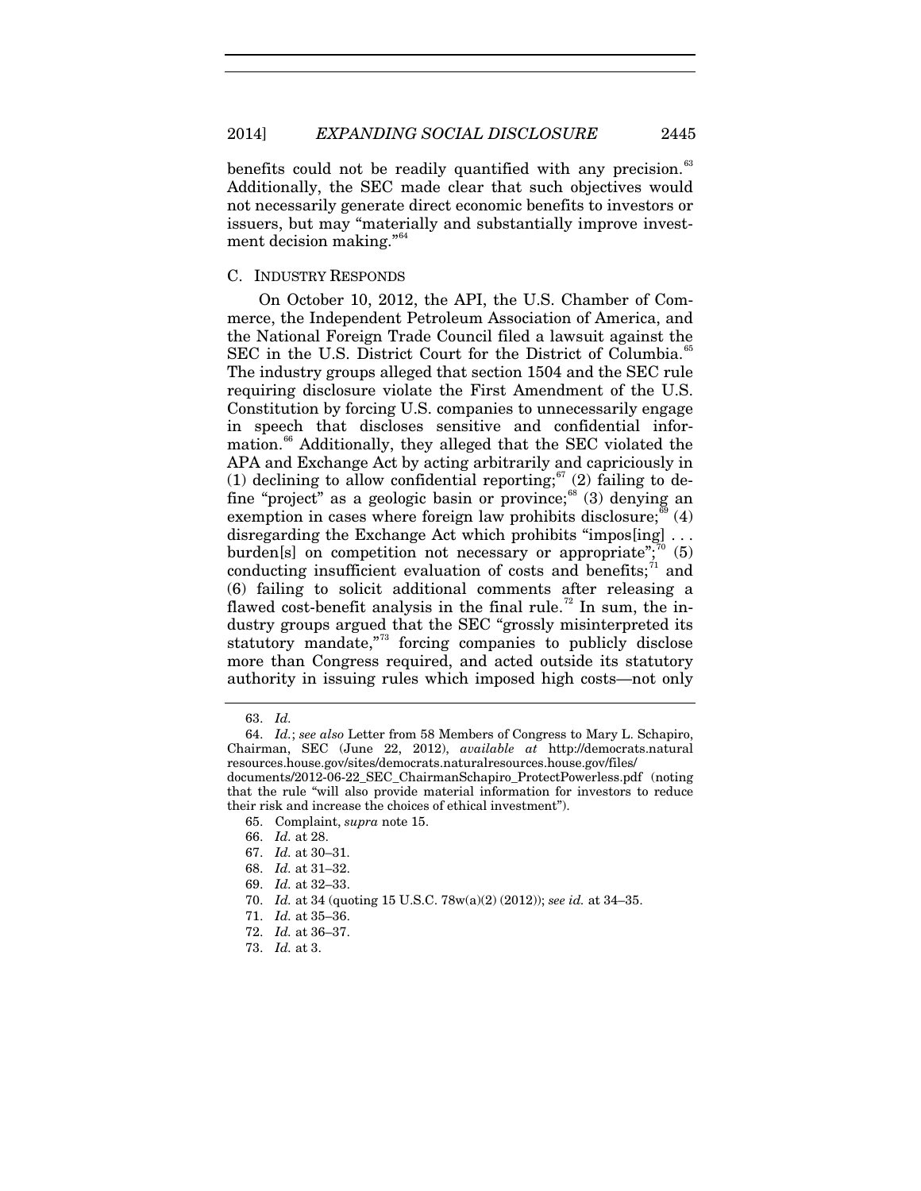benefits could not be readily quantified with any precision.[63] Additionally, the SEC made clear that such objectives would not necessarily generate direct economic benefits to investors or issuers, but may "materially and substantially improve investment decision making."[64]

### C. INDUSTRY RESPONDS

On October 10, 2012, the API, the U.S. Chamber of Commerce, the Independent Petroleum Association of America, and the National Foreign Trade Council filed a lawsuit against the SEC in the U.S. District Court for the District of Columbia.[65] The industry groups alleged that section 1504 and the SEC rule requiring disclosure violate the First Amendment of the U.S. Constitution by forcing U.S. companies to unnecessarily engage in speech that discloses sensitive and confidential information.[66] Additionally, they alleged that the SEC violated the APA and Exchange Act by acting arbitrarily and capriciously in (1) declining to allow confidential reporting;[67] (2) failing to define "project" as a geologic basin or province;[68] (3) denying an exemption in cases where foreign law prohibits disclosure;[69] (4) disregarding the Exchange Act which prohibits "impos[ing] . . . burden[s] on competition not necessary or appropriate";[70] (5) conducting insufficient evaluation of costs and benefits;[71] and (6) failing to solicit additional comments after releasing a flawed cost-benefit analysis in the final rule.[72] In sum, the industry groups argued that the SEC "grossly misinterpreted its statutory mandate,"[73] forcing companies to publicly disclose more than Congress required, and acted outside its statutory authority in issuing rules which imposed high costs—not only

---

63. *Id.*

64. *Id.*; *see also* Letter from 58 Members of Congress to Mary L. Schapiro, Chairman, SEC (June 22, 2012), *available at* http://democrats.naturalresources.house.gov/sites/democrats.naturalresources.house.gov/files/documents/2012-06-22_SEC_ChairmanSchapiro_ProtectPowerless.pdf (noting that the rule "will also provide material information for investors to reduce their risk and increase the choices of ethical investment").

65. Complaint, *supra* note 15.

66. *Id.* at 28.

67. *Id.* at 30–31.

68. *Id.* at 31–32.

69. *Id.* at 32–33.

70. *Id.* at 34 (quoting 15 U.S.C. 78w(a)(2) (2012)); *see id.* at 34–35.

71. *Id.* at 35–36.

72. *Id.* at 36–37.

73. *Id.* at 3.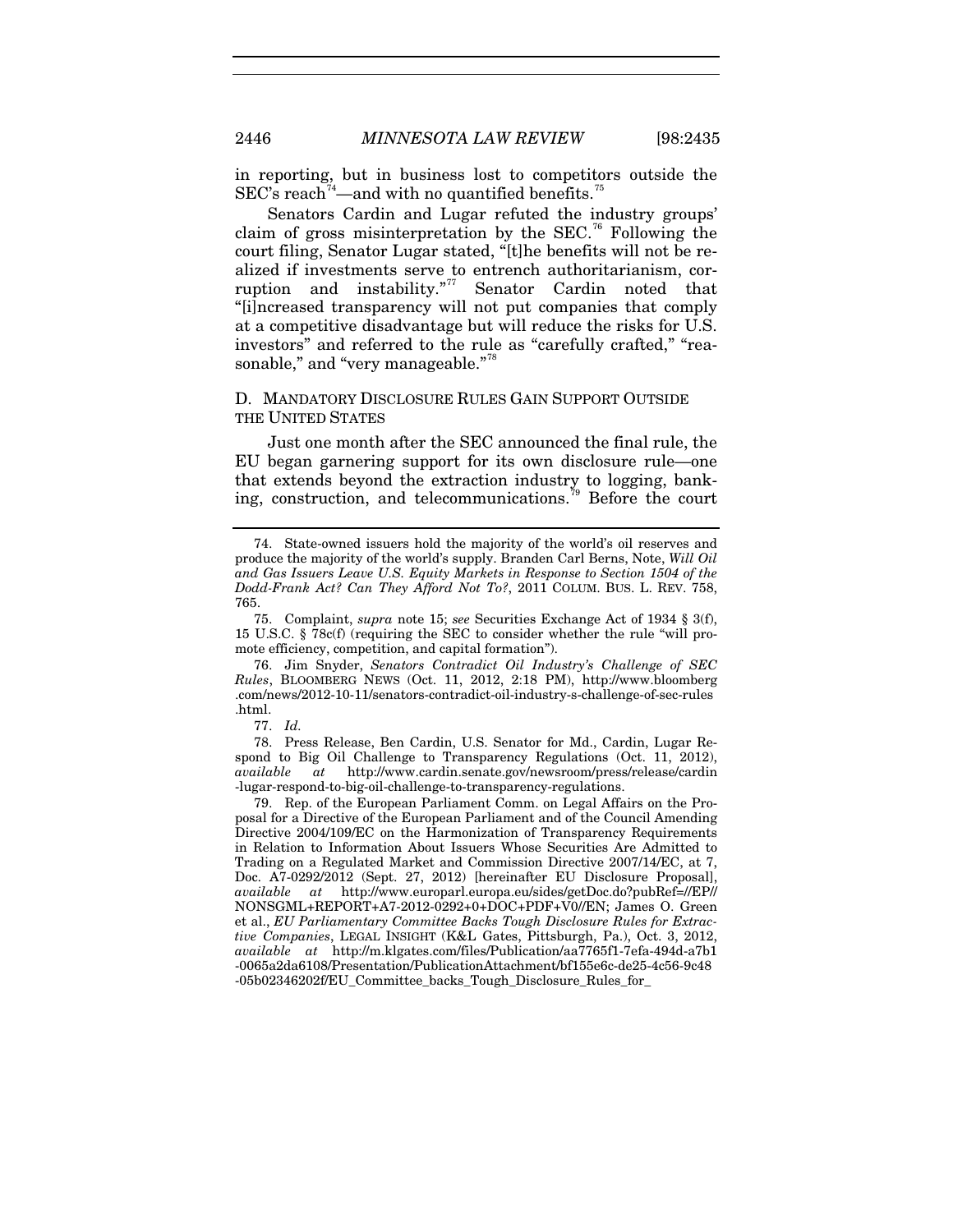in reporting, but in business lost to competitors outside the SEC's reach[74]—and with no quantified benefits.[75]

Senators Cardin and Lugar refuted the industry groups' claim of gross misinterpretation by the SEC.[76] Following the court filing, Senator Lugar stated, "[t]he benefits will not be realized if investments serve to entrench authoritarianism, corruption and instability."[77] Senator Cardin noted that "[i]ncreased transparency will not put companies that comply at a competitive disadvantage but will reduce the risks for U.S. investors" and referred to the rule as "carefully crafted," "reasonable," and "very manageable."[78]

### D. Mandatory Disclosure Rules Gain Support Outside the United States

Just one month after the SEC announced the final rule, the EU began garnering support for its own disclosure rule—one that extends beyond the extraction industry to logging, banking, construction, and telecommunications.[79] Before the court

---

74. State-owned issuers hold the majority of the world's oil reserves and produce the majority of the world's supply. Branden Carl Berns, Note, *Will Oil and Gas Issuers Leave U.S. Equity Markets in Response to Section 1504 of the Dodd-Frank Act? Can They Afford Not To?*, 2011 COLUM. BUS. L. REV. 758, 765.

75. Complaint, *supra* note 15; *see* Securities Exchange Act of 1934 § 3(f), 15 U.S.C. § 78c(f) (requiring the SEC to consider whether the rule "will promote efficiency, competition, and capital formation").

76. Jim Snyder, *Senators Contradict Oil Industry's Challenge of SEC Rules*, BLOOMBERG NEWS (Oct. 11, 2012, 2:18 PM), http://www.bloomberg.com/news/2012-10-11/senators-contradict-oil-industry-s-challenge-of-sec-rules.html.

77. *Id.*

78. Press Release, Ben Cardin, U.S. Senator for Md., Cardin, Lugar Respond to Big Oil Challenge to Transparency Regulations (Oct. 11, 2012), *available at* http://www.cardin.senate.gov/newsroom/press/release/cardin-lugar-respond-to-big-oil-challenge-to-transparency-regulations.

79. Rep. of the European Parliament Comm. on Legal Affairs on the Proposal for a Directive of the European Parliament and of the Council Amending Directive 2004/109/EC on the Harmonization of Transparency Requirements in Relation to Information About Issuers Whose Securities Are Admitted to Trading on a Regulated Market and Commission Directive 2007/14/EC, at 7, Doc. A7-0292/2012 (Sept. 27, 2012) [hereinafter EU Disclosure Proposal], *available at* http://www.europarl.europa.eu/sides/getDoc.do?pubRef=//EP//NONSGML+REPORT+A7-2012-0292+0+DOC+PDF+V0//EN; James O. Green et al., *EU Parliamentary Committee Backs Tough Disclosure Rules for Extractive Companies*, LEGAL INSIGHT (K&L Gates, Pittsburgh, Pa.), Oct. 3, 2012, *available at* http://m.klgates.com/files/Publication/aa7765f1-7efa-494d-a7b1-0065a2da6108/Presentation/PublicationAttachment/bf155e6c-de25-4c56-9c48-05b02346202f/EU_Committee_backs_Tough_Disclosure_Rules_for_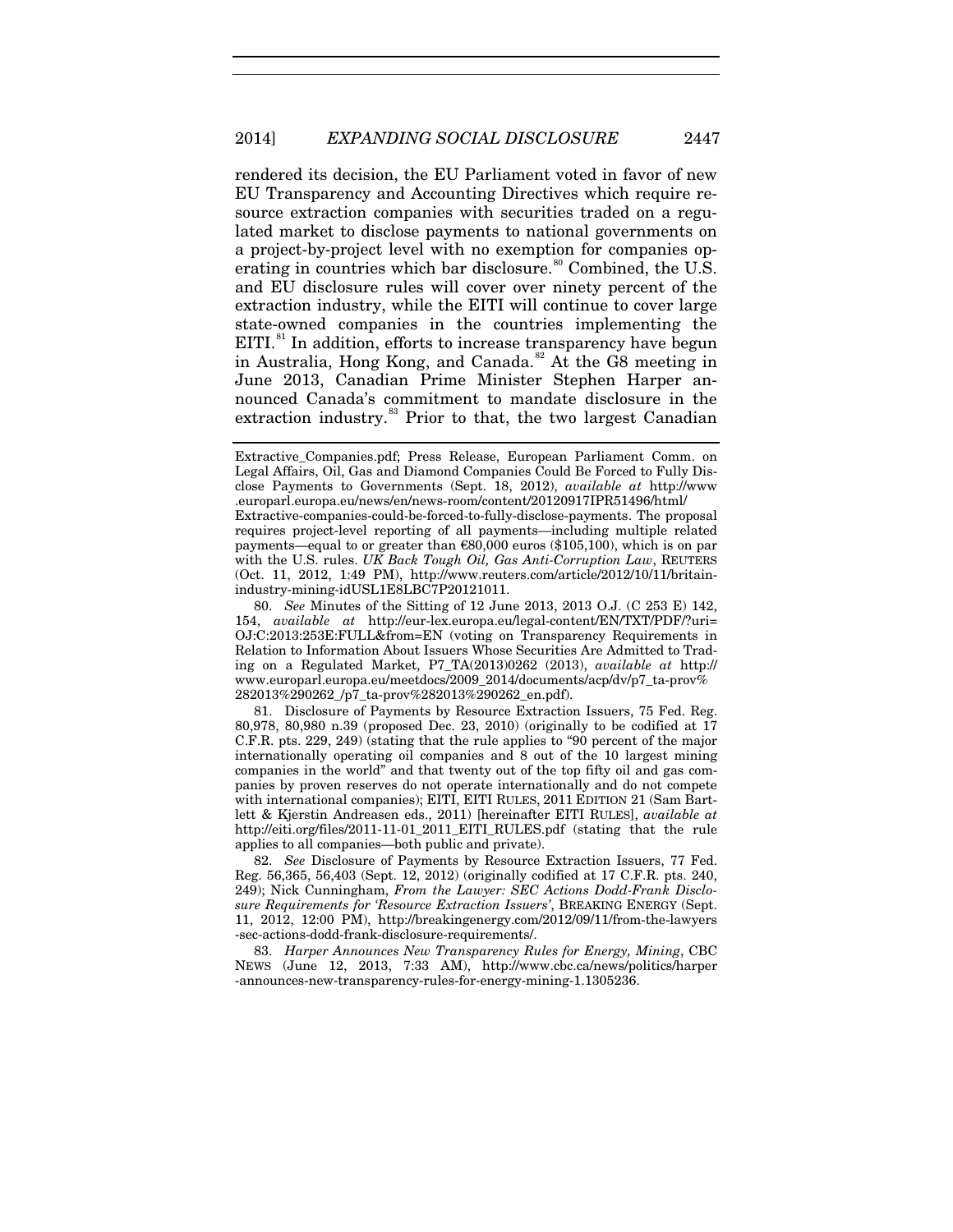rendered its decision, the EU Parliament voted in favor of new EU Transparency and Accounting Directives which require resource extraction companies with securities traded on a regulated market to disclose payments to national governments on a project-by-project level with no exemption for companies operating in countries which bar disclosure.[80] Combined, the U.S. and EU disclosure rules will cover over ninety percent of the extraction industry, while the EITI will continue to cover large state-owned companies in the countries implementing the EITI.[81] In addition, efforts to increase transparency have begun in Australia, Hong Kong, and Canada.[82] At the G8 meeting in June 2013, Canadian Prime Minister Stephen Harper announced Canada's commitment to mandate disclosure in the extraction industry.[83] Prior to that, the two largest Canadian

---

Extractive_Companies.pdf; Press Release, European Parliament Comm. on Legal Affairs, Oil, Gas and Diamond Companies Could Be Forced to Fully Disclose Payments to Governments (Sept. 18, 2012), *available at* http://www.europarl.europa.eu/news/en/news-room/content/20120917IPR51496/html/Extractive-companies-could-be-forced-to-fully-disclose-payments. The proposal requires project-level reporting of all payments—including multiple related payments—equal to or greater than €80,000 euros ($105,100), which is on par with the U.S. rules. *UK Back Tough Oil, Gas Anti-Corruption Law*, REUTERS (Oct. 11, 2012, 1:49 PM), http://www.reuters.com/article/2012/10/11/britain-industry-mining-idUSL1E8LBC7P20121011.

80. *See* Minutes of the Sitting of 12 June 2013, 2013 O.J. (C 253 E) 142, 154, *available at* http://eur-lex.europa.eu/legal-content/EN/TXT/PDF/?uri=OJ:C:2013:253E:FULL&from=EN (voting on Transparency Requirements in Relation to Information About Issuers Whose Securities Are Admitted to Trading on a Regulated Market, P7_TA(2013)0262 (2013), *available at* http://www.europarl.europa.eu/meetdocs/2009_2014/documents/acp/dv/p7_ta-prov%282013%290262_/p7_ta-prov%282013%290262_en.pdf).

81. Disclosure of Payments by Resource Extraction Issuers, 75 Fed. Reg. 80,978, 80,980 n.39 (proposed Dec. 23, 2010) (originally to be codified at 17 C.F.R. pts. 229, 249) (stating that the rule applies to "90 percent of the major internationally operating oil companies and 8 out of the 10 largest mining companies in the world" and that twenty out of the top fifty oil and gas companies by proven reserves do not operate internationally and do not compete with international companies); EITI, EITI RULES, 2011 EDITION 21 (Sam Bartlett & Kjerstin Andreasen eds., 2011) [hereinafter EITI RULES], *available at* http://eiti.org/files/2011-11-01_2011_EITI_RULES.pdf (stating that the rule applies to all companies—both public and private).

82. *See* Disclosure of Payments by Resource Extraction Issuers, 77 Fed. Reg. 56,365, 56,403 (Sept. 12, 2012) (originally codified at 17 C.F.R. pts. 240, 249); Nick Cunningham, *From the Lawyer: SEC Actions Dodd-Frank Disclosure Requirements for 'Resource Extraction Issuers'*, BREAKING ENERGY (Sept. 11, 2012, 12:00 PM), http://breakingenergy.com/2012/09/11/from-the-lawyers-sec-actions-dodd-frank-disclosure-requirements/.

83. *Harper Announces New Transparency Rules for Energy, Mining*, CBC NEWS (June 12, 2013, 7:33 AM), http://www.cbc.ca/news/politics/harper-announces-new-transparency-rules-for-energy-mining-1.1305236.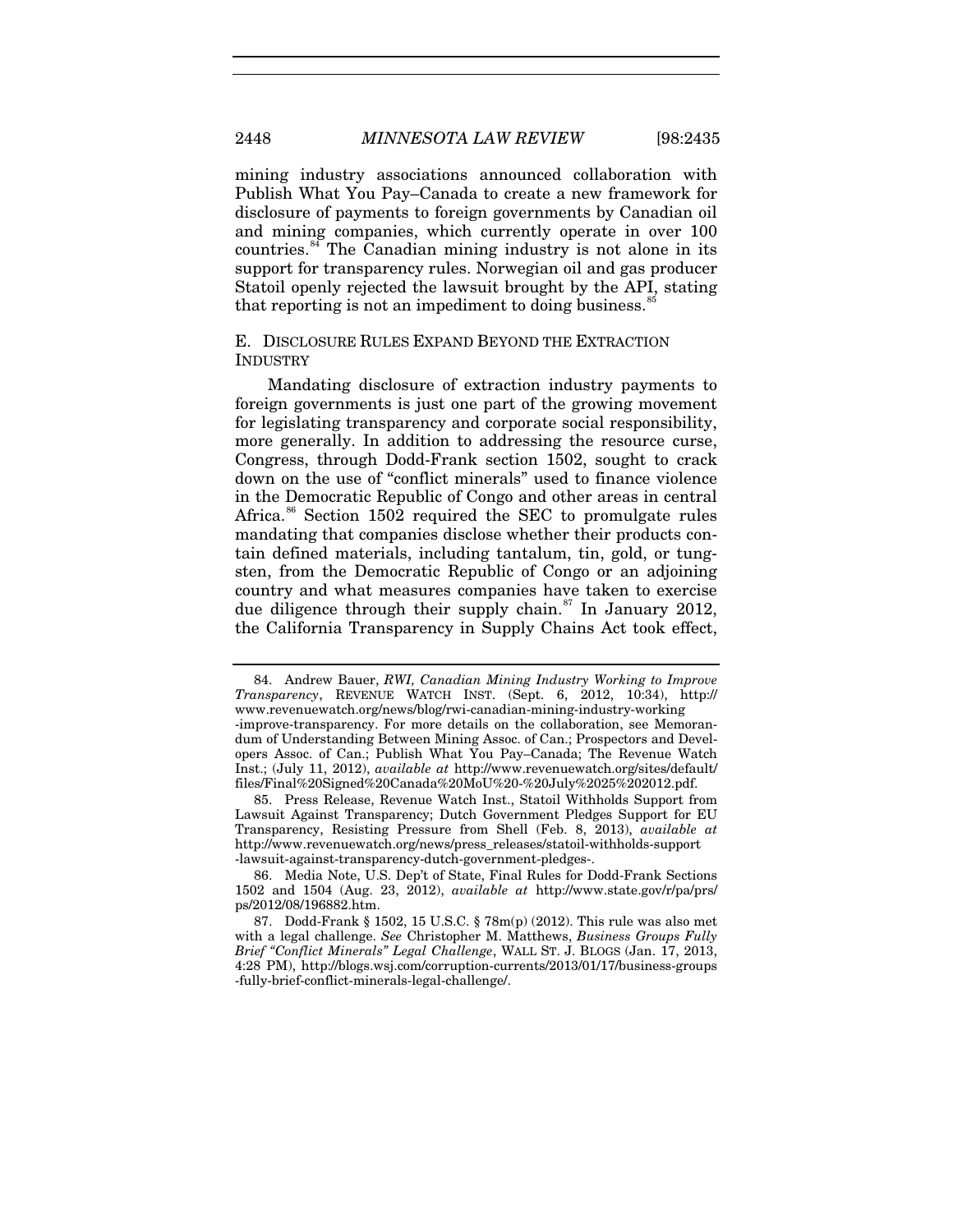mining industry associations announced collaboration with Publish What You Pay–Canada to create a new framework for disclosure of payments to foreign governments by Canadian oil and mining companies, which currently operate in over 100 countries.[84] The Canadian mining industry is not alone in its support for transparency rules. Norwegian oil and gas producer Statoil openly rejected the lawsuit brought by the API, stating that reporting is not an impediment to doing business.[85]

### E. DISCLOSURE RULES EXPAND BEYOND THE EXTRACTION INDUSTRY

Mandating disclosure of extraction industry payments to foreign governments is just one part of the growing movement for legislating transparency and corporate social responsibility, more generally. In addition to addressing the resource curse, Congress, through Dodd-Frank section 1502, sought to crack down on the use of "conflict minerals" used to finance violence in the Democratic Republic of Congo and other areas in central Africa.[86] Section 1502 required the SEC to promulgate rules mandating that companies disclose whether their products contain defined materials, including tantalum, tin, gold, or tungsten, from the Democratic Republic of Congo or an adjoining country and what measures companies have taken to exercise due diligence through their supply chain.[87] In January 2012, the California Transparency in Supply Chains Act took effect,

---

84. Andrew Bauer, *RWI, Canadian Mining Industry Working to Improve Transparency*, REVENUE WATCH INST. (Sept. 6, 2012, 10:34), http://www.revenuewatch.org/news/blog/rwi-canadian-mining-industry-working-improve-transparency. For more details on the collaboration, see Memorandum of Understanding Between Mining Assoc. of Can.; Prospectors and Developers Assoc. of Can.; Publish What You Pay–Canada; The Revenue Watch Inst.; (July 11, 2012), *available at* http://www.revenuewatch.org/sites/default/files/Final%20Signed%20Canada%20MoU%20-%20July%2025%202012.pdf.

85. Press Release, Revenue Watch Inst., Statoil Withholds Support from Lawsuit Against Transparency; Dutch Government Pledges Support for EU Transparency, Resisting Pressure from Shell (Feb. 8, 2013), *available at* http://www.revenuewatch.org/news/press_releases/statoil-withholds-support-lawsuit-against-transparency-dutch-government-pledges-.

86. Media Note, U.S. Dep't of State, Final Rules for Dodd-Frank Sections 1502 and 1504 (Aug. 23, 2012), *available at* http://www.state.gov/r/pa/prs/ps/2012/08/196882.htm.

87. Dodd-Frank § 1502, 15 U.S.C. § 78m(p) (2012). This rule was also met with a legal challenge. *See* Christopher M. Matthews, *Business Groups Fully Brief "Conflict Minerals" Legal Challenge*, WALL ST. J. BLOGS (Jan. 17, 2013, 4:28 PM), http://blogs.wsj.com/corruption-currents/2013/01/17/business-groups-fully-brief-conflict-minerals-legal-challenge/.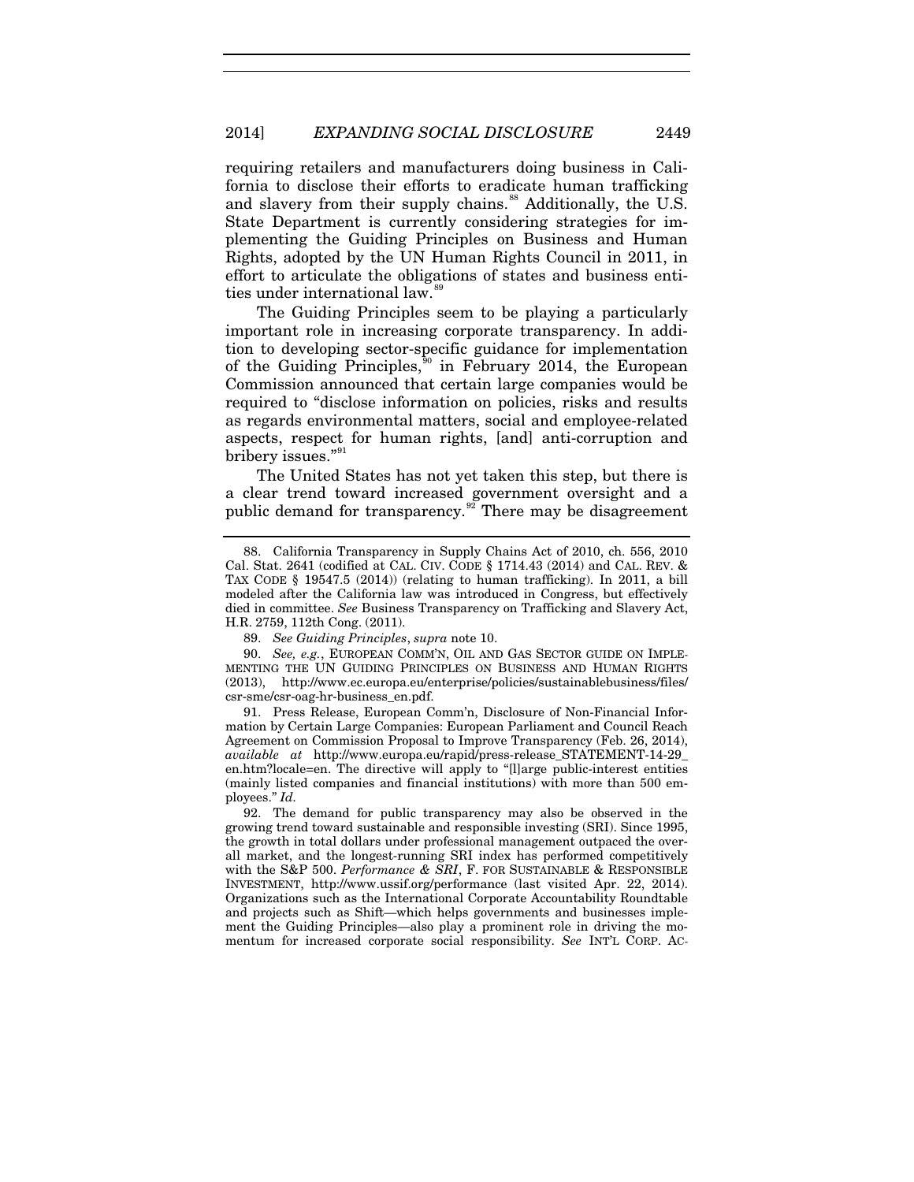requiring retailers and manufacturers doing business in California to disclose their efforts to eradicate human trafficking and slavery from their supply chains.[88] Additionally, the U.S. State Department is currently considering strategies for implementing the Guiding Principles on Business and Human Rights, adopted by the UN Human Rights Council in 2011, in effort to articulate the obligations of states and business entities under international law.[89]

The Guiding Principles seem to be playing a particularly important role in increasing corporate transparency. In addition to developing sector-specific guidance for implementation of the Guiding Principles,[90] in February 2014, the European Commission announced that certain large companies would be required to "disclose information on policies, risks and results as regards environmental matters, social and employee-related aspects, respect for human rights, [and] anti-corruption and bribery issues."[91]

The United States has not yet taken this step, but there is a clear trend toward increased government oversight and a public demand for transparency.[92] There may be disagreement

---

88. California Transparency in Supply Chains Act of 2010, ch. 556, 2010 Cal. Stat. 2641 (codified at CAL. CIV. CODE § 1714.43 (2014) and CAL. REV. & TAX CODE § 19547.5 (2014)) (relating to human trafficking). In 2011, a bill modeled after the California law was introduced in Congress, but effectively died in committee. *See* Business Transparency on Trafficking and Slavery Act, H.R. 2759, 112th Cong. (2011).

89. *See Guiding Principles*, *supra* note 10.

90. *See, e.g.*, EUROPEAN COMM'N, OIL AND GAS SECTOR GUIDE ON IMPLEMENTING THE UN GUIDING PRINCIPLES ON BUSINESS AND HUMAN RIGHTS (2013), http://www.ec.europa.eu/enterprise/policies/sustainablebusiness/files/csr-sme/csr-oag-hr-business_en.pdf.

91. Press Release, European Comm'n, Disclosure of Non-Financial Information by Certain Large Companies: European Parliament and Council Reach Agreement on Commission Proposal to Improve Transparency (Feb. 26, 2014), *available at* http://www.europa.eu/rapid/press-release_STATEMENT-14-29_en.htm?locale=en. The directive will apply to "[l]arge public-interest entities (mainly listed companies and financial institutions) with more than 500 employees." *Id.*

92. The demand for public transparency may also be observed in the growing trend toward sustainable and responsible investing (SRI). Since 1995, the growth in total dollars under professional management outpaced the overall market, and the longest-running SRI index has performed competitively with the S&P 500. *Performance & SRI*, F. FOR SUSTAINABLE & RESPONSIBLE INVESTMENT, http://www.ussif.org/performance (last visited Apr. 22, 2014). Organizations such as the International Corporate Accountability Roundtable and projects such as Shift—which helps governments and businesses implement the Guiding Principles—also play a prominent role in driving the momentum for increased corporate social responsibility. *See* INT'L CORP. AC-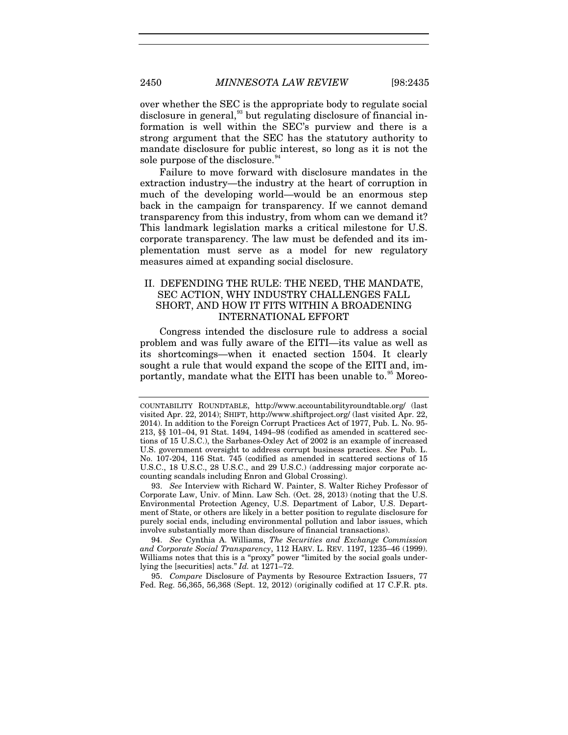over whether the SEC is the appropriate body to regulate social disclosure in general,[93] but regulating disclosure of financial information is well within the SEC's purview and there is a strong argument that the SEC has the statutory authority to mandate disclosure for public interest, so long as it is not the sole purpose of the disclosure.[94]

Failure to move forward with disclosure mandates in the extraction industry—the industry at the heart of corruption in much of the developing world—would be an enormous step back in the campaign for transparency. If we cannot demand transparency from this industry, from whom can we demand it? This landmark legislation marks a critical milestone for U.S. corporate transparency. The law must be defended and its implementation must serve as a model for new regulatory measures aimed at expanding social disclosure.

## II. DEFENDING THE RULE: THE NEED, THE MANDATE, SEC ACTION, WHY INDUSTRY CHALLENGES FALL SHORT, AND HOW IT FITS WITHIN A BROADENING INTERNATIONAL EFFORT

Congress intended the disclosure rule to address a social problem and was fully aware of the EITI—its value as well as its shortcomings—when it enacted section 1504. It clearly sought a rule that would expand the scope of the EITI and, importantly, mandate what the EITI has been unable to.[95] Moreo-

---

COUNTABILITY ROUNDTABLE, http://www.accountabilityroundtable.org/ (last visited Apr. 22, 2014); SHIFT, http://www.shiftproject.org/ (last visited Apr. 22, 2014). In addition to the Foreign Corrupt Practices Act of 1977, Pub. L. No. 95-213, §§ 101–04, 91 Stat. 1494, 1494–98 (codified as amended in scattered sections of 15 U.S.C.), the Sarbanes-Oxley Act of 2002 is an example of increased U.S. government oversight to address corrupt business practices. *See* Pub. L. No. 107-204, 116 Stat. 745 (codified as amended in scattered sections of 15 U.S.C., 18 U.S.C., 28 U.S.C., and 29 U.S.C.) (addressing major corporate accounting scandals including Enron and Global Crossing).

93. *See* Interview with Richard W. Painter, S. Walter Richey Professor of Corporate Law, Univ. of Minn. Law Sch. (Oct. 28, 2013) (noting that the U.S. Environmental Protection Agency, U.S. Department of Labor, U.S. Department of State, or others are likely in a better position to regulate disclosure for purely social ends, including environmental pollution and labor issues, which involve substantially more than disclosure of financial transactions).

94. *See* Cynthia A. Williams, *The Securities and Exchange Commission and Corporate Social Transparency*, 112 HARV. L. REV. 1197, 1235–46 (1999). Williams notes that this is a "proxy" power "limited by the social goals underlying the [securities] acts." *Id.* at 1271–72.

95. *Compare* Disclosure of Payments by Resource Extraction Issuers, 77 Fed. Reg. 56,365, 56,368 (Sept. 12, 2012) (originally codified at 17 C.F.R. pts.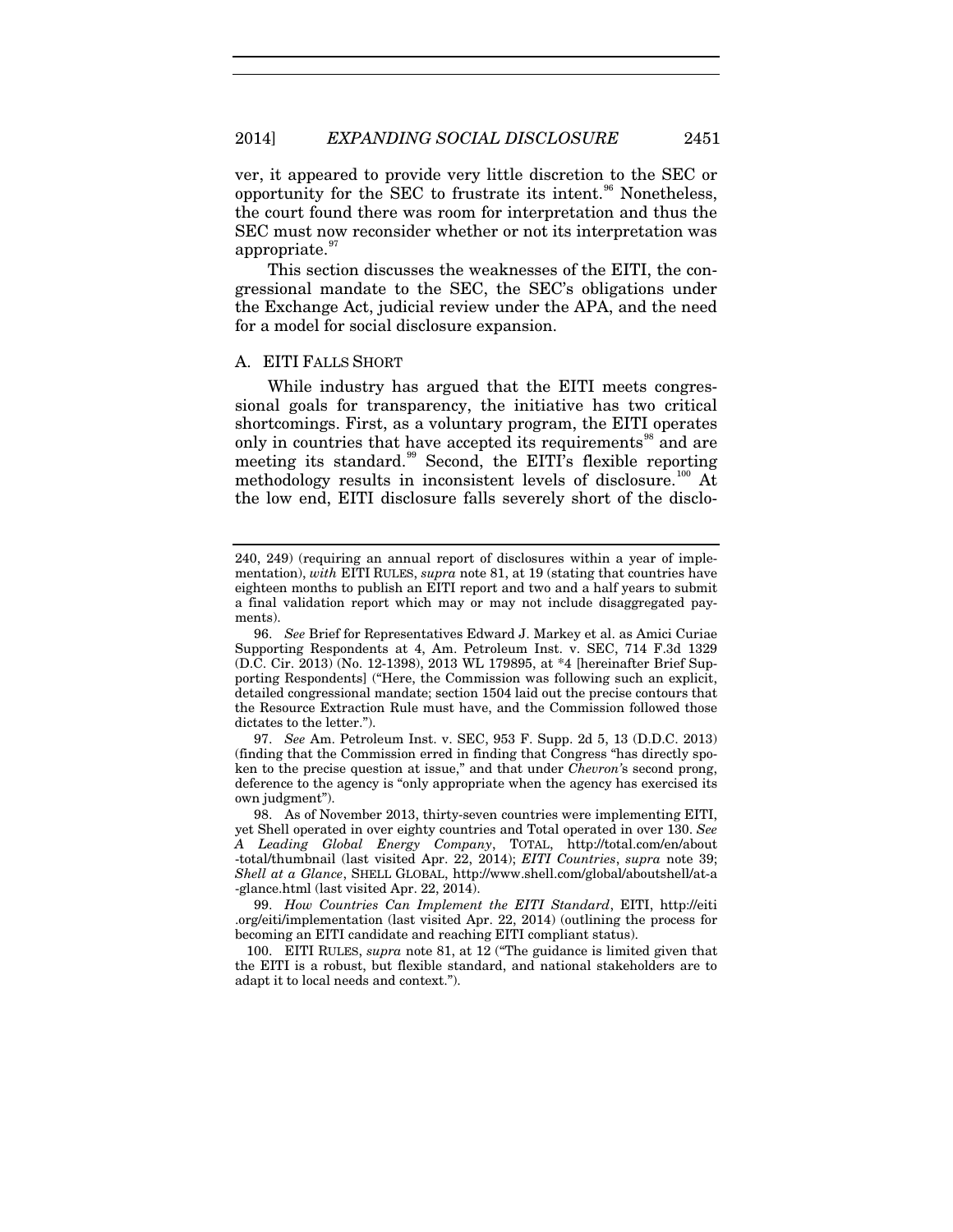ver, it appeared to provide very little discretion to the SEC or opportunity for the SEC to frustrate its intent.[96] Nonetheless, the court found there was room for interpretation and thus the SEC must now reconsider whether or not its interpretation was appropriate.[97]

This section discusses the weaknesses of the EITI, the congressional mandate to the SEC, the SEC's obligations under the Exchange Act, judicial review under the APA, and the need for a model for social disclosure expansion.

### A. EITI FALLS SHORT

While industry has argued that the EITI meets congressional goals for transparency, the initiative has two critical shortcomings. First, as a voluntary program, the EITI operates only in countries that have accepted its requirements[98] and are meeting its standard.[99] Second, the EITI's flexible reporting methodology results in inconsistent levels of disclosure.[100] At the low end, EITI disclosure falls severely short of the disclo-

---

240, 249) (requiring an annual report of disclosures within a year of implementation), *with* EITI RULES, *supra* note 81, at 19 (stating that countries have eighteen months to publish an EITI report and two and a half years to submit a final validation report which may or may not include disaggregated payments).

96. *See* Brief for Representatives Edward J. Markey et al. as Amici Curiae Supporting Respondents at 4, Am. Petroleum Inst. v. SEC, 714 F.3d 1329 (D.C. Cir. 2013) (No. 12-1398), 2013 WL 179895, at *4 [hereinafter Brief Supporting Respondents] ("Here, the Commission was following such an explicit, detailed congressional mandate; section 1504 laid out the precise contours that the Resource Extraction Rule must have, and the Commission followed those dictates to the letter.").

97. *See* Am. Petroleum Inst. v. SEC, 953 F. Supp. 2d 5, 13 (D.D.C. 2013) (finding that the Commission erred in finding that Congress "has directly spoken to the precise question at issue," and that under *Chevron*'s second prong, deference to the agency is "only appropriate when the agency has exercised its own judgment").

98. As of November 2013, thirty-seven countries were implementing EITI, yet Shell operated in over eighty countries and Total operated in over 130. *See A Leading Global Energy Company*, TOTAL, http://total.com/en/about-total/thumbnail (last visited Apr. 22, 2014); *EITI Countries*, *supra* note 39; *Shell at a Glance*, SHELL GLOBAL, http://www.shell.com/global/aboutshell/at-a-glance.html (last visited Apr. 22, 2014).

99. *How Countries Can Implement the EITI Standard*, EITI, http://eiti.org/eiti/implementation (last visited Apr. 22, 2014) (outlining the process for becoming an EITI candidate and reaching EITI compliant status).

100. EITI RULES, *supra* note 81, at 12 ("The guidance is limited given that the EITI is a robust, but flexible standard, and national stakeholders are to adapt it to local needs and context.").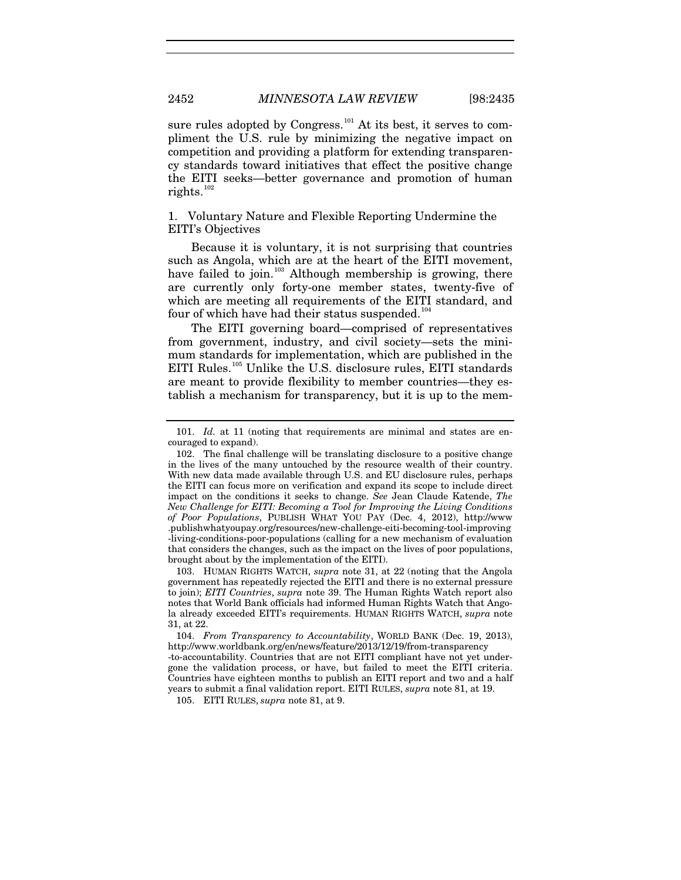sure rules adopted by Congress.[101] At its best, it serves to compliment the U.S. rule by minimizing the negative impact on competition and providing a platform for extending transparency standards toward initiatives that effect the positive change the EITI seeks—better governance and promotion of human rights.[102]

### 1. Voluntary Nature and Flexible Reporting Undermine the EITI's Objectives

Because it is voluntary, it is not surprising that countries such as Angola, which are at the heart of the EITI movement, have failed to join.[103] Although membership is growing, there are currently only forty-one member states, twenty-five of which are meeting all requirements of the EITI standard, and four of which have had their status suspended.[104]

The EITI governing board—comprised of representatives from government, industry, and civil society—sets the minimum standards for implementation, which are published in the EITI Rules.[105] Unlike the U.S. disclosure rules, EITI standards are meant to provide flexibility to member countries—they establish a mechanism for transparency, but it is up to the mem-

---

101. *Id.* at 11 (noting that requirements are minimal and states are encouraged to expand).

102. The final challenge will be translating disclosure to a positive change in the lives of the many untouched by the resource wealth of their country. With new data made available through U.S. and EU disclosure rules, perhaps the EITI can focus more on verification and expand its scope to include direct impact on the conditions it seeks to change. *See* Jean Claude Katende, *The New Challenge for EITI: Becoming a Tool for Improving the Living Conditions of Poor Populations*, PUBLISH WHAT YOU PAY (Dec. 4, 2012), http://www.publishwhatyoupay.org/resources/new-challenge-eiti-becoming-tool-improving-living-conditions-poor-populations (calling for a new mechanism of evaluation that considers the changes, such as the impact on the lives of poor populations, brought about by the implementation of the EITI).

103. HUMAN RIGHTS WATCH, *supra* note 31, at 22 (noting that the Angola government has repeatedly rejected the EITI and there is no external pressure to join); *EITI Countries*, *supra* note 39. The Human Rights Watch report also notes that World Bank officials had informed Human Rights Watch that Angola already exceeded EITI's requirements. HUMAN RIGHTS WATCH, *supra* note 31, at 22.

104. *From Transparency to Accountability*, WORLD BANK (Dec. 19, 2013), http://www.worldbank.org/en/news/feature/2013/12/19/from-transparency-to-accountability. Countries that are not EITI compliant have not yet undergone the validation process, or have, but failed to meet the EITI criteria. Countries have eighteen months to publish an EITI report and two and a half years to submit a final validation report. EITI RULES, *supra* note 81, at 19.

105. EITI RULES, *supra* note 81, at 9.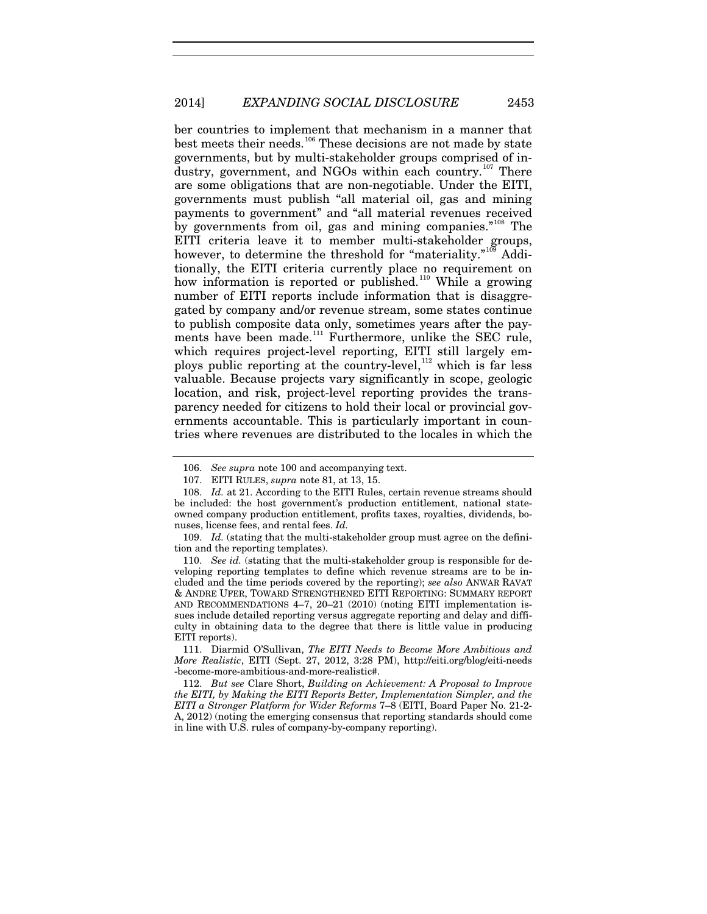ber countries to implement that mechanism in a manner that best meets their needs.[106] These decisions are not made by state governments, but by multi-stakeholder groups comprised of industry, government, and NGOs within each country.[107] There are some obligations that are non-negotiable. Under the EITI, governments must publish "all material oil, gas and mining payments to government" and "all material revenues received by governments from oil, gas and mining companies."[108] The EITI criteria leave it to member multi-stakeholder groups, however, to determine the threshold for "materiality."[109] Additionally, the EITI criteria currently place no requirement on how information is reported or published.[110] While a growing number of EITI reports include information that is disaggregated by company and/or revenue stream, some states continue to publish composite data only, sometimes years after the payments have been made.[111] Furthermore, unlike the SEC rule, which requires project-level reporting, EITI still largely employs public reporting at the country-level,[112] which is far less valuable. Because projects vary significantly in scope, geologic location, and risk, project-level reporting provides the transparency needed for citizens to hold their local or provincial governments accountable. This is particularly important in countries where revenues are distributed to the locales in which the

---

106. *See supra* note 100 and accompanying text.

107. EITI RULES, *supra* note 81, at 13, 15.

108. *Id.* at 21. According to the EITI Rules, certain revenue streams should be included: the host government's production entitlement, national state-owned company production entitlement, profits taxes, royalties, dividends, bonuses, license fees, and rental fees. *Id.*

109. *Id.* (stating that the multi-stakeholder group must agree on the definition and the reporting templates).

110. *See id.* (stating that the multi-stakeholder group is responsible for developing reporting templates to define which revenue streams are to be included and the time periods covered by the reporting); *see also* ANWAR RAVAT & ANDRE UFER, TOWARD STRENGTHENED EITI REPORTING: SUMMARY REPORT AND RECOMMENDATIONS 4–7, 20–21 (2010) (noting EITI implementation issues include detailed reporting versus aggregate reporting and delay and difficulty in obtaining data to the degree that there is little value in producing EITI reports).

111. Diarmid O'Sullivan, *The EITI Needs to Become More Ambitious and More Realistic*, EITI (Sept. 27, 2012, 3:28 PM), http://eiti.org/blog/eiti-needs-become-more-ambitious-and-more-realistic#.

112. *But see* Clare Short, *Building on Achievement: A Proposal to Improve the EITI, by Making the EITI Reports Better, Implementation Simpler, and the EITI a Stronger Platform for Wider Reforms* 7–8 (EITI, Board Paper No. 21-2-A, 2012) (noting the emerging consensus that reporting standards should come in line with U.S. rules of company-by-company reporting).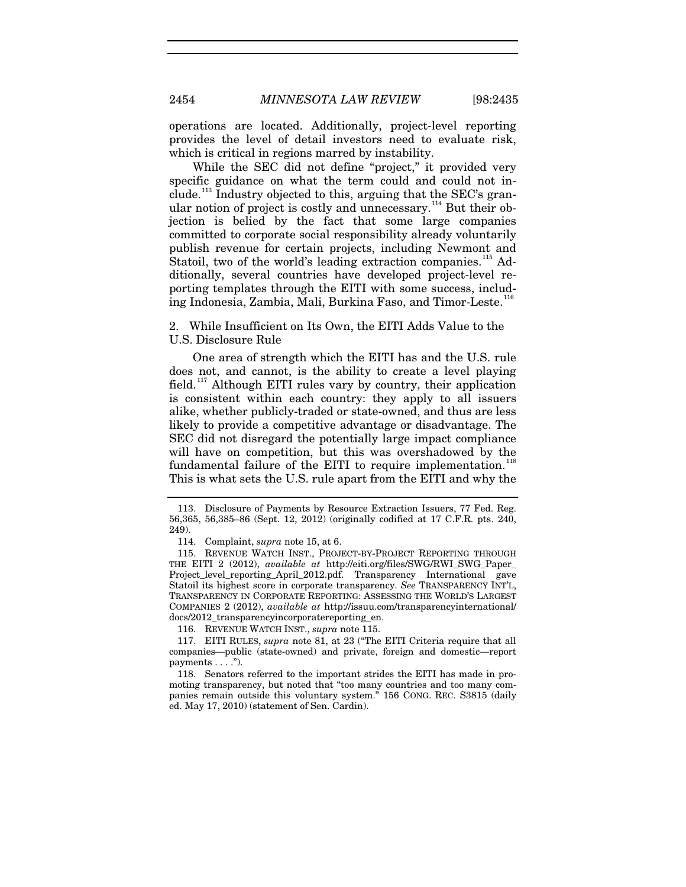operations are located. Additionally, project-level reporting provides the level of detail investors need to evaluate risk, which is critical in regions marred by instability.

While the SEC did not define "project," it provided very specific guidance on what the term could and could not include.[113] Industry objected to this, arguing that the SEC's granular notion of project is costly and unnecessary.[114] But their objection is belied by the fact that some large companies committed to corporate social responsibility already voluntarily publish revenue for certain projects, including Newmont and Statoil, two of the world's leading extraction companies.[115] Additionally, several countries have developed project-level reporting templates through the EITI with some success, including Indonesia, Zambia, Mali, Burkina Faso, and Timor-Leste.[116]

### 2. While Insufficient on Its Own, the EITI Adds Value to the U.S. Disclosure Rule

One area of strength which the EITI has and the U.S. rule does not, and cannot, is the ability to create a level playing field.[117] Although EITI rules vary by country, their application is consistent within each country: they apply to all issuers alike, whether publicly-traded or state-owned, and thus are less likely to provide a competitive advantage or disadvantage. The SEC did not disregard the potentially large impact compliance will have on competition, but this was overshadowed by the fundamental failure of the EITI to require implementation.[118] This is what sets the U.S. rule apart from the EITI and why the

---

113. Disclosure of Payments by Resource Extraction Issuers, 77 Fed. Reg. 56,365, 56,385–86 (Sept. 12, 2012) (originally codified at 17 C.F.R. pts. 240, 249).

114. Complaint, *supra* note 15, at 6.

115. REVENUE WATCH INST., PROJECT-BY-PROJECT REPORTING THROUGH THE EITI 2 (2012), *available at* http://eiti.org/files/SWG/RWI_SWG_Paper_Project_level_reporting_April_2012.pdf. Transparency International gave Statoil its highest score in corporate transparency. *See* TRANSPARENCY INT'L, TRANSPARENCY IN CORPORATE REPORTING: ASSESSING THE WORLD'S LARGEST COMPANIES 2 (2012), *available at* http://issuu.com/transparencyinternational/docs/2012_transparencyincorporatereporting_en.

116. REVENUE WATCH INST., *supra* note 115.

117. EITI RULES, *supra* note 81, at 23 ("The EITI Criteria require that all companies—public (state-owned) and private, foreign and domestic—report payments . . . .").

118. Senators referred to the important strides the EITI has made in promoting transparency, but noted that "too many countries and too many companies remain outside this voluntary system." 156 CONG. REC. S3815 (daily ed. May 17, 2010) (statement of Sen. Cardin).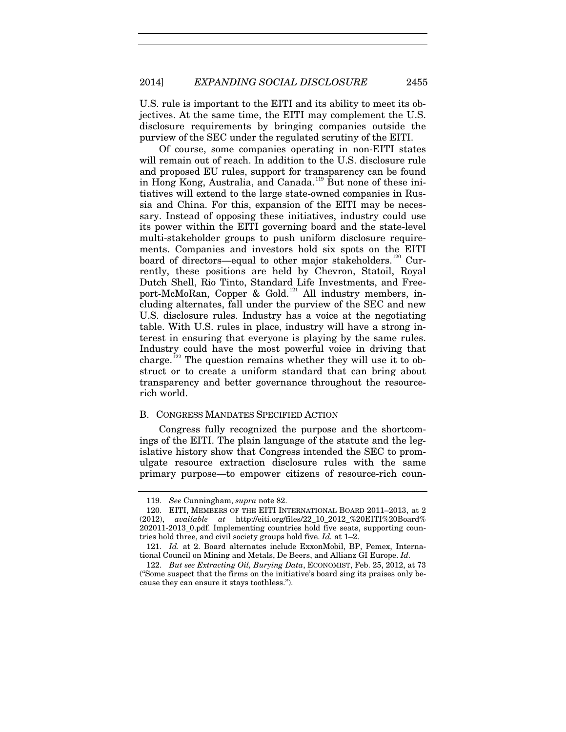U.S. rule is important to the EITI and its ability to meet its objectives. At the same time, the EITI may complement the U.S. disclosure requirements by bringing companies outside the purview of the SEC under the regulated scrutiny of the EITI.

Of course, some companies operating in non-EITI states will remain out of reach. In addition to the U.S. disclosure rule and proposed EU rules, support for transparency can be found in Hong Kong, Australia, and Canada.[119] But none of these initiatives will extend to the large state-owned companies in Russia and China. For this, expansion of the EITI may be necessary. Instead of opposing these initiatives, industry could use its power within the EITI governing board and the state-level multi-stakeholder groups to push uniform disclosure requirements. Companies and investors hold six spots on the EITI board of directors—equal to other major stakeholders.[120] Currently, these positions are held by Chevron, Statoil, Royal Dutch Shell, Rio Tinto, Standard Life Investments, and Freeport-McMoRan, Copper & Gold.[121] All industry members, including alternates, fall under the purview of the SEC and new U.S. disclosure rules. Industry has a voice at the negotiating table. With U.S. rules in place, industry will have a strong interest in ensuring that everyone is playing by the same rules. Industry could have the most powerful voice in driving that charge.[122] The question remains whether they will use it to obstruct or to create a uniform standard that can bring about transparency and better governance throughout the resource-rich world.

## B. CONGRESS MANDATES SPECIFIED ACTION

Congress fully recognized the purpose and the shortcomings of the EITI. The plain language of the statute and the legislative history show that Congress intended the SEC to promulgate resource extraction disclosure rules with the same primary purpose—to empower citizens of resource-rich coun-

---

119. *See* Cunningham, *supra* note 82.

120. EITI, MEMBERS OF THE EITI INTERNATIONAL BOARD 2011–2013, at 2 (2012), *available at* http://eiti.org/files/22_10_2012_%20EITI%20Board%202011-2013_0.pdf. Implementing countries hold five seats, supporting countries hold three, and civil society groups hold five. *Id.* at 1–2.

121. *Id.* at 2. Board alternates include ExxonMobil, BP, Pemex, International Council on Mining and Metals, De Beers, and Allianz GI Europe. *Id.*

122. *But see Extracting Oil, Burying Data*, ECONOMIST, Feb. 25, 2012, at 73 ("Some suspect that the firms on the initiative's board sing its praises only because they can ensure it stays toothless.").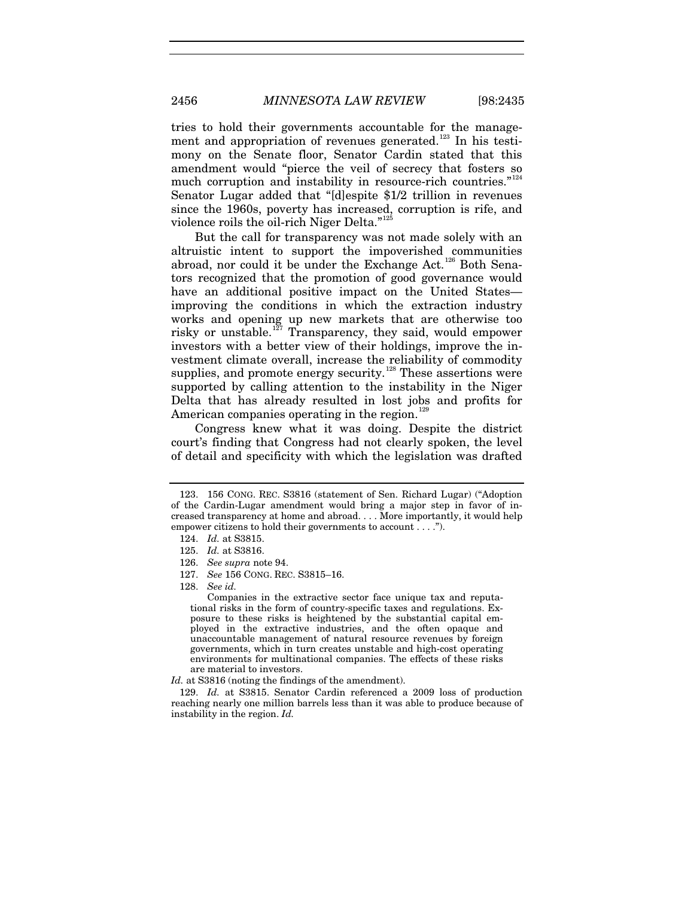tries to hold their governments accountable for the management and appropriation of revenues generated.[123] In his testimony on the Senate floor, Senator Cardin stated that this amendment would "pierce the veil of secrecy that fosters so much corruption and instability in resource-rich countries."[124] Senator Lugar added that "[d]espite $1/2 trillion in revenues since the 1960s, poverty has increased, corruption is rife, and violence roils the oil-rich Niger Delta."[125]

But the call for transparency was not made solely with an altruistic intent to support the impoverished communities abroad, nor could it be under the Exchange Act.[126] Both Senators recognized that the promotion of good governance would have an additional positive impact on the United States—improving the conditions in which the extraction industry works and opening up new markets that are otherwise too risky or unstable.[127] Transparency, they said, would empower investors with a better view of their holdings, improve the investment climate overall, increase the reliability of commodity supplies, and promote energy security.[128] These assertions were supported by calling attention to the instability in the Niger Delta that has already resulted in lost jobs and profits for American companies operating in the region.[129]

Congress knew what it was doing. Despite the district court's finding that Congress had not clearly spoken, the level of detail and specificity with which the legislation was drafted

---

123. 156 CONG. REC. S3816 (statement of Sen. Richard Lugar) ("Adoption of the Cardin-Lugar amendment would bring a major step in favor of increased transparency at home and abroad. . . . More importantly, it would help empower citizens to hold their governments to account . . . .").

124. *Id.* at S3815.

125. *Id.* at S3816.

126. *See supra* note 94.

127. *See* 156 CONG. REC. S3815–16.

128. *See id.*

> Companies in the extractive sector face unique tax and reputational risks in the form of country-specific taxes and regulations. Exposure to these risks is heightened by the substantial capital employed in the extractive industries, and the often opaque and unaccountable management of natural resource revenues by foreign governments, which in turn creates unstable and high-cost operating environments for multinational companies. The effects of these risks are material to investors.

*Id.* at S3816 (noting the findings of the amendment).

129. *Id.* at S3815. Senator Cardin referenced a 2009 loss of production reaching nearly one million barrels less than it was able to produce because of instability in the region. *Id.*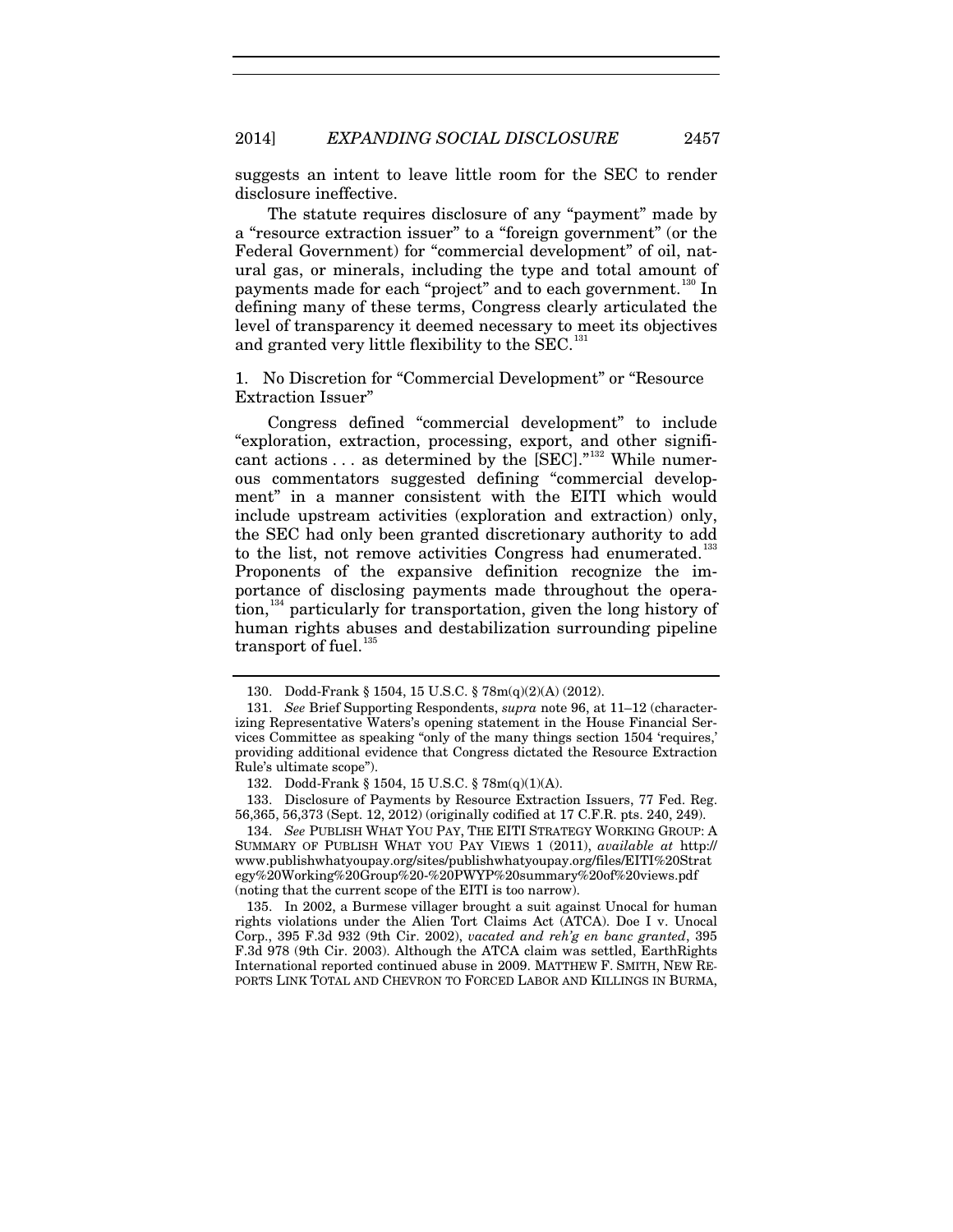suggests an intent to leave little room for the SEC to render disclosure ineffective.

The statute requires disclosure of any "payment" made by a "resource extraction issuer" to a "foreign government" (or the Federal Government) for "commercial development" of oil, natural gas, or minerals, including the type and total amount of payments made for each "project" and to each government.[130] In defining many of these terms, Congress clearly articulated the level of transparency it deemed necessary to meet its objectives and granted very little flexibility to the SEC.[131]

### 1. No Discretion for "Commercial Development" or "Resource Extraction Issuer"

Congress defined "commercial development" to include "exploration, extraction, processing, export, and other significant actions . . . as determined by the [SEC]."[132] While numerous commentators suggested defining "commercial development" in a manner consistent with the EITI which would include upstream activities (exploration and extraction) only, the SEC had only been granted discretionary authority to add to the list, not remove activities Congress had enumerated.[133] Proponents of the expansive definition recognize the importance of disclosing payments made throughout the operation,[134] particularly for transportation, given the long history of human rights abuses and destabilization surrounding pipeline transport of fuel.[135]

---

130. Dodd-Frank § 1504, 15 U.S.C. § 78m(q)(2)(A) (2012).

131. *See* Brief Supporting Respondents, *supra* note 96, at 11–12 (characterizing Representative Waters's opening statement in the House Financial Services Committee as speaking "only of the many things section 1504 'requires,' providing additional evidence that Congress dictated the Resource Extraction Rule's ultimate scope").

132. Dodd-Frank § 1504, 15 U.S.C. § 78m(q)(1)(A).

133. Disclosure of Payments by Resource Extraction Issuers, 77 Fed. Reg. 56,365, 56,373 (Sept. 12, 2012) (originally codified at 17 C.F.R. pts. 240, 249).

134. *See* PUBLISH WHAT YOU PAY, THE EITI STRATEGY WORKING GROUP: A SUMMARY OF PUBLISH WHAT YOU PAY VIEWS 1 (2011), *available at* http://www.publishwhatyoupay.org/sites/publishwhatyoupay.org/files/EITI%20Strategy%20Working%20Group%20-%20PWYP%20summary%20of%20views.pdf (noting that the current scope of the EITI is too narrow).

135. In 2002, a Burmese villager brought a suit against Unocal for human rights violations under the Alien Tort Claims Act (ATCA). Doe I v. Unocal Corp., 395 F.3d 932 (9th Cir. 2002), *vacated and reh'g en banc granted*, 395 F.3d 978 (9th Cir. 2003). Although the ATCA claim was settled, EarthRights International reported continued abuse in 2009. MATTHEW F. SMITH, NEW REPORTS LINK TOTAL AND CHEVRON TO FORCED LABOR AND KILLINGS IN BURMA,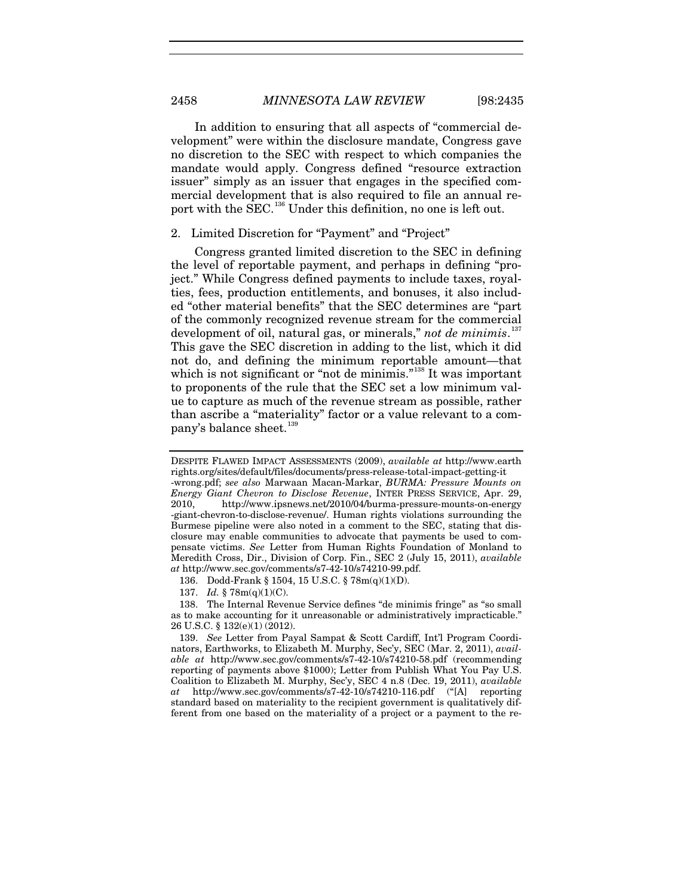In addition to ensuring that all aspects of "commercial development" were within the disclosure mandate, Congress gave no discretion to the SEC with respect to which companies the mandate would apply. Congress defined "resource extraction issuer" simply as an issuer that engages in the specified commercial development that is also required to file an annual report with the SEC.[136] Under this definition, no one is left out.

### 2. Limited Discretion for "Payment" and "Project"

Congress granted limited discretion to the SEC in defining the level of reportable payment, and perhaps in defining "project." While Congress defined payments to include taxes, royalties, fees, production entitlements, and bonuses, it also included "other material benefits" that the SEC determines are "part of the commonly recognized revenue stream for the commercial development of oil, natural gas, or minerals," *not de minimis*.[137] This gave the SEC discretion in adding to the list, which it did not do, and defining the minimum reportable amount—that which is not significant or "not de minimis."[138] It was important to proponents of the rule that the SEC set a low minimum value to capture as much of the revenue stream as possible, rather than ascribe a "materiality" factor or a value relevant to a company's balance sheet.[139]

---

DESPITE FLAWED IMPACT ASSESSMENTS (2009), *available at* http://www.earthrights.org/sites/default/files/documents/press-release-total-impact-getting-it-wrong.pdf; *see also* Marwaan Macan-Markar, *BURMA: Pressure Mounts on Energy Giant Chevron to Disclose Revenue*, INTER PRESS SERVICE, Apr. 29, 2010, http://www.ipsnews.net/2010/04/burma-pressure-mounts-on-energy-giant-chevron-to-disclose-revenue/. Human rights violations surrounding the Burmese pipeline were also noted in a comment to the SEC, stating that disclosure may enable communities to advocate that payments be used to compensate victims. *See* Letter from Human Rights Foundation of Monland to Meredith Cross, Dir., Division of Corp. Fin., SEC 2 (July 15, 2011), *available at* http://www.sec.gov/comments/s7-42-10/s74210-99.pdf.

136. Dodd-Frank § 1504, 15 U.S.C. § 78m(q)(1)(D).

137. *Id.* § 78m(q)(1)(C).

138. The Internal Revenue Service defines "de minimis fringe" as "so small as to make accounting for it unreasonable or administratively impracticable." 26 U.S.C. § 132(e)(1) (2012).

139. *See* Letter from Payal Sampat & Scott Cardiff, Int'l Program Coordinators, Earthworks, to Elizabeth M. Murphy, Sec'y, SEC (Mar. 2, 2011), *available at* http://www.sec.gov/comments/s7-42-10/s74210-58.pdf (recommending reporting of payments above $1000); Letter from Publish What You Pay U.S. Coalition to Elizabeth M. Murphy, Sec'y, SEC 4 n.8 (Dec. 19, 2011), *available at* http://www.sec.gov/comments/s7-42-10/s74210-116.pdf ("[A] reporting standard based on materiality to the recipient government is qualitatively different from one based on the materiality of a project or a payment to the re-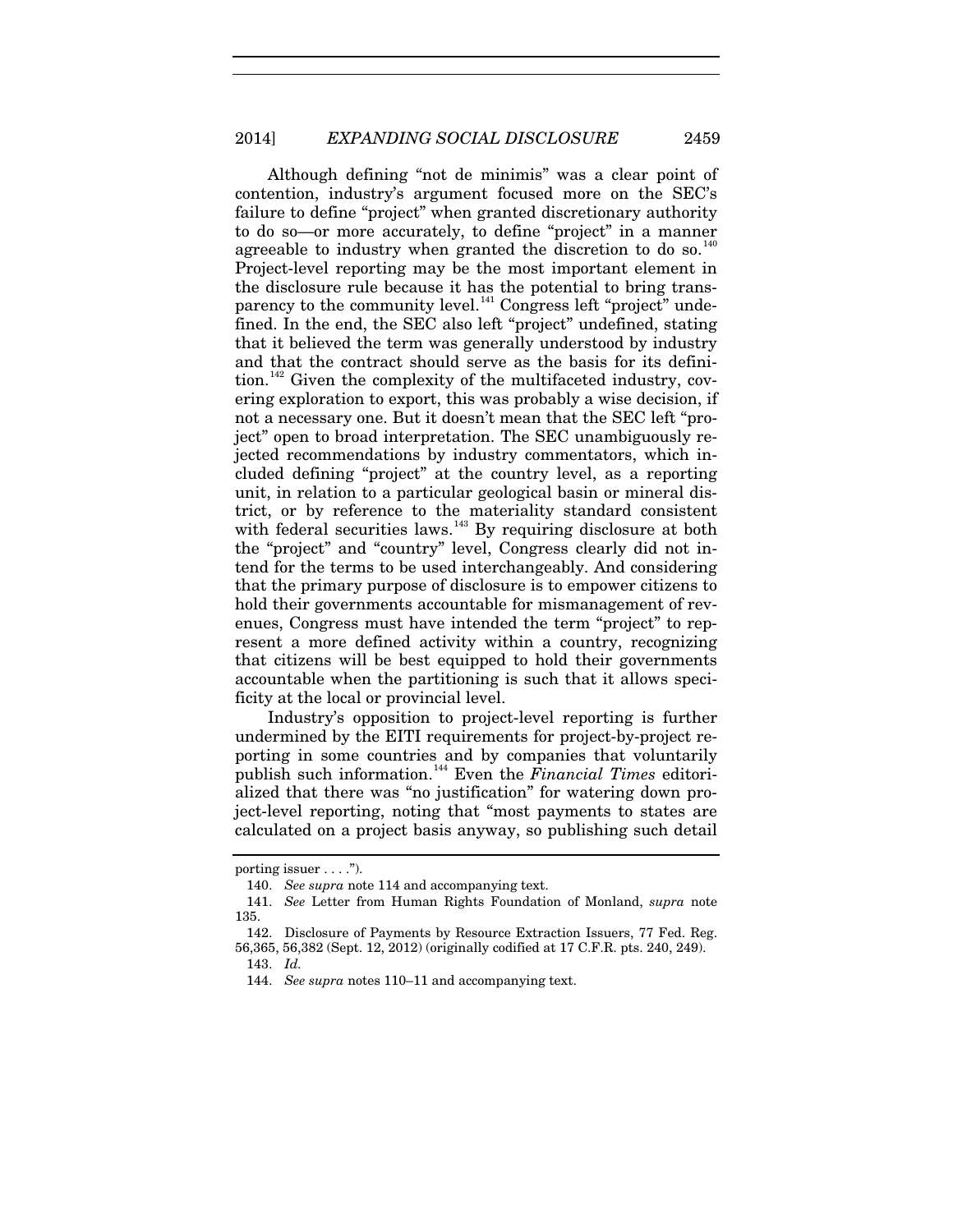Although defining "not de minimis" was a clear point of contention, industry's argument focused more on the SEC's failure to define "project" when granted discretionary authority to do so—or more accurately, to define "project" in a manner agreeable to industry when granted the discretion to do so.[140] Project-level reporting may be the most important element in the disclosure rule because it has the potential to bring transparency to the community level.[141] Congress left "project" undefined. In the end, the SEC also left "project" undefined, stating that it believed the term was generally understood by industry and that the contract should serve as the basis for its definition.[142] Given the complexity of the multifaceted industry, covering exploration to export, this was probably a wise decision, if not a necessary one. But it doesn't mean that the SEC left "project" open to broad interpretation. The SEC unambiguously rejected recommendations by industry commentators, which included defining "project" at the country level, as a reporting unit, in relation to a particular geological basin or mineral district, or by reference to the materiality standard consistent with federal securities laws.[143] By requiring disclosure at both the "project" and "country" level, Congress clearly did not intend for the terms to be used interchangeably. And considering that the primary purpose of disclosure is to empower citizens to hold their governments accountable for mismanagement of revenues, Congress must have intended the term "project" to represent a more defined activity within a country, recognizing that citizens will be best equipped to hold their governments accountable when the partitioning is such that it allows specificity at the local or provincial level.

Industry's opposition to project-level reporting is further undermined by the EITI requirements for project-by-project reporting in some countries and by companies that voluntarily publish such information.[144] Even the *Financial Times* editorialized that there was "no justification" for watering down project-level reporting, noting that "most payments to states are calculated on a project basis anyway, so publishing such detail

---

porting issuer . . . .").

140. *See supra* note 114 and accompanying text.

141. *See* Letter from Human Rights Foundation of Monland, *supra* note 135.

142. Disclosure of Payments by Resource Extraction Issuers, 77 Fed. Reg. 56,365, 56,382 (Sept. 12, 2012) (originally codified at 17 C.F.R. pts. 240, 249).

143. *Id.*

144. *See supra* notes 110–11 and accompanying text.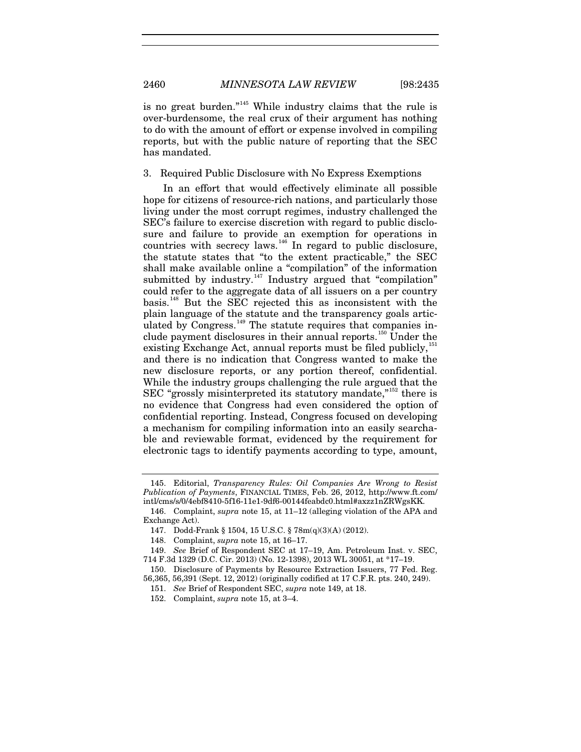is no great burden."[145] While industry claims that the rule is over-burdensome, the real crux of their argument has nothing to do with the amount of effort or expense involved in compiling reports, but with the public nature of reporting that the SEC has mandated.

### 3. Required Public Disclosure with No Express Exemptions

In an effort that would effectively eliminate all possible hope for citizens of resource-rich nations, and particularly those living under the most corrupt regimes, industry challenged the SEC's failure to exercise discretion with regard to public disclosure and failure to provide an exemption for operations in countries with secrecy laws.[146] In regard to public disclosure, the statute states that "to the extent practicable," the SEC shall make available online a "compilation" of the information submitted by industry.[147] Industry argued that "compilation" could refer to the aggregate data of all issuers on a per country basis.[148] But the SEC rejected this as inconsistent with the plain language of the statute and the transparency goals articulated by Congress.[149] The statute requires that companies include payment disclosures in their annual reports.[150] Under the existing Exchange Act, annual reports must be filed publicly,[151] and there is no indication that Congress wanted to make the new disclosure reports, or any portion thereof, confidential. While the industry groups challenging the rule argued that the SEC "grossly misinterpreted its statutory mandate,"[152] there is no evidence that Congress had even considered the option of confidential reporting. Instead, Congress focused on developing a mechanism for compiling information into an easily searchable and reviewable format, evidenced by the requirement for electronic tags to identify payments according to type, amount,

---

145. Editorial, *Transparency Rules: Oil Companies Are Wrong to Resist Publication of Payments*, FINANCIAL TIMES, Feb. 26, 2012, http://www.ft.com/intl/cms/s/0/4ebf8410-5f16-11e1-9df6-00144feabdc0.html#axzz1nZRWgsKK.

146. Complaint, *supra* note 15, at 11–12 (alleging violation of the APA and Exchange Act).

147. Dodd-Frank § 1504, 15 U.S.C. § 78m(q)(3)(A) (2012).

148. Complaint, *supra* note 15, at 16–17.

149. *See* Brief of Respondent SEC at 17–19, Am. Petroleum Inst. v. SEC, 714 F.3d 1329 (D.C. Cir. 2013) (No. 12-1398), 2013 WL 30051, at *17–19.

150. Disclosure of Payments by Resource Extraction Issuers, 77 Fed. Reg. 56,365, 56,391 (Sept. 12, 2012) (originally codified at 17 C.F.R. pts. 240, 249).

151. *See* Brief of Respondent SEC, *supra* note 149, at 18.

152. Complaint, *supra* note 15, at 3–4.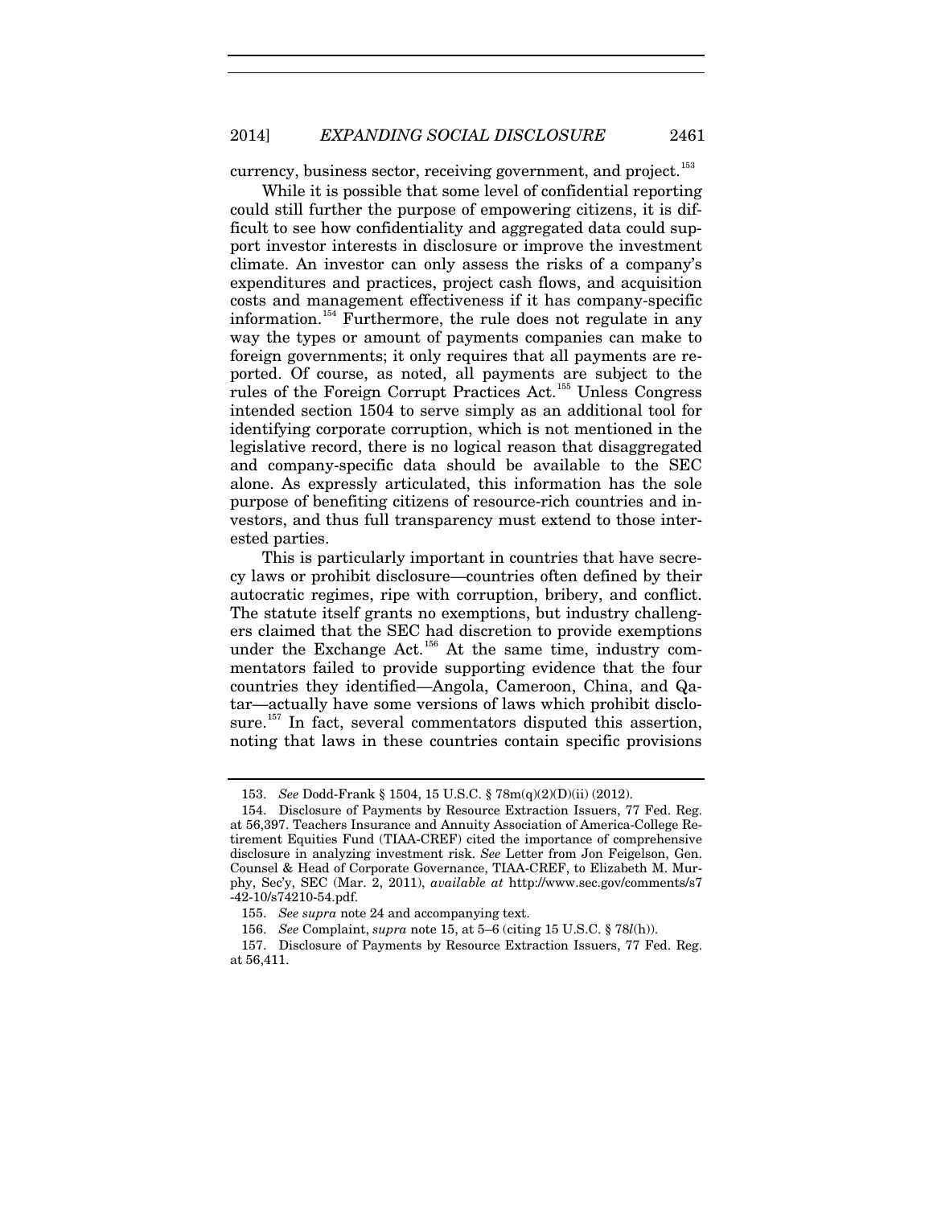currency, business sector, receiving government, and project.[153]

While it is possible that some level of confidential reporting could still further the purpose of empowering citizens, it is difficult to see how confidentiality and aggregated data could support investor interests in disclosure or improve the investment climate. An investor can only assess the risks of a company's expenditures and practices, project cash flows, and acquisition costs and management effectiveness if it has company-specific information.[154] Furthermore, the rule does not regulate in any way the types or amount of payments companies can make to foreign governments; it only requires that all payments are reported. Of course, as noted, all payments are subject to the rules of the Foreign Corrupt Practices Act.[155] Unless Congress intended section 1504 to serve simply as an additional tool for identifying corporate corruption, which is not mentioned in the legislative record, there is no logical reason that disaggregated and company-specific data should be available to the SEC alone. As expressly articulated, this information has the sole purpose of benefiting citizens of resource-rich countries and investors, and thus full transparency must extend to those interested parties.

This is particularly important in countries that have secrecy laws or prohibit disclosure—countries often defined by their autocratic regimes, ripe with corruption, bribery, and conflict. The statute itself grants no exemptions, but industry challengers claimed that the SEC had discretion to provide exemptions under the Exchange Act.[156] At the same time, industry commentators failed to provide supporting evidence that the four countries they identified—Angola, Cameroon, China, and Qatar—actually have some versions of laws which prohibit disclosure.[157] In fact, several commentators disputed this assertion, noting that laws in these countries contain specific provisions

---

153. *See* Dodd-Frank § 1504, 15 U.S.C. § 78m(q)(2)(D)(ii) (2012).

154. Disclosure of Payments by Resource Extraction Issuers, 77 Fed. Reg. at 56,397. Teachers Insurance and Annuity Association of America-College Retirement Equities Fund (TIAA-CREF) cited the importance of comprehensive disclosure in analyzing investment risk. *See* Letter from Jon Feigelson, Gen. Counsel & Head of Corporate Governance, TIAA-CREF, to Elizabeth M. Murphy, Sec'y, SEC (Mar. 2, 2011), *available at* http://www.sec.gov/comments/s7-42-10/s74210-54.pdf.

155. *See supra* note 24 and accompanying text.

156. *See* Complaint, *supra* note 15, at 5–6 (citing 15 U.S.C. § 78*l*(h)).

157. Disclosure of Payments by Resource Extraction Issuers, 77 Fed. Reg. at 56,411.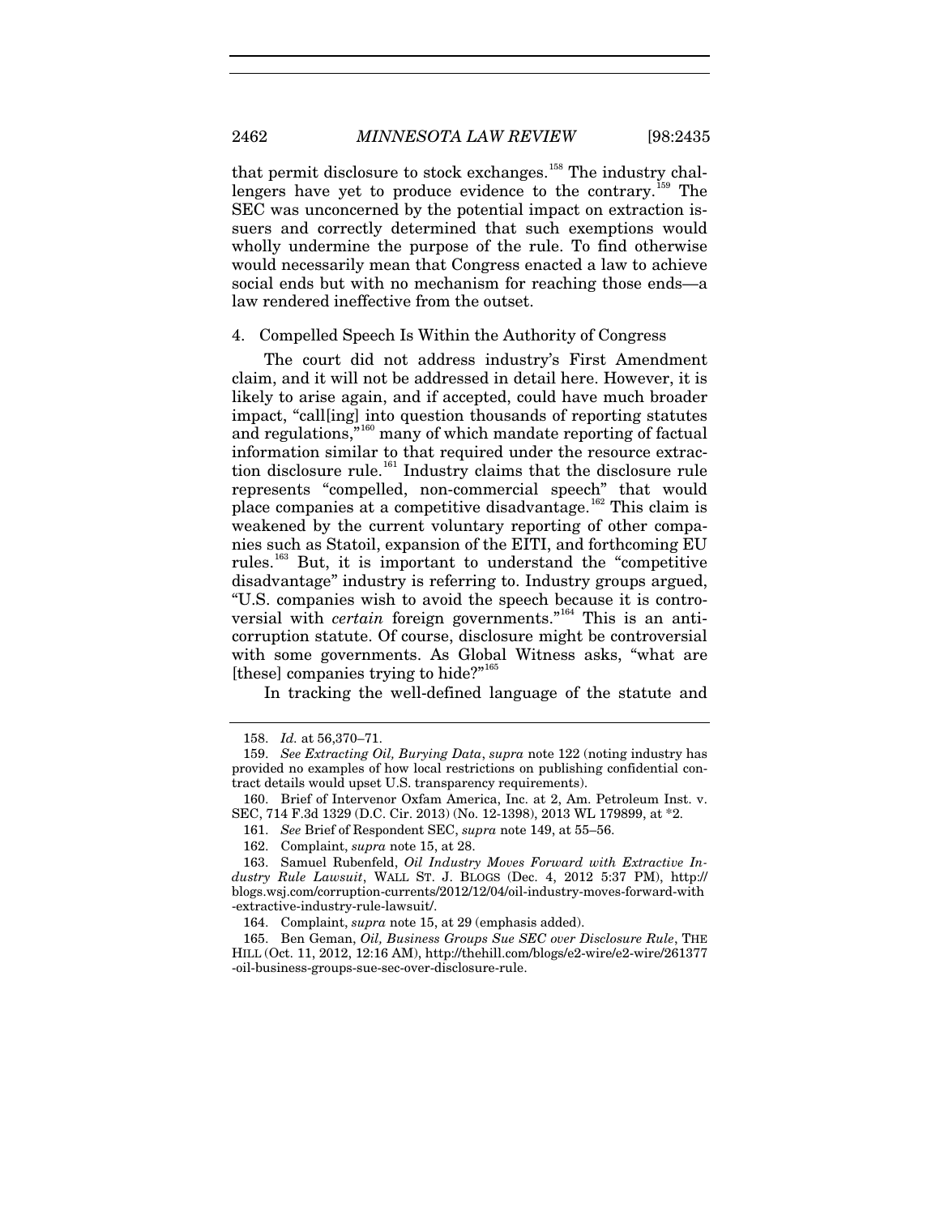that permit disclosure to stock exchanges.[158] The industry challengers have yet to produce evidence to the contrary.[159] The SEC was unconcerned by the potential impact on extraction issuers and correctly determined that such exemptions would wholly undermine the purpose of the rule. To find otherwise would necessarily mean that Congress enacted a law to achieve social ends but with no mechanism for reaching those ends—a law rendered ineffective from the outset.

4. Compelled Speech Is Within the Authority of Congress

The court did not address industry's First Amendment claim, and it will not be addressed in detail here. However, it is likely to arise again, and if accepted, could have much broader impact, "call[ing] into question thousands of reporting statutes and regulations,"[160] many of which mandate reporting of factual information similar to that required under the resource extraction disclosure rule.[161] Industry claims that the disclosure rule represents "compelled, non-commercial speech" that would place companies at a competitive disadvantage.[162] This claim is weakened by the current voluntary reporting of other companies such as Statoil, expansion of the EITI, and forthcoming EU rules.[163] But, it is important to understand the "competitive disadvantage" industry is referring to. Industry groups argued, "U.S. companies wish to avoid the speech because it is controversial with *certain* foreign governments."[164] This is an anti-corruption statute. Of course, disclosure might be controversial with some governments. As Global Witness asks, "what are [these] companies trying to hide?"[165]

In tracking the well-defined language of the statute and

---

158. *Id.* at 56,370–71.

159. *See Extracting Oil, Burying Data*, *supra* note 122 (noting industry has provided no examples of how local restrictions on publishing confidential contract details would upset U.S. transparency requirements).

160. Brief of Intervenor Oxfam America, Inc. at 2, Am. Petroleum Inst. v. SEC, 714 F.3d 1329 (D.C. Cir. 2013) (No. 12-1398), 2013 WL 179899, at *2.

161. *See* Brief of Respondent SEC, *supra* note 149, at 55–56.

162. Complaint, *supra* note 15, at 28.

163. Samuel Rubenfeld, *Oil Industry Moves Forward with Extractive Industry Rule Lawsuit*, WALL ST. J. BLOGS (Dec. 4, 2012 5:37 PM), http://blogs.wsj.com/corruption-currents/2012/12/04/oil-industry-moves-forward-with-extractive-industry-rule-lawsuit/.

164. Complaint, *supra* note 15, at 29 (emphasis added).

165. Ben Geman, *Oil, Business Groups Sue SEC over Disclosure Rule*, THE HILL (Oct. 11, 2012, 12:16 AM), http://thehill.com/blogs/e2-wire/e2-wire/261377-oil-business-groups-sue-sec-over-disclosure-rule.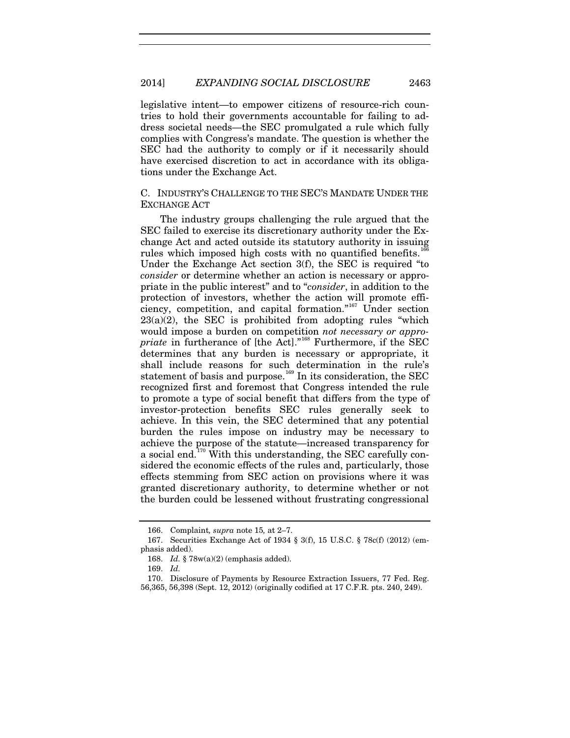legislative intent—to empower citizens of resource-rich countries to hold their governments accountable for failing to address societal needs—the SEC promulgated a rule which fully complies with Congress's mandate. The question is whether the SEC had the authority to comply or if it necessarily should have exercised discretion to act in accordance with its obligations under the Exchange Act.

### C. INDUSTRY'S CHALLENGE TO THE SEC'S MANDATE UNDER THE EXCHANGE ACT

The industry groups challenging the rule argued that the SEC failed to exercise its discretionary authority under the Exchange Act and acted outside its statutory authority in issuing rules which imposed high costs with no quantified benefits.[166] Under the Exchange Act section 3(f), the SEC is required "to *consider* or determine whether an action is necessary or appropriate in the public interest" and to "*consider*, in addition to the protection of investors, whether the action will promote efficiency, competition, and capital formation."[167] Under section 23(a)(2), the SEC is prohibited from adopting rules "which would impose a burden on competition *not necessary or appropriate* in furtherance of [the Act]."[168] Furthermore, if the SEC determines that any burden is necessary or appropriate, it shall include reasons for such determination in the rule's statement of basis and purpose.[169] In its consideration, the SEC recognized first and foremost that Congress intended the rule to promote a type of social benefit that differs from the type of investor-protection benefits SEC rules generally seek to achieve. In this vein, the SEC determined that any potential burden the rules impose on industry may be necessary to achieve the purpose of the statute—increased transparency for a social end.[170] With this understanding, the SEC carefully considered the economic effects of the rules and, particularly, those effects stemming from SEC action on provisions where it was granted discretionary authority, to determine whether or not the burden could be lessened without frustrating congressional

---

166. Complaint*, supra* note 15*,* at 2–7.

167. Securities Exchange Act of 1934 § 3(f), 15 U.S.C. § 78c(f) (2012) (emphasis added).

168. *Id.* § 78w(a)(2) (emphasis added).

169. *Id.*

170. Disclosure of Payments by Resource Extraction Issuers, 77 Fed. Reg. 56,365, 56,398 (Sept. 12, 2012) (originally codified at 17 C.F.R. pts. 240, 249).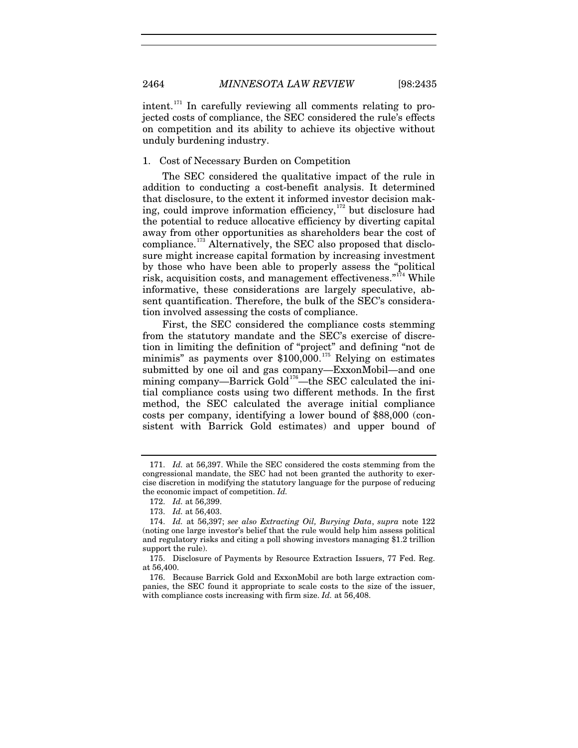intent.[171] In carefully reviewing all comments relating to projected costs of compliance, the SEC considered the rule's effects on competition and its ability to achieve its objective without unduly burdening industry.

1. Cost of Necessary Burden on Competition

The SEC considered the qualitative impact of the rule in addition to conducting a cost-benefit analysis. It determined that disclosure, to the extent it informed investor decision making, could improve information efficiency,[172] but disclosure had the potential to reduce allocative efficiency by diverting capital away from other opportunities as shareholders bear the cost of compliance.[173] Alternatively, the SEC also proposed that disclosure might increase capital formation by increasing investment by those who have been able to properly assess the "political risk, acquisition costs, and management effectiveness."[174] While informative, these considerations are largely speculative, absent quantification. Therefore, the bulk of the SEC's consideration involved assessing the costs of compliance.

First, the SEC considered the compliance costs stemming from the statutory mandate and the SEC's exercise of discretion in limiting the definition of "project" and defining "not de minimis" as payments over $100,000.[175] Relying on estimates submitted by one oil and gas company—ExxonMobil—and one mining company—Barrick Gold[176]—the SEC calculated the initial compliance costs using two different methods. In the first method, the SEC calculated the average initial compliance costs per company, identifying a lower bound of $88,000 (consistent with Barrick Gold estimates) and upper bound of

---

171. *Id.* at 56,397. While the SEC considered the costs stemming from the congressional mandate, the SEC had not been granted the authority to exercise discretion in modifying the statutory language for the purpose of reducing the economic impact of competition. *Id.*

172. *Id.* at 56,399.

173. *Id.* at 56,403.

174. *Id.* at 56,397; *see also Extracting Oil, Burying Data*, *supra* note 122 (noting one large investor's belief that the rule would help him assess political and regulatory risks and citing a poll showing investors managing $1.2 trillion support the rule).

175. Disclosure of Payments by Resource Extraction Issuers, 77 Fed. Reg. at 56,400.

176. Because Barrick Gold and ExxonMobil are both large extraction companies, the SEC found it appropriate to scale costs to the size of the issuer, with compliance costs increasing with firm size. *Id.* at 56,408.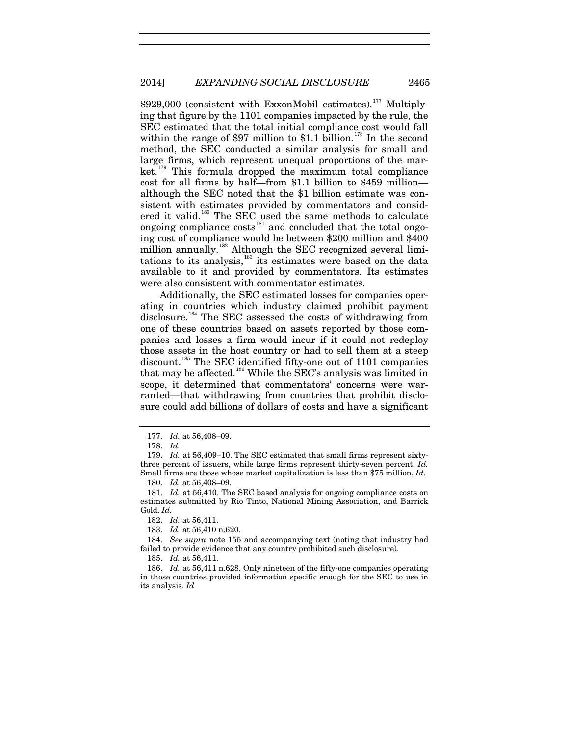$929,000 (consistent with ExxonMobil estimates).[177] Multiplying that figure by the 1101 companies impacted by the rule, the SEC estimated that the total initial compliance cost would fall within the range of $97 million to $1.1 billion.[178] In the second method, the SEC conducted a similar analysis for small and large firms, which represent unequal proportions of the market.[179] This formula dropped the maximum total compliance cost for all firms by half—from $1.1 billion to $459 million—although the SEC noted that the $1 billion estimate was consistent with estimates provided by commentators and considered it valid.[180] The SEC used the same methods to calculate ongoing compliance costs[181] and concluded that the total ongoing cost of compliance would be between $200 million and $400 million annually.[182] Although the SEC recognized several limitations to its analysis,[183] its estimates were based on the data available to it and provided by commentators. Its estimates were also consistent with commentator estimates.

Additionally, the SEC estimated losses for companies operating in countries which industry claimed prohibit payment disclosure.[184] The SEC assessed the costs of withdrawing from one of these countries based on assets reported by those companies and losses a firm would incur if it could not redeploy those assets in the host country or had to sell them at a steep discount.[185] The SEC identified fifty-one out of 1101 companies that may be affected.[186] While the SEC's analysis was limited in scope, it determined that commentators' concerns were warranted—that withdrawing from countries that prohibit disclosure could add billions of dollars of costs and have a significant

---

177. *Id.* at 56,408–09.

178. *Id.*

179. *Id.* at 56,409–10. The SEC estimated that small firms represent sixty-three percent of issuers, while large firms represent thirty-seven percent. *Id.* Small firms are those whose market capitalization is less than $75 million. *Id.*

180. *Id.* at 56,408–09.

181. *Id.* at 56,410. The SEC based analysis for ongoing compliance costs on estimates submitted by Rio Tinto, National Mining Association, and Barrick Gold. *Id.*

182. *Id.* at 56,411.

183. *Id.* at 56,410 n.620.

184. *See supra* note 155 and accompanying text (noting that industry had failed to provide evidence that any country prohibited such disclosure).

185. *Id.* at 56,411.

186. *Id.* at 56,411 n.628. Only nineteen of the fifty-one companies operating in those countries provided information specific enough for the SEC to use in its analysis. *Id.*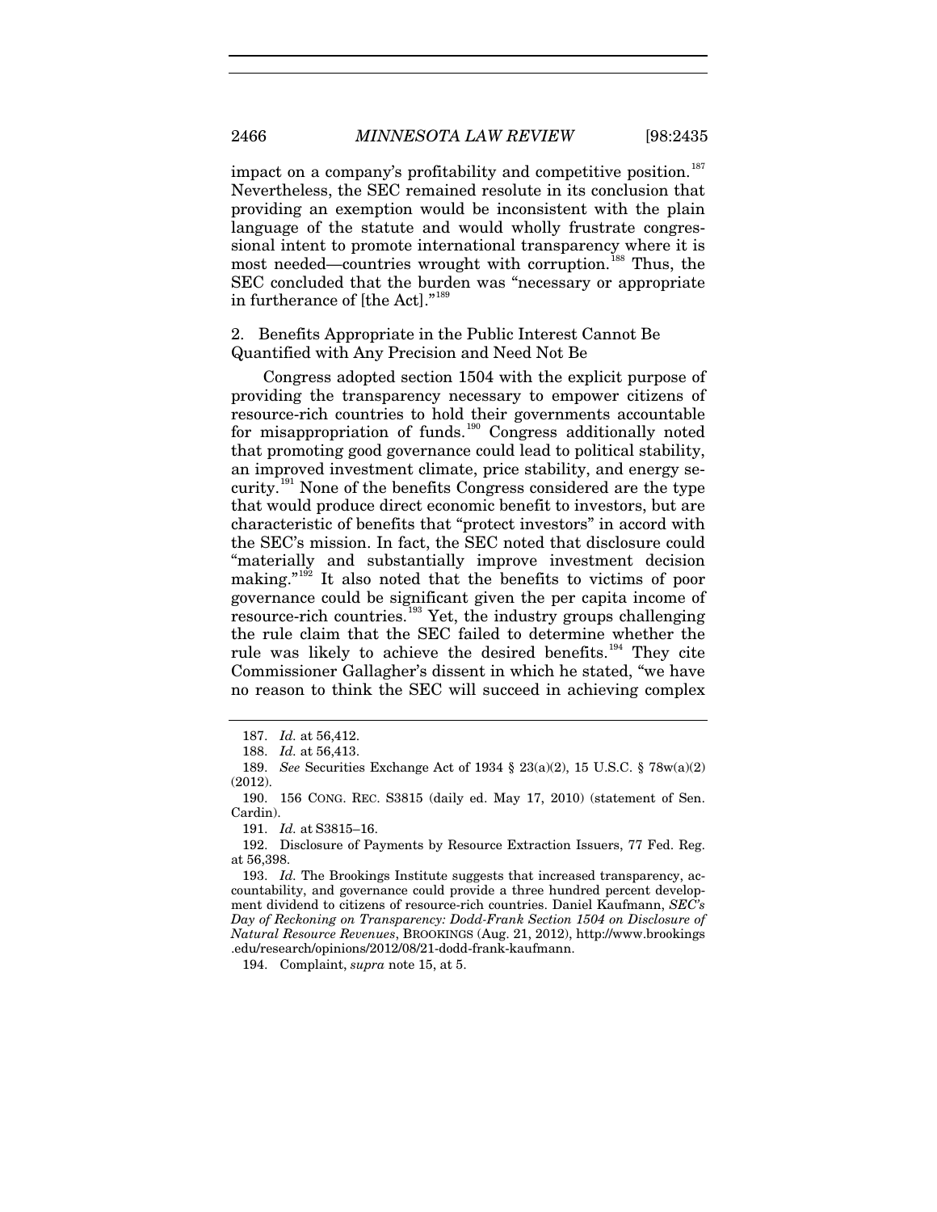impact on a company's profitability and competitive position.[187] Nevertheless, the SEC remained resolute in its conclusion that providing an exemption would be inconsistent with the plain language of the statute and would wholly frustrate congressional intent to promote international transparency where it is most needed—countries wrought with corruption.[188] Thus, the SEC concluded that the burden was "necessary or appropriate in furtherance of [the Act]."[189]

### 2. Benefits Appropriate in the Public Interest Cannot Be Quantified with Any Precision and Need Not Be

Congress adopted section 1504 with the explicit purpose of providing the transparency necessary to empower citizens of resource-rich countries to hold their governments accountable for misappropriation of funds.[190] Congress additionally noted that promoting good governance could lead to political stability, an improved investment climate, price stability, and energy security.[191] None of the benefits Congress considered are the type that would produce direct economic benefit to investors, but are characteristic of benefits that "protect investors" in accord with the SEC's mission. In fact, the SEC noted that disclosure could "materially and substantially improve investment decision making."[192] It also noted that the benefits to victims of poor governance could be significant given the per capita income of resource-rich countries.[193] Yet, the industry groups challenging the rule claim that the SEC failed to determine whether the rule was likely to achieve the desired benefits.[194] They cite Commissioner Gallagher's dissent in which he stated, "we have no reason to think the SEC will succeed in achieving complex

---

187. *Id.* at 56,412.

188. *Id.* at 56,413.

189. *See* Securities Exchange Act of 1934 § 23(a)(2), 15 U.S.C. § 78w(a)(2) (2012).

190. 156 CONG. REC. S3815 (daily ed. May 17, 2010) (statement of Sen. Cardin).

191. *Id.* at S3815–16.

192. Disclosure of Payments by Resource Extraction Issuers, 77 Fed. Reg. at 56,398.

193. *Id.* The Brookings Institute suggests that increased transparency, accountability, and governance could provide a three hundred percent development dividend to citizens of resource-rich countries. Daniel Kaufmann, *SEC's Day of Reckoning on Transparency: Dodd-Frank Section 1504 on Disclosure of Natural Resource Revenues*, BROOKINGS (Aug. 21, 2012), http://www.brookings.edu/research/opinions/2012/08/21-dodd-frank-kaufmann.

194. Complaint, *supra* note 15, at 5.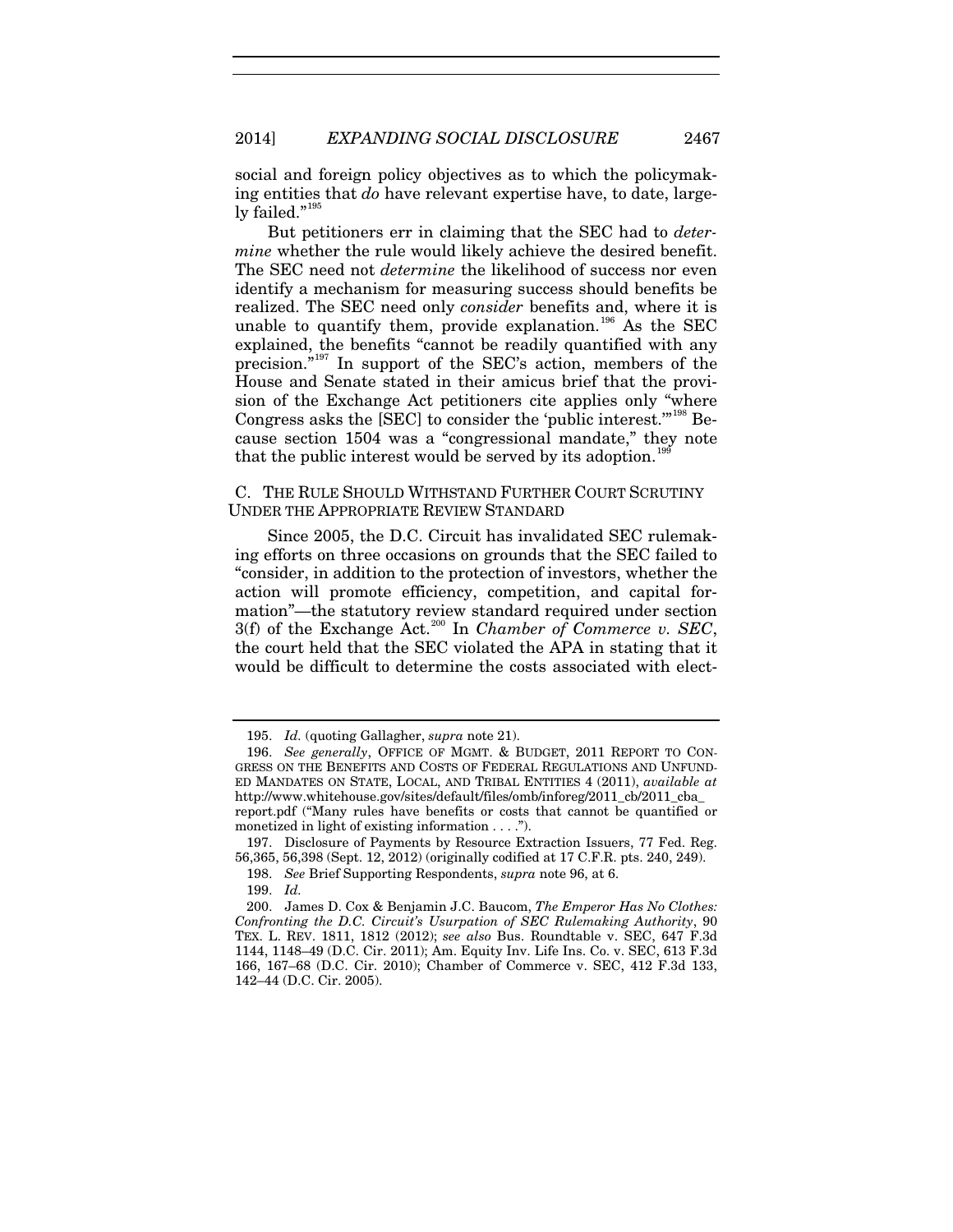social and foreign policy objectives as to which the policymaking entities that *do* have relevant expertise have, to date, largely failed."[195]

But petitioners err in claiming that the SEC had to *determine* whether the rule would likely achieve the desired benefit. The SEC need not *determine* the likelihood of success nor even identify a mechanism for measuring success should benefits be realized. The SEC need only *consider* benefits and, where it is unable to quantify them, provide explanation.[196] As the SEC explained, the benefits "cannot be readily quantified with any precision."[197] In support of the SEC's action, members of the House and Senate stated in their amicus brief that the provision of the Exchange Act petitioners cite applies only "where Congress asks the [SEC] to consider the 'public interest.'"[198] Because section 1504 was a "congressional mandate," they note that the public interest would be served by its adoption.[199]

### C. THE RULE SHOULD WITHSTAND FURTHER COURT SCRUTINY UNDER THE APPROPRIATE REVIEW STANDARD

Since 2005, the D.C. Circuit has invalidated SEC rulemaking efforts on three occasions on grounds that the SEC failed to "consider, in addition to the protection of investors, whether the action will promote efficiency, competition, and capital formation"—the statutory review standard required under section 3(f) of the Exchange Act.[200] In *Chamber of Commerce v. SEC*, the court held that the SEC violated the APA in stating that it would be difficult to determine the costs associated with elect-

---

195. *Id.* (quoting Gallagher, *supra* note 21).

196. *See generally*, OFFICE OF MGMT. & BUDGET, 2011 REPORT TO CONGRESS ON THE BENEFITS AND COSTS OF FEDERAL REGULATIONS AND UNFUNDED MANDATES ON STATE, LOCAL, AND TRIBAL ENTITIES 4 (2011), *available at* http://www.whitehouse.gov/sites/default/files/omb/inforeg/2011_cb/2011_cba_report.pdf ("Many rules have benefits or costs that cannot be quantified or monetized in light of existing information . . . .").

197. Disclosure of Payments by Resource Extraction Issuers, 77 Fed. Reg. 56,365, 56,398 (Sept. 12, 2012) (originally codified at 17 C.F.R. pts. 240, 249).

198. *See* Brief Supporting Respondents, *supra* note 96, at 6.

199. *Id.*

200. James D. Cox & Benjamin J.C. Baucom, *The Emperor Has No Clothes: Confronting the D.C. Circuit's Usurpation of SEC Rulemaking Authority*, 90 TEX. L. REV. 1811, 1812 (2012); *see also* Bus. Roundtable v. SEC, 647 F.3d 1144, 1148–49 (D.C. Cir. 2011); Am. Equity Inv. Life Ins. Co. v. SEC, 613 F.3d 166, 167–68 (D.C. Cir. 2010); Chamber of Commerce v. SEC, 412 F.3d 133, 142–44 (D.C. Cir. 2005).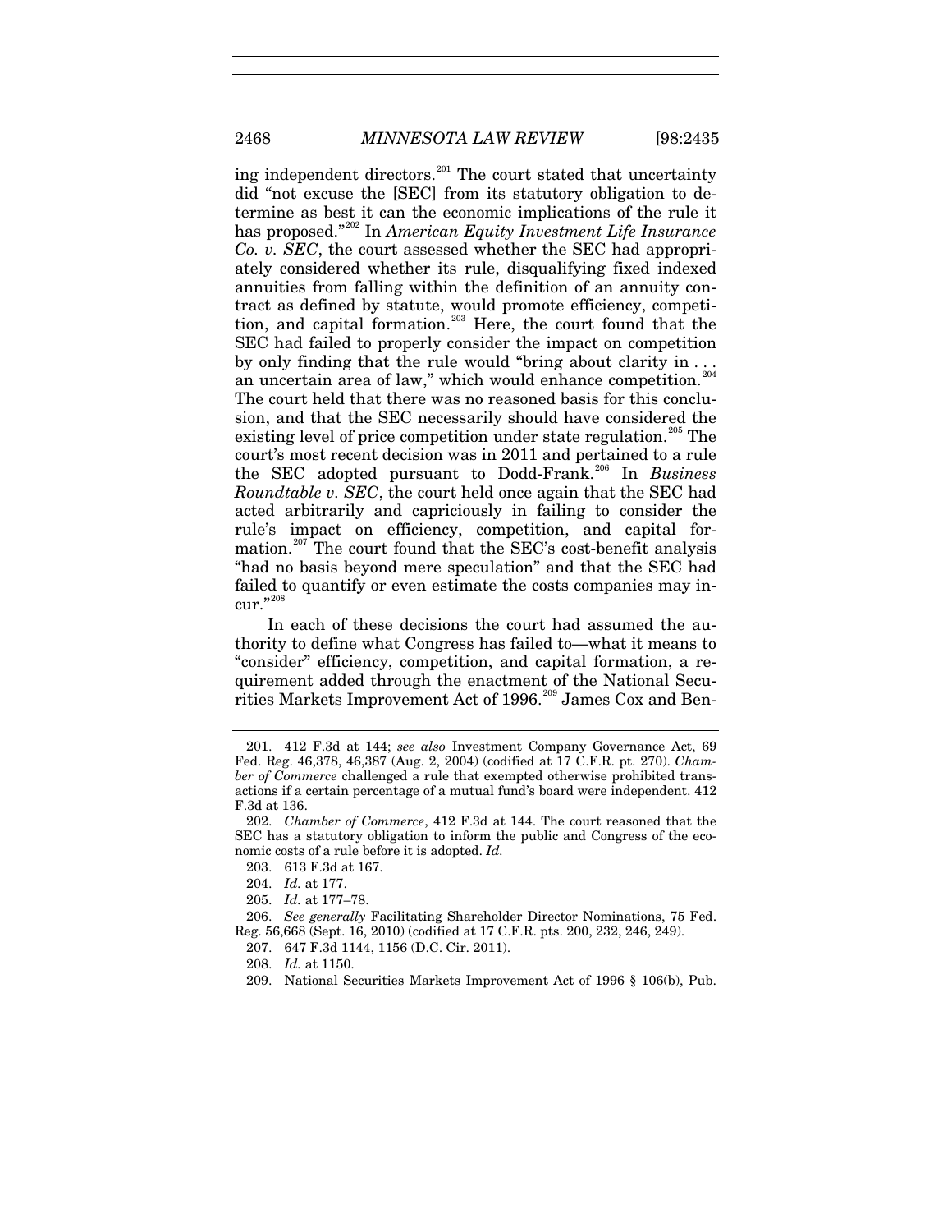ing independent directors.[201] The court stated that uncertainty did "not excuse the [SEC] from its statutory obligation to determine as best it can the economic implications of the rule it has proposed."[202] In *American Equity Investment Life Insurance Co. v. SEC*, the court assessed whether the SEC had appropriately considered whether its rule, disqualifying fixed indexed annuities from falling within the definition of an annuity contract as defined by statute, would promote efficiency, competition, and capital formation.[203] Here, the court found that the SEC had failed to properly consider the impact on competition by only finding that the rule would "bring about clarity in . . . an uncertain area of law," which would enhance competition.[204] The court held that there was no reasoned basis for this conclusion, and that the SEC necessarily should have considered the existing level of price competition under state regulation.[205] The court's most recent decision was in 2011 and pertained to a rule the SEC adopted pursuant to Dodd-Frank.[206] In *Business Roundtable v. SEC*, the court held once again that the SEC had acted arbitrarily and capriciously in failing to consider the rule's impact on efficiency, competition, and capital formation.[207] The court found that the SEC's cost-benefit analysis "had no basis beyond mere speculation" and that the SEC had failed to quantify or even estimate the costs companies may incur."[208]

In each of these decisions the court had assumed the authority to define what Congress has failed to—what it means to "consider" efficiency, competition, and capital formation, a requirement added through the enactment of the National Securities Markets Improvement Act of 1996.[209] James Cox and Ben-

---

201. 412 F.3d at 144; *see also* Investment Company Governance Act, 69 Fed. Reg. 46,378, 46,387 (Aug. 2, 2004) (codified at 17 C.F.R. pt. 270). *Chamber of Commerce* challenged a rule that exempted otherwise prohibited transactions if a certain percentage of a mutual fund's board were independent. 412 F.3d at 136.

202. *Chamber of Commerce*, 412 F.3d at 144. The court reasoned that the SEC has a statutory obligation to inform the public and Congress of the economic costs of a rule before it is adopted. *Id.*

203. 613 F.3d at 167.

204. *Id.* at 177.

205. *Id.* at 177–78.

206. *See generally* Facilitating Shareholder Director Nominations, 75 Fed. Reg. 56,668 (Sept. 16, 2010) (codified at 17 C.F.R. pts. 200, 232, 246, 249).

207. 647 F.3d 1144, 1156 (D.C. Cir. 2011).

208. *Id.* at 1150.

209. National Securities Markets Improvement Act of 1996 § 106(b), Pub.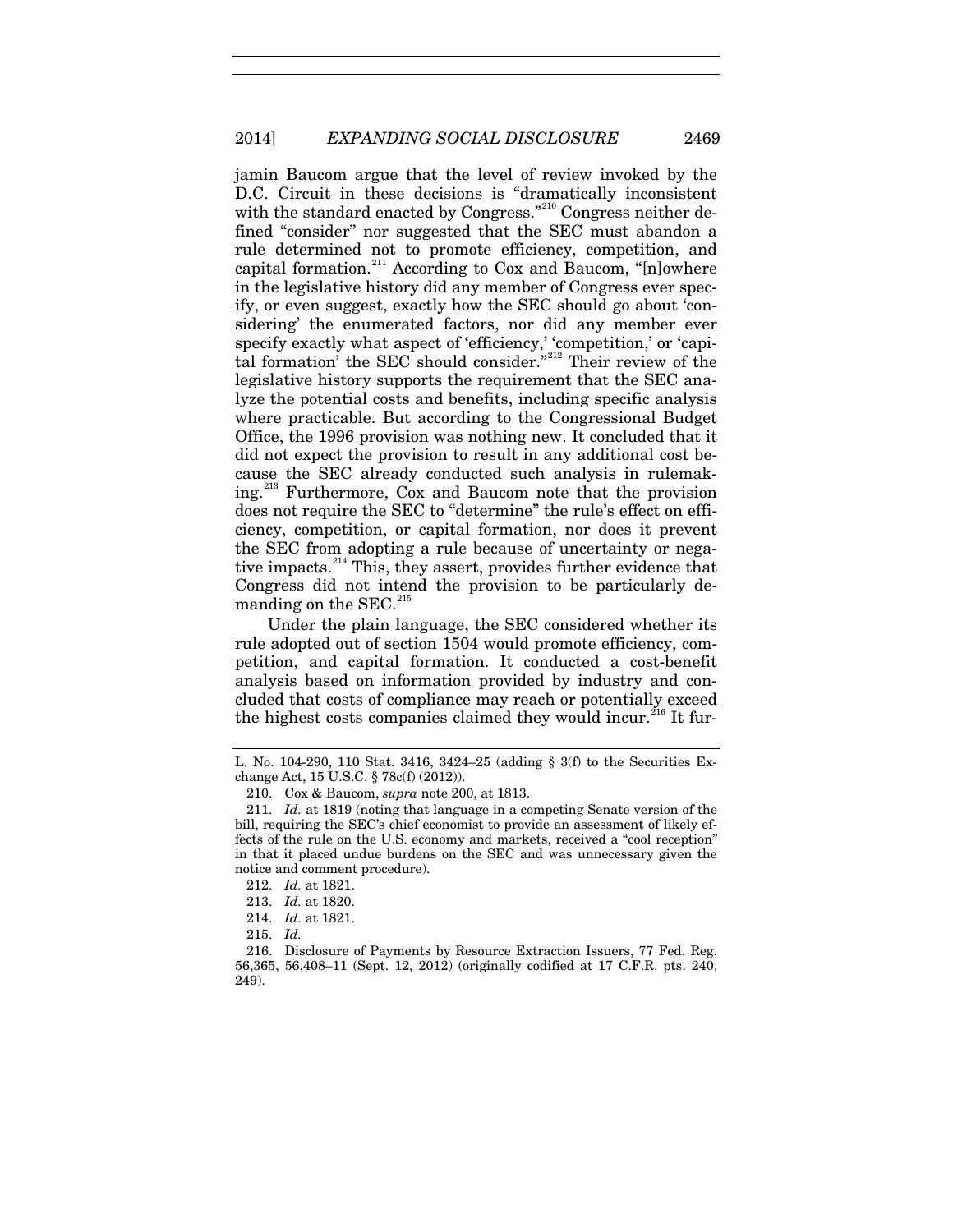jamin Baucom argue that the level of review invoked by the D.C. Circuit in these decisions is "dramatically inconsistent with the standard enacted by Congress."[210] Congress neither defined "consider" nor suggested that the SEC must abandon a rule determined not to promote efficiency, competition, and capital formation.[211] According to Cox and Baucom, "[n]owhere in the legislative history did any member of Congress ever specify, or even suggest, exactly how the SEC should go about 'considering' the enumerated factors, nor did any member ever specify exactly what aspect of 'efficiency,' 'competition,' or 'capital formation' the SEC should consider."[212] Their review of the legislative history supports the requirement that the SEC analyze the potential costs and benefits, including specific analysis where practicable. But according to the Congressional Budget Office, the 1996 provision was nothing new. It concluded that it did not expect the provision to result in any additional cost because the SEC already conducted such analysis in rulemaking.[213] Furthermore, Cox and Baucom note that the provision does not require the SEC to "determine" the rule's effect on efficiency, competition, or capital formation, nor does it prevent the SEC from adopting a rule because of uncertainty or negative impacts.[214] This, they assert, provides further evidence that Congress did not intend the provision to be particularly demanding on the SEC.[215]

Under the plain language, the SEC considered whether its rule adopted out of section 1504 would promote efficiency, competition, and capital formation. It conducted a cost-benefit analysis based on information provided by industry and concluded that costs of compliance may reach or potentially exceed the highest costs companies claimed they would incur.[216] It fur-

---

L. No. 104-290, 110 Stat. 3416, 3424–25 (adding § 3(f) to the Securities Exchange Act, 15 U.S.C. § 78c(f) (2012)).

210. Cox & Baucom, *supra* note 200, at 1813.

211. *Id.* at 1819 (noting that language in a competing Senate version of the bill, requiring the SEC's chief economist to provide an assessment of likely effects of the rule on the U.S. economy and markets, received a "cool reception" in that it placed undue burdens on the SEC and was unnecessary given the notice and comment procedure).

212. *Id.* at 1821.

213. *Id.* at 1820.

214. *Id.* at 1821.

215. *Id.*

216. Disclosure of Payments by Resource Extraction Issuers, 77 Fed. Reg. 56,365, 56,408–11 (Sept. 12, 2012) (originally codified at 17 C.F.R. pts. 240, 249).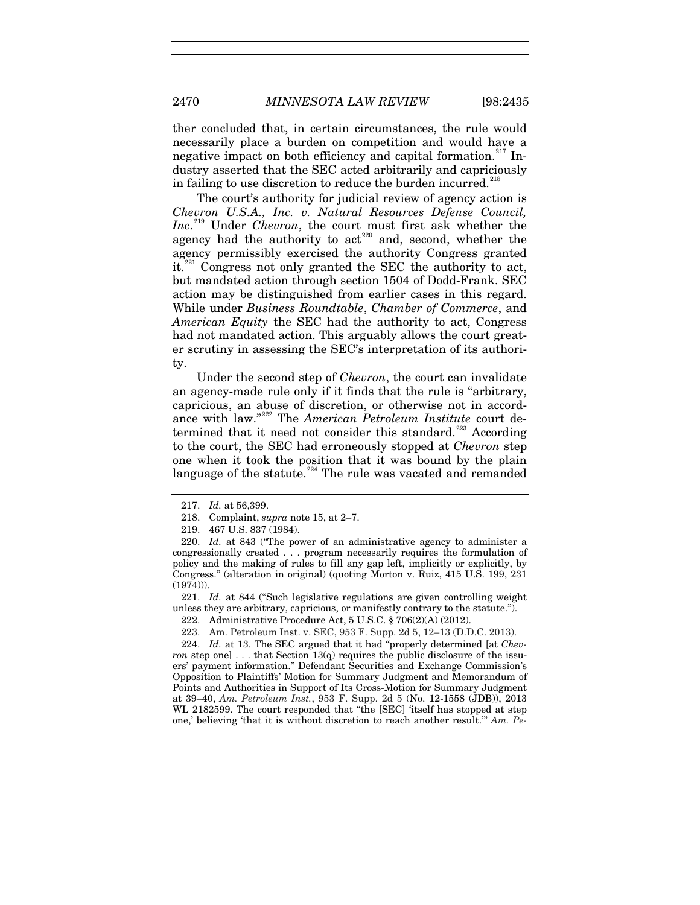ther concluded that, in certain circumstances, the rule would necessarily place a burden on competition and would have a negative impact on both efficiency and capital formation.[217] Industry asserted that the SEC acted arbitrarily and capriciously in failing to use discretion to reduce the burden incurred.[218]

The court's authority for judicial review of agency action is *Chevron U.S.A., Inc. v. Natural Resources Defense Council, Inc*.[219] Under *Chevron*, the court must first ask whether the agency had the authority to act[220] and, second, whether the agency permissibly exercised the authority Congress granted it.[221] Congress not only granted the SEC the authority to act, but mandated action through section 1504 of Dodd-Frank. SEC action may be distinguished from earlier cases in this regard. While under *Business Roundtable*, *Chamber of Commerce*, and *American Equity* the SEC had the authority to act, Congress had not mandated action. This arguably allows the court greater scrutiny in assessing the SEC's interpretation of its authority.

Under the second step of *Chevron*, the court can invalidate an agency-made rule only if it finds that the rule is "arbitrary, capricious, an abuse of discretion, or otherwise not in accordance with law."[222] The *American Petroleum Institute* court determined that it need not consider this standard.[223] According to the court, the SEC had erroneously stopped at *Chevron* step one when it took the position that it was bound by the plain language of the statute.[224] The rule was vacated and remanded

---

217. *Id.* at 56,399.

218. Complaint, *supra* note 15, at 2–7.

219. 467 U.S. 837 (1984).

220. *Id.* at 843 ("The power of an administrative agency to administer a congressionally created . . . program necessarily requires the formulation of policy and the making of rules to fill any gap left, implicitly or explicitly, by Congress." (alteration in original) (quoting Morton v. Ruiz, 415 U.S. 199, 231 (1974))).

221. *Id.* at 844 ("Such legislative regulations are given controlling weight unless they are arbitrary, capricious, or manifestly contrary to the statute.").

222. Administrative Procedure Act, 5 U.S.C. § 706(2)(A) (2012).

223. Am. Petroleum Inst. v. SEC, 953 F. Supp. 2d 5, 12–13 (D.D.C. 2013).

224. *Id.* at 13. The SEC argued that it had "properly determined [at *Chevron* step one] . . . that Section 13(q) requires the public disclosure of the issuers' payment information." Defendant Securities and Exchange Commission's Opposition to Plaintiffs' Motion for Summary Judgment and Memorandum of Points and Authorities in Support of Its Cross-Motion for Summary Judgment at 39–40, *Am. Petroleum Inst.*, 953 F. Supp. 2d 5 (No. 12-1558 (JDB)), 2013 WL 2182599. The court responded that "the [SEC] 'itself has stopped at step one,' believing 'that it is without discretion to reach another result.'" *Am. Pe-*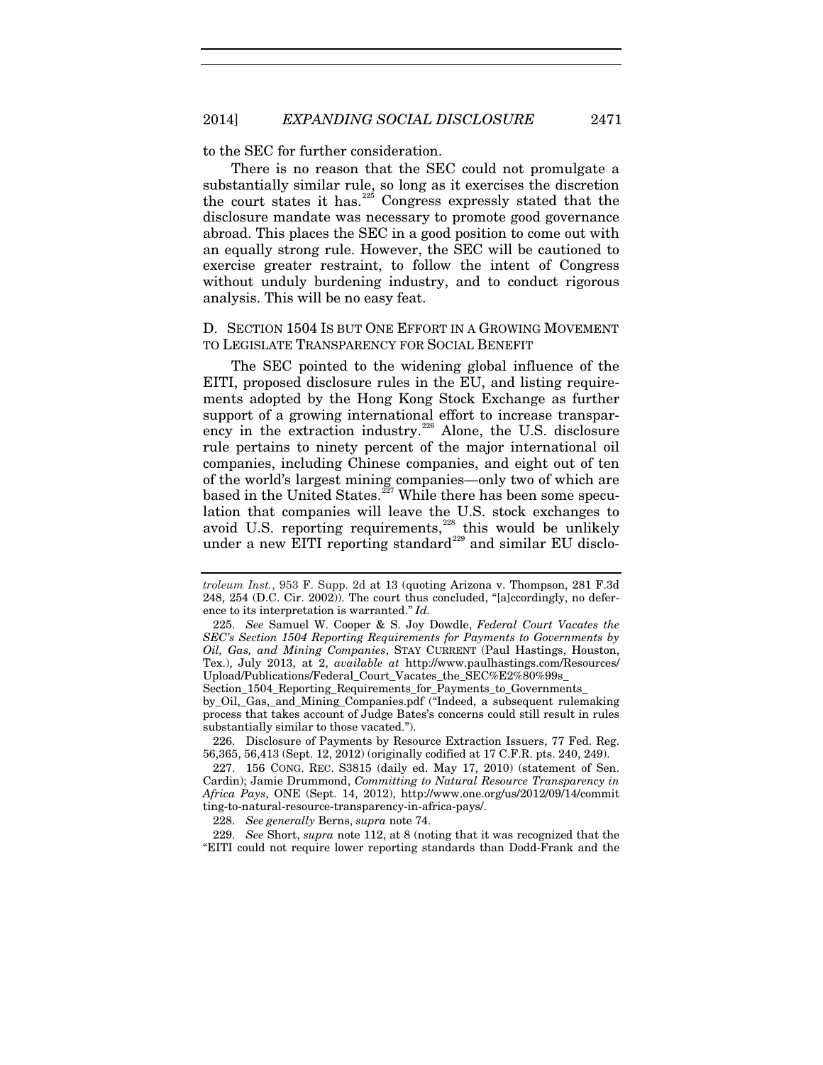to the SEC for further consideration.

There is no reason that the SEC could not promulgate a substantially similar rule, so long as it exercises the discretion the court states it has.[225] Congress expressly stated that the disclosure mandate was necessary to promote good governance abroad. This places the SEC in a good position to come out with an equally strong rule. However, the SEC will be cautioned to exercise greater restraint, to follow the intent of Congress without unduly burdening industry, and to conduct rigorous analysis. This will be no easy feat.

### D. Section 1504 Is but One Effort in a Growing Movement to Legislate Transparency for Social Benefit

The SEC pointed to the widening global influence of the EITI, proposed disclosure rules in the EU, and listing requirements adopted by the Hong Kong Stock Exchange as further support of a growing international effort to increase transparency in the extraction industry.[226] Alone, the U.S. disclosure rule pertains to ninety percent of the major international oil companies, including Chinese companies, and eight out of ten of the world's largest mining companies—only two of which are based in the United States.[227] While there has been some speculation that companies will leave the U.S. stock exchanges to avoid U.S. reporting requirements,[228] this would be unlikely under a new EITI reporting standard[229] and similar EU disclo-

---

*troleum Inst.*, 953 F. Supp. 2d at 13 (quoting Arizona v. Thompson, 281 F.3d 248, 254 (D.C. Cir. 2002)). The court thus concluded, "[a]ccordingly, no deference to its interpretation is warranted." *Id.*

225. *See* Samuel W. Cooper & S. Joy Dowdle, *Federal Court Vacates the SEC's Section 1504 Reporting Requirements for Payments to Governments by Oil, Gas, and Mining Companies*, STAY CURRENT (Paul Hastings, Houston, Tex.), July 2013, at 2, *available at* http://www.paulhastings.com/Resources/Upload/Publications/Federal_Court_Vacates_the_SEC%E2%80%99s_Section_1504_Reporting_Requirements_for_Payments_to_Governments_by_Oil,_Gas,_and_Mining_Companies.pdf ("Indeed, a subsequent rulemaking process that takes account of Judge Bates's concerns could still result in rules substantially similar to those vacated.").

226. Disclosure of Payments by Resource Extraction Issuers, 77 Fed. Reg. 56,365, 56,413 (Sept. 12, 2012) (originally codified at 17 C.F.R. pts. 240, 249).

227. 156 CONG. REC. S3815 (daily ed. May 17, 2010) (statement of Sen. Cardin); Jamie Drummond, *Committing to Natural Resource Transparency in Africa Pays*, ONE (Sept. 14, 2012), http://www.one.org/us/2012/09/14/committing-to-natural-resource-transparency-in-africa-pays/.

228. *See generally* Berns, *supra* note 74.

229. *See* Short, *supra* note 112, at 8 (noting that it was recognized that the "EITI could not require lower reporting standards than Dodd-Frank and the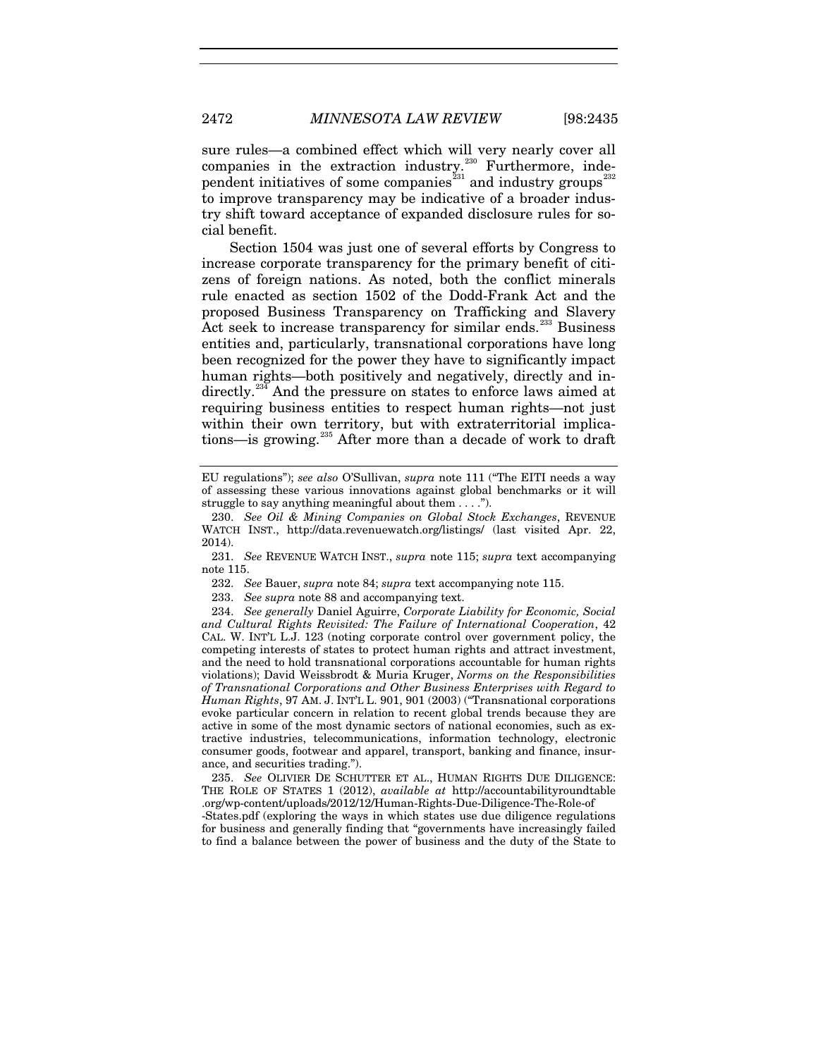sure rules—a combined effect which will very nearly cover all companies in the extraction industry.[230] Furthermore, independent initiatives of some companies[231] and industry groups[232] to improve transparency may be indicative of a broader industry shift toward acceptance of expanded disclosure rules for social benefit.

Section 1504 was just one of several efforts by Congress to increase corporate transparency for the primary benefit of citizens of foreign nations. As noted, both the conflict minerals rule enacted as section 1502 of the Dodd-Frank Act and the proposed Business Transparency on Trafficking and Slavery Act seek to increase transparency for similar ends.[233] Business entities and, particularly, transnational corporations have long been recognized for the power they have to significantly impact human rights—both positively and negatively, directly and indirectly.[234] And the pressure on states to enforce laws aimed at requiring business entities to respect human rights—not just within their own territory, but with extraterritorial implications—is growing.[235] After more than a decade of work to draft

---

EU regulations"); *see also* O'Sullivan, *supra* note 111 ("The EITI needs a way of assessing these various innovations against global benchmarks or it will struggle to say anything meaningful about them . . . .").

230. *See Oil & Mining Companies on Global Stock Exchanges*, REVENUE WATCH INST., http://data.revenuewatch.org/listings/ (last visited Apr. 22, 2014).

231. *See* REVENUE WATCH INST., *supra* note 115; *supra* text accompanying note 115.

232. *See* Bauer, *supra* note 84; *supra* text accompanying note 115.

233. *See supra* note 88 and accompanying text.

234. *See generally* Daniel Aguirre, *Corporate Liability for Economic, Social and Cultural Rights Revisited: The Failure of International Cooperation*, 42 CAL. W. INT'L L.J. 123 (noting corporate control over government policy, the competing interests of states to protect human rights and attract investment, and the need to hold transnational corporations accountable for human rights violations); David Weissbrodt & Muria Kruger, *Norms on the Responsibilities of Transnational Corporations and Other Business Enterprises with Regard to Human Rights*, 97 AM. J. INT'L L. 901, 901 (2003) ("Transnational corporations evoke particular concern in relation to recent global trends because they are active in some of the most dynamic sectors of national economies, such as extractive industries, telecommunications, information technology, electronic consumer goods, footwear and apparel, transport, banking and finance, insurance, and securities trading.").

235. *See* OLIVIER DE SCHUTTER ET AL., HUMAN RIGHTS DUE DILIGENCE: THE ROLE OF STATES 1 (2012), *available at* http://accountabilityroundtable.org/wp-content/uploads/2012/12/Human-Rights-Due-Diligence-The-Role-of-States.pdf (exploring the ways in which states use due diligence regulations for business and generally finding that "governments have increasingly failed to find a balance between the power of business and the duty of the State to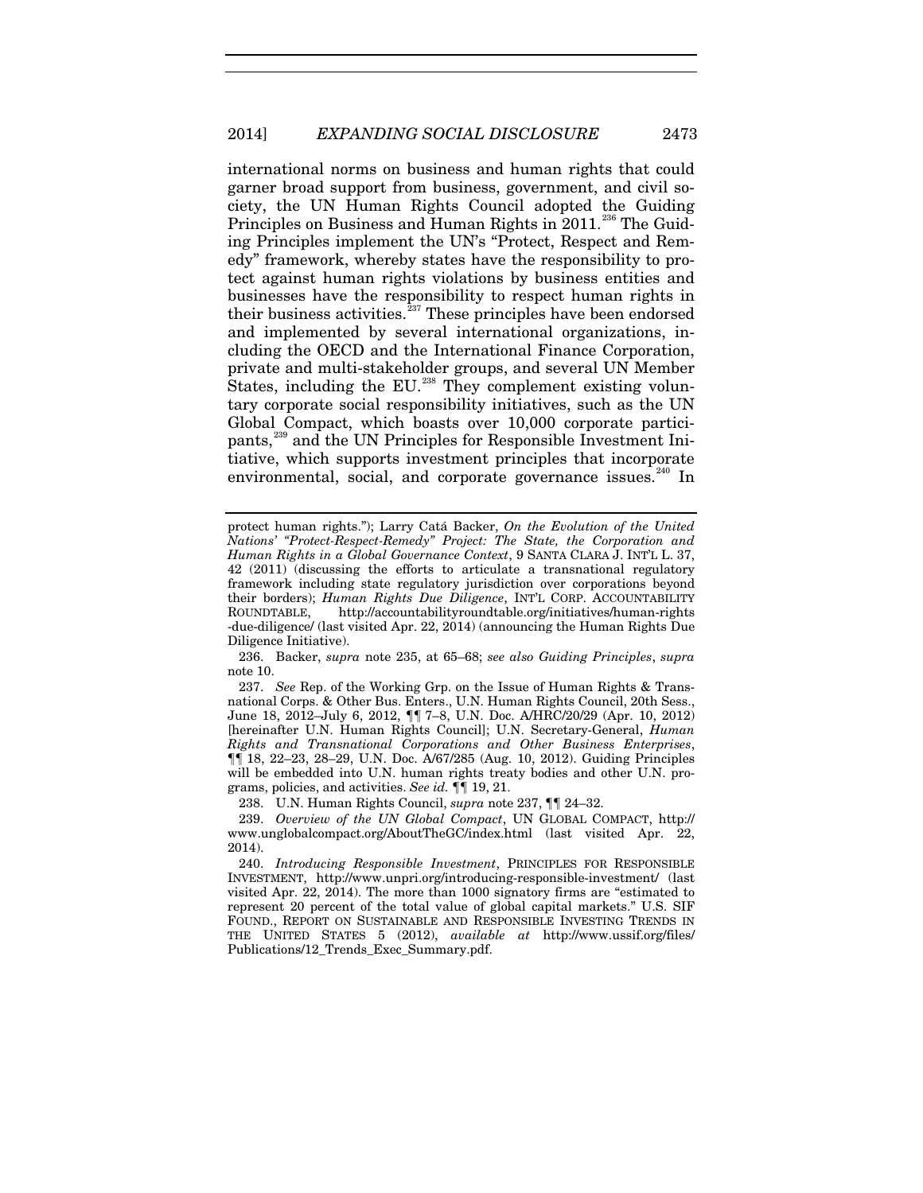international norms on business and human rights that could garner broad support from business, government, and civil society, the UN Human Rights Council adopted the Guiding Principles on Business and Human Rights in 2011.[236] The Guiding Principles implement the UN's "Protect, Respect and Remedy" framework, whereby states have the responsibility to protect against human rights violations by business entities and businesses have the responsibility to respect human rights in their business activities.[237] These principles have been endorsed and implemented by several international organizations, including the OECD and the International Finance Corporation, private and multi-stakeholder groups, and several UN Member States, including the EU.[238] They complement existing voluntary corporate social responsibility initiatives, such as the UN Global Compact, which boasts over 10,000 corporate participants,[239] and the UN Principles for Responsible Investment Initiative, which supports investment principles that incorporate environmental, social, and corporate governance issues.[240] In

---

protect human rights."); Larry Catá Backer, *On the Evolution of the United Nations' "Protect-Respect-Remedy" Project: The State, the Corporation and Human Rights in a Global Governance Context*, 9 SANTA CLARA J. INT'L L. 37, 42 (2011) (discussing the efforts to articulate a transnational regulatory framework including state regulatory jurisdiction over corporations beyond their borders); *Human Rights Due Diligence*, INT'L CORP. ACCOUNTABILITY ROUNDTABLE, http://accountabilityroundtable.org/initiatives/human-rights-due-diligence/ (last visited Apr. 22, 2014) (announcing the Human Rights Due Diligence Initiative).

236. Backer, *supra* note 235, at 65–68; *see also Guiding Principles*, *supra* note 10.

237. *See* Rep. of the Working Grp. on the Issue of Human Rights & Transnational Corps. & Other Bus. Enters., U.N. Human Rights Council, 20th Sess., June 18, 2012–July 6, 2012, ¶¶ 7–8, U.N. Doc. A/HRC/20/29 (Apr. 10, 2012) [hereinafter U.N. Human Rights Council]; U.N. Secretary-General, *Human Rights and Transnational Corporations and Other Business Enterprises*, ¶¶ 18, 22–23, 28–29, U.N. Doc. A/67/285 (Aug. 10, 2012). Guiding Principles will be embedded into U.N. human rights treaty bodies and other U.N. programs, policies, and activities. *See id.* ¶¶ 19, 21.

238. U.N. Human Rights Council, *supra* note 237, ¶¶ 24–32.

239. *Overview of the UN Global Compact*, UN GLOBAL COMPACT, http://www.unglobalcompact.org/AboutTheGC/index.html (last visited Apr. 22, 2014).

240. *Introducing Responsible Investment*, PRINCIPLES FOR RESPONSIBLE INVESTMENT, http://www.unpri.org/introducing-responsible-investment/ (last visited Apr. 22, 2014). The more than 1000 signatory firms are "estimated to represent 20 percent of the total value of global capital markets." U.S. SIF FOUND., REPORT ON SUSTAINABLE AND RESPONSIBLE INVESTING TRENDS IN THE UNITED STATES 5 (2012), *available at* http://www.ussif.org/files/Publications/12_Trends_Exec_Summary.pdf.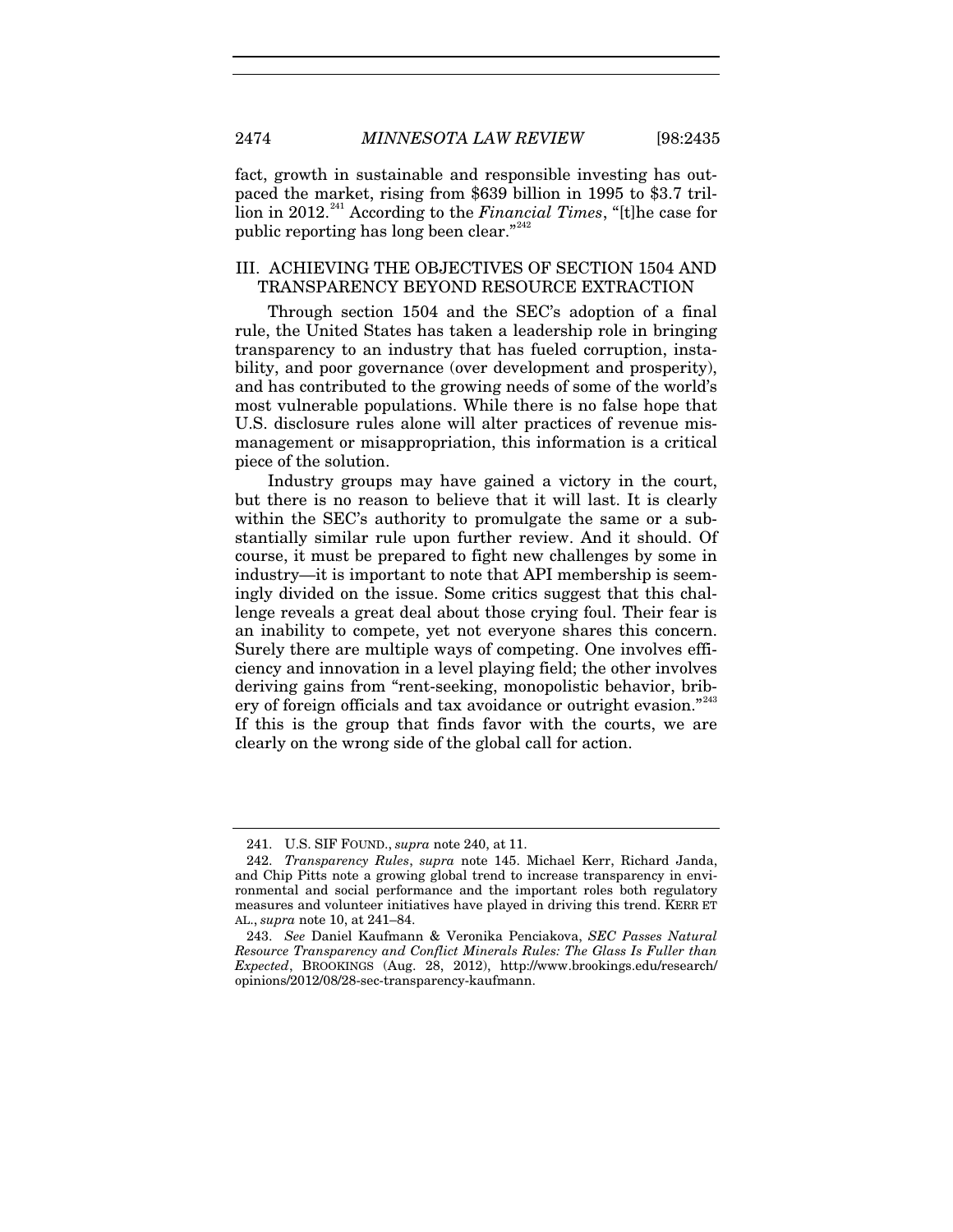fact, growth in sustainable and responsible investing has outpaced the market, rising from $639 billion in 1995 to $3.7 trillion in 2012.[241] According to the *Financial Times*, "[t]he case for public reporting has long been clear."[242]

## III. ACHIEVING THE OBJECTIVES OF SECTION 1504 AND TRANSPARENCY BEYOND RESOURCE EXTRACTION

Through section 1504 and the SEC's adoption of a final rule, the United States has taken a leadership role in bringing transparency to an industry that has fueled corruption, instability, and poor governance (over development and prosperity), and has contributed to the growing needs of some of the world's most vulnerable populations. While there is no false hope that U.S. disclosure rules alone will alter practices of revenue mismanagement or misappropriation, this information is a critical piece of the solution.

Industry groups may have gained a victory in the court, but there is no reason to believe that it will last. It is clearly within the SEC's authority to promulgate the same or a substantially similar rule upon further review. And it should. Of course, it must be prepared to fight new challenges by some in industry—it is important to note that API membership is seemingly divided on the issue. Some critics suggest that this challenge reveals a great deal about those crying foul. Their fear is an inability to compete, yet not everyone shares this concern. Surely there are multiple ways of competing. One involves efficiency and innovation in a level playing field; the other involves deriving gains from "rent-seeking, monopolistic behavior, bribery of foreign officials and tax avoidance or outright evasion."[243] If this is the group that finds favor with the courts, we are clearly on the wrong side of the global call for action.

---

241. U.S. SIF FOUND., *supra* note 240, at 11.

242. *Transparency Rules*, *supra* note 145. Michael Kerr, Richard Janda, and Chip Pitts note a growing global trend to increase transparency in environmental and social performance and the important roles both regulatory measures and volunteer initiatives have played in driving this trend. KERR ET AL., *supra* note 10, at 241–84.

243. *See* Daniel Kaufmann & Veronika Penciakova, *SEC Passes Natural Resource Transparency and Conflict Minerals Rules: The Glass Is Fuller than Expected*, BROOKINGS (Aug. 28, 2012), http://www.brookings.edu/research/opinions/2012/08/28-sec-transparency-kaufmann.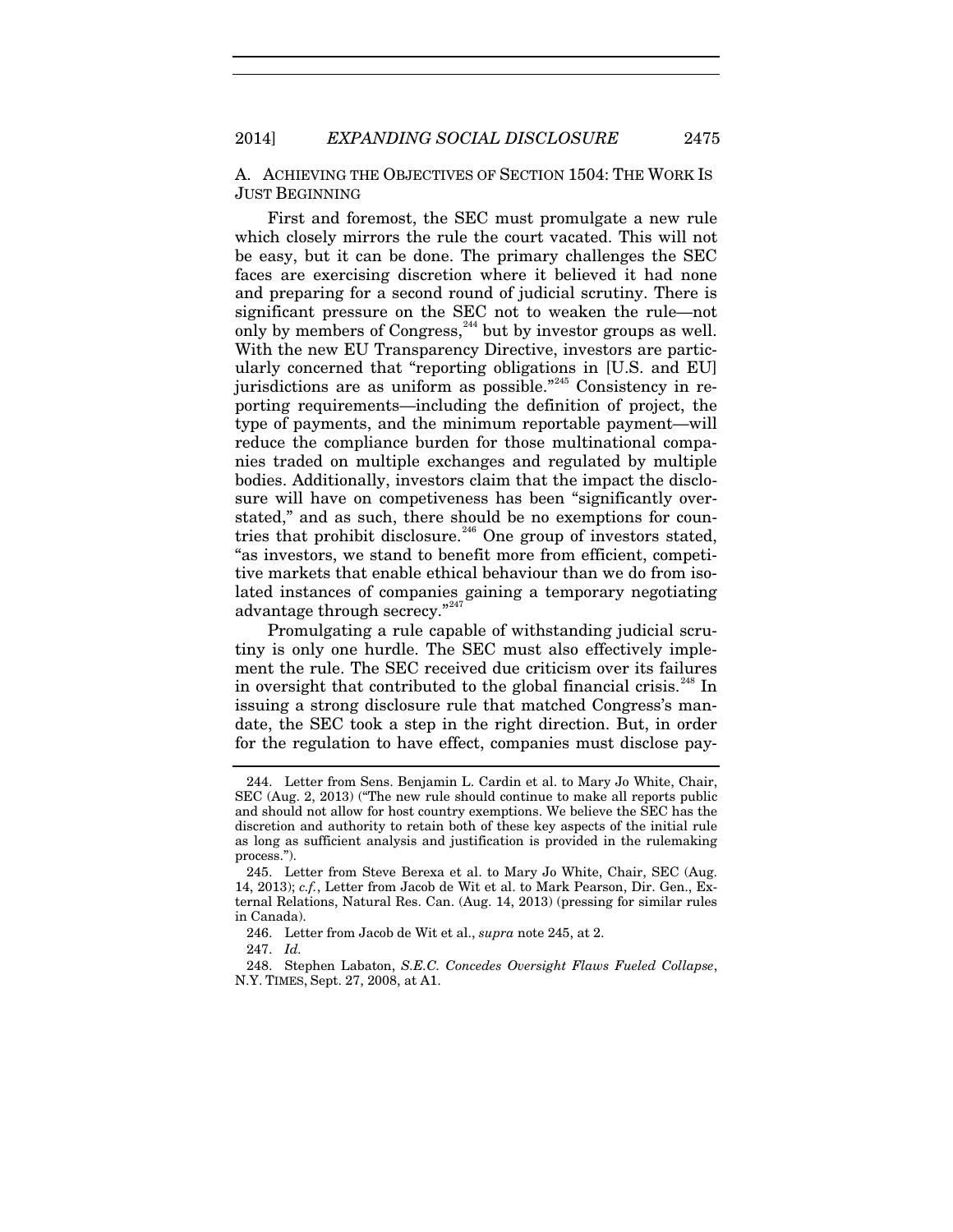### A. ACHIEVING THE OBJECTIVES OF SECTION 1504: THE WORK IS JUST BEGINNING

First and foremost, the SEC must promulgate a new rule which closely mirrors the rule the court vacated. This will not be easy, but it can be done. The primary challenges the SEC faces are exercising discretion where it believed it had none and preparing for a second round of judicial scrutiny. There is significant pressure on the SEC not to weaken the rule—not only by members of Congress,[244] but by investor groups as well. With the new EU Transparency Directive, investors are particularly concerned that "reporting obligations in [U.S. and EU] jurisdictions are as uniform as possible."[245] Consistency in reporting requirements—including the definition of project, the type of payments, and the minimum reportable payment—will reduce the compliance burden for those multinational companies traded on multiple exchanges and regulated by multiple bodies. Additionally, investors claim that the impact the disclosure will have on competiveness has been "significantly overstated," and as such, there should be no exemptions for countries that prohibit disclosure.[246] One group of investors stated, "as investors, we stand to benefit more from efficient, competitive markets that enable ethical behaviour than we do from isolated instances of companies gaining a temporary negotiating advantage through secrecy."[247]

Promulgating a rule capable of withstanding judicial scrutiny is only one hurdle. The SEC must also effectively implement the rule. The SEC received due criticism over its failures in oversight that contributed to the global financial crisis.[248] In issuing a strong disclosure rule that matched Congress's mandate, the SEC took a step in the right direction. But, in order for the regulation to have effect, companies must disclose pay-

---

244. Letter from Sens. Benjamin L. Cardin et al. to Mary Jo White, Chair, SEC (Aug. 2, 2013) ("The new rule should continue to make all reports public and should not allow for host country exemptions. We believe the SEC has the discretion and authority to retain both of these key aspects of the initial rule as long as sufficient analysis and justification is provided in the rulemaking process.").

245. Letter from Steve Berexa et al. to Mary Jo White, Chair, SEC (Aug. 14, 2013); *c.f.*, Letter from Jacob de Wit et al. to Mark Pearson, Dir. Gen., External Relations, Natural Res. Can. (Aug. 14, 2013) (pressing for similar rules in Canada).

246. Letter from Jacob de Wit et al., *supra* note 245, at 2.

247. *Id.*

248. Stephen Labaton, *S.E.C. Concedes Oversight Flaws Fueled Collapse*, N.Y. TIMES, Sept. 27, 2008, at A1.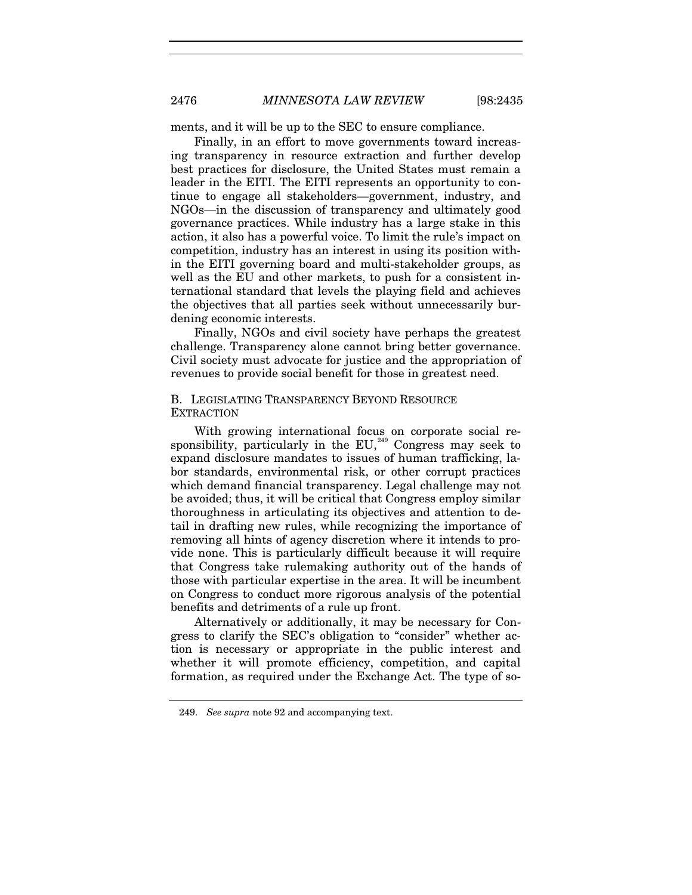ments, and it will be up to the SEC to ensure compliance.

Finally, in an effort to move governments toward increasing transparency in resource extraction and further develop best practices for disclosure, the United States must remain a leader in the EITI. The EITI represents an opportunity to continue to engage all stakeholders—government, industry, and NGOs—in the discussion of transparency and ultimately good governance practices. While industry has a large stake in this action, it also has a powerful voice. To limit the rule's impact on competition, industry has an interest in using its position within the EITI governing board and multi-stakeholder groups, as well as the EU and other markets, to push for a consistent international standard that levels the playing field and achieves the objectives that all parties seek without unnecessarily burdening economic interests.

Finally, NGOs and civil society have perhaps the greatest challenge. Transparency alone cannot bring better governance. Civil society must advocate for justice and the appropriation of revenues to provide social benefit for those in greatest need.

### B. LEGISLATING TRANSPARENCY BEYOND RESOURCE EXTRACTION

With growing international focus on corporate social responsibility, particularly in the EU,[249] Congress may seek to expand disclosure mandates to issues of human trafficking, labor standards, environmental risk, or other corrupt practices which demand financial transparency. Legal challenge may not be avoided; thus, it will be critical that Congress employ similar thoroughness in articulating its objectives and attention to detail in drafting new rules, while recognizing the importance of removing all hints of agency discretion where it intends to provide none. This is particularly difficult because it will require that Congress take rulemaking authority out of the hands of those with particular expertise in the area. It will be incumbent on Congress to conduct more rigorous analysis of the potential benefits and detriments of a rule up front.

Alternatively or additionally, it may be necessary for Congress to clarify the SEC's obligation to "consider" whether action is necessary or appropriate in the public interest and whether it will promote efficiency, competition, and capital formation, as required under the Exchange Act. The type of so-

249. *See supra* note 92 and accompanying text.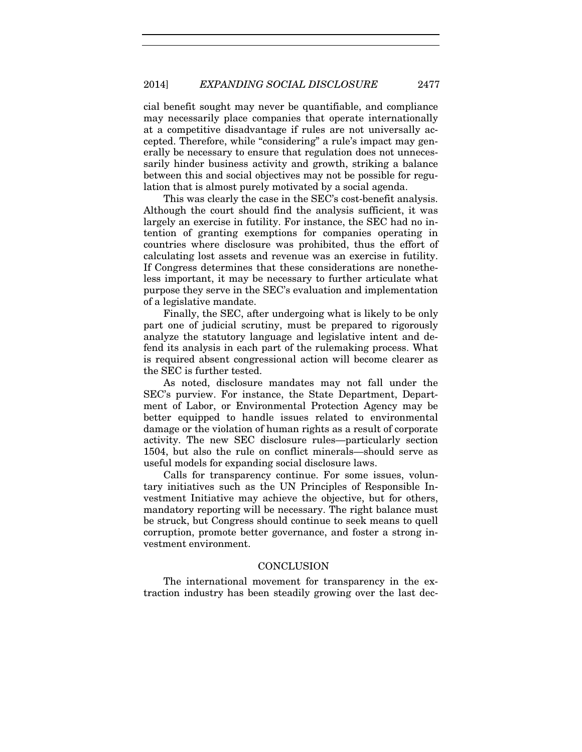cial benefit sought may never be quantifiable, and compliance may necessarily place companies that operate internationally at a competitive disadvantage if rules are not universally accepted. Therefore, while "considering" a rule's impact may generally be necessary to ensure that regulation does not unnecessarily hinder business activity and growth, striking a balance between this and social objectives may not be possible for regulation that is almost purely motivated by a social agenda.

This was clearly the case in the SEC's cost-benefit analysis. Although the court should find the analysis sufficient, it was largely an exercise in futility. For instance, the SEC had no intention of granting exemptions for companies operating in countries where disclosure was prohibited, thus the effort of calculating lost assets and revenue was an exercise in futility. If Congress determines that these considerations are nonetheless important, it may be necessary to further articulate what purpose they serve in the SEC's evaluation and implementation of a legislative mandate.

Finally, the SEC, after undergoing what is likely to be only part one of judicial scrutiny, must be prepared to rigorously analyze the statutory language and legislative intent and defend its analysis in each part of the rulemaking process. What is required absent congressional action will become clearer as the SEC is further tested.

As noted, disclosure mandates may not fall under the SEC's purview. For instance, the State Department, Department of Labor, or Environmental Protection Agency may be better equipped to handle issues related to environmental damage or the violation of human rights as a result of corporate activity. The new SEC disclosure rules—particularly section 1504, but also the rule on conflict minerals—should serve as useful models for expanding social disclosure laws.

Calls for transparency continue. For some issues, voluntary initiatives such as the UN Principles of Responsible Investment Initiative may achieve the objective, but for others, mandatory reporting will be necessary. The right balance must be struck, but Congress should continue to seek means to quell corruption, promote better governance, and foster a strong investment environment.

## CONCLUSION

The international movement for transparency in the extraction industry has been steadily growing over the last dec-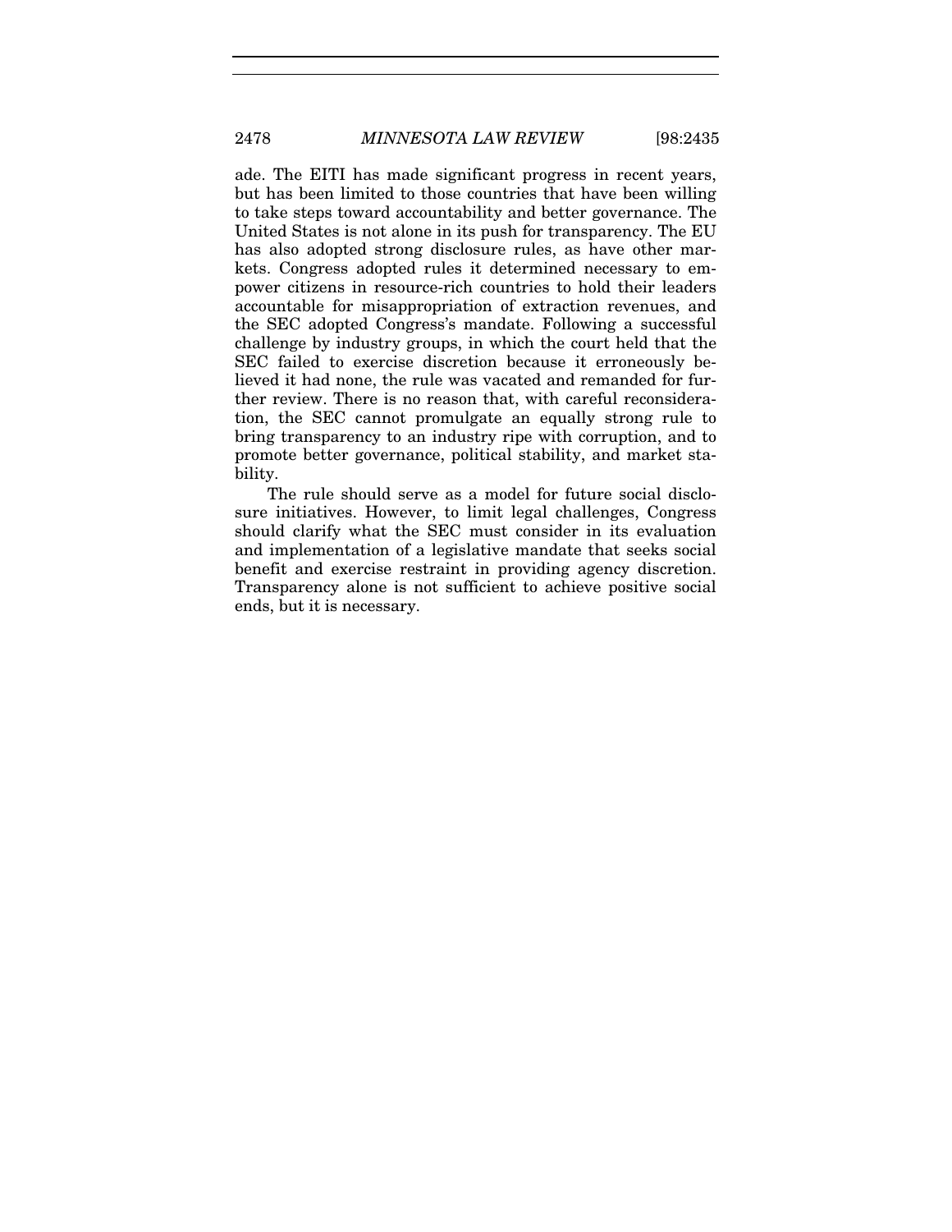ade. The EITI has made significant progress in recent years, but has been limited to those countries that have been willing to take steps toward accountability and better governance. The United States is not alone in its push for transparency. The EU has also adopted strong disclosure rules, as have other markets. Congress adopted rules it determined necessary to empower citizens in resource-rich countries to hold their leaders accountable for misappropriation of extraction revenues, and the SEC adopted Congress's mandate. Following a successful challenge by industry groups, in which the court held that the SEC failed to exercise discretion because it erroneously believed it had none, the rule was vacated and remanded for further review. There is no reason that, with careful reconsideration, the SEC cannot promulgate an equally strong rule to bring transparency to an industry ripe with corruption, and to promote better governance, political stability, and market stability.

The rule should serve as a model for future social disclosure initiatives. However, to limit legal challenges, Congress should clarify what the SEC must consider in its evaluation and implementation of a legislative mandate that seeks social benefit and exercise restraint in providing agency discretion. Transparency alone is not sufficient to achieve positive social ends, but it is necessary.